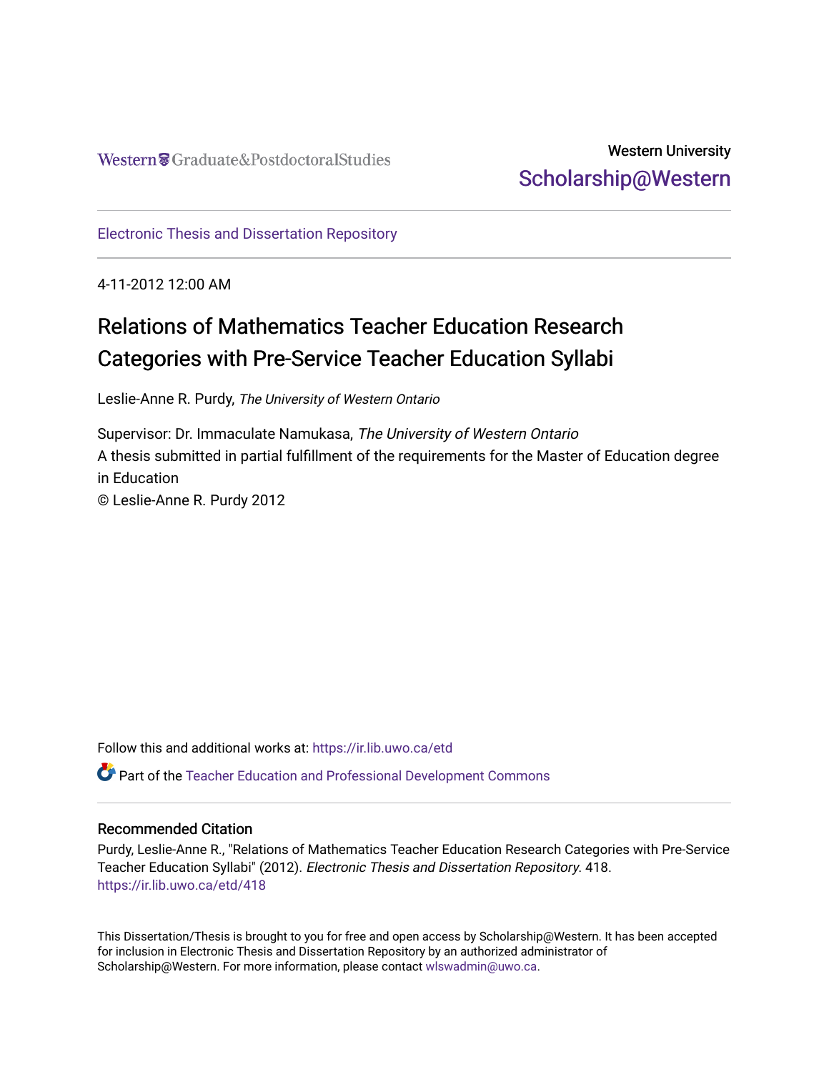Western Graduate&PostdoctoralStudies

Western University
Scholarship@Western

Electronic Thesis and Dissertation Repository

4-11-2012 12:00 AM

# Relations of Mathematics Teacher Education Research Categories with Pre-Service Teacher Education Syllabi

Leslie-Anne R. Purdy, *The University of Western Ontario*

Supervisor: Dr. Immaculate Namukasa, *The University of Western Ontario*
A thesis submitted in partial fulfillment of the requirements for the Master of Education degree in Education
© Leslie-Anne R. Purdy 2012

Follow this and additional works at: https://ir.lib.uwo.ca/etd

Part of the Teacher Education and Professional Development Commons

## Recommended Citation

Purdy, Leslie-Anne R., "Relations of Mathematics Teacher Education Research Categories with Pre-Service Teacher Education Syllabi" (2012). *Electronic Thesis and Dissertation Repository*. 418.
https://ir.lib.uwo.ca/etd/418

This Dissertation/Thesis is brought to you for free and open access by Scholarship@Western. It has been accepted for inclusion in Electronic Thesis and Dissertation Repository by an authorized administrator of Scholarship@Western. For more information, please contact wlswadmin@uwo.ca.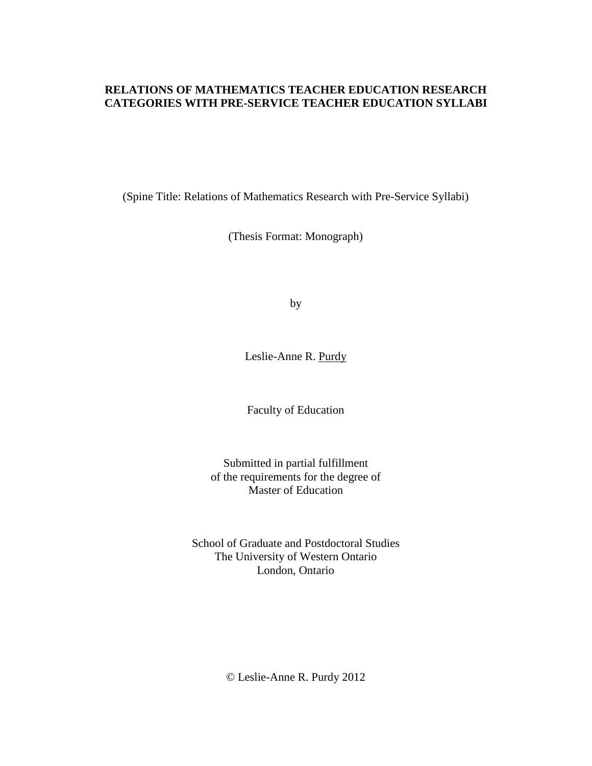**RELATIONS OF MATHEMATICS TEACHER EDUCATION RESEARCH CATEGORIES WITH PRE-SERVICE TEACHER EDUCATION SYLLABI**

(Spine Title: Relations of Mathematics Research with Pre-Service Syllabi)

(Thesis Format: Monograph)

by

Leslie-Anne R. Purdy

Faculty of Education

Submitted in partial fulfillment
of the requirements for the degree of
Master of Education

School of Graduate and Postdoctoral Studies
The University of Western Ontario
London, Ontario

© Leslie-Anne R. Purdy 2012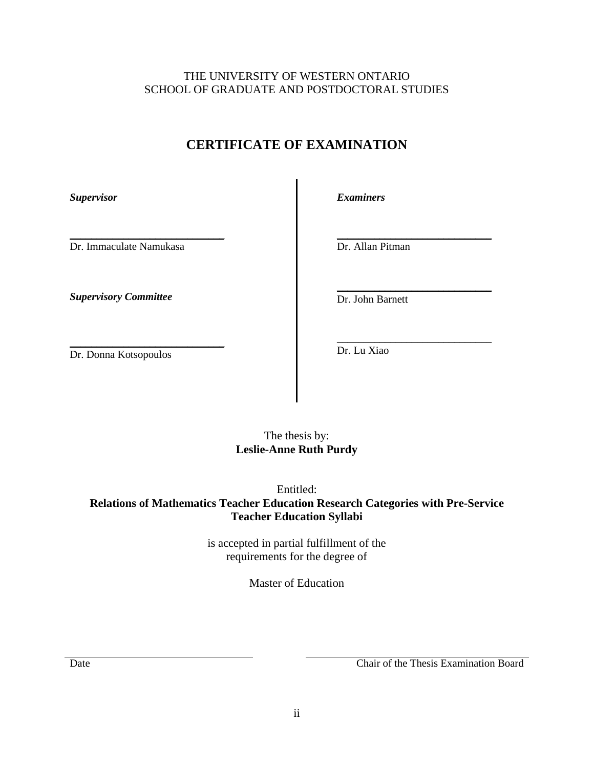THE UNIVERSITY OF WESTERN ONTARIO
SCHOOL OF GRADUATE AND POSTDOCTORAL STUDIES

# CERTIFICATE OF EXAMINATION

***Supervisor***

______________________________
Dr. Immaculate Namukasa

***Supervisory Committee***

______________________________
Dr. Donna Kotsopoulos

***Examiners***

______________________________
Dr. Allan Pitman

______________________________
Dr. John Barnett

______________________________
Dr. Lu Xiao

The thesis by:
**Leslie-Anne Ruth Purdy**

Entitled:
**Relations of Mathematics Teacher Education Research Categories with Pre-Service Teacher Education Syllabi**

is accepted in partial fulfillment of the requirements for the degree of

Master of Education

______________________________
Date

______________________________
Chair of the Thesis Examination Board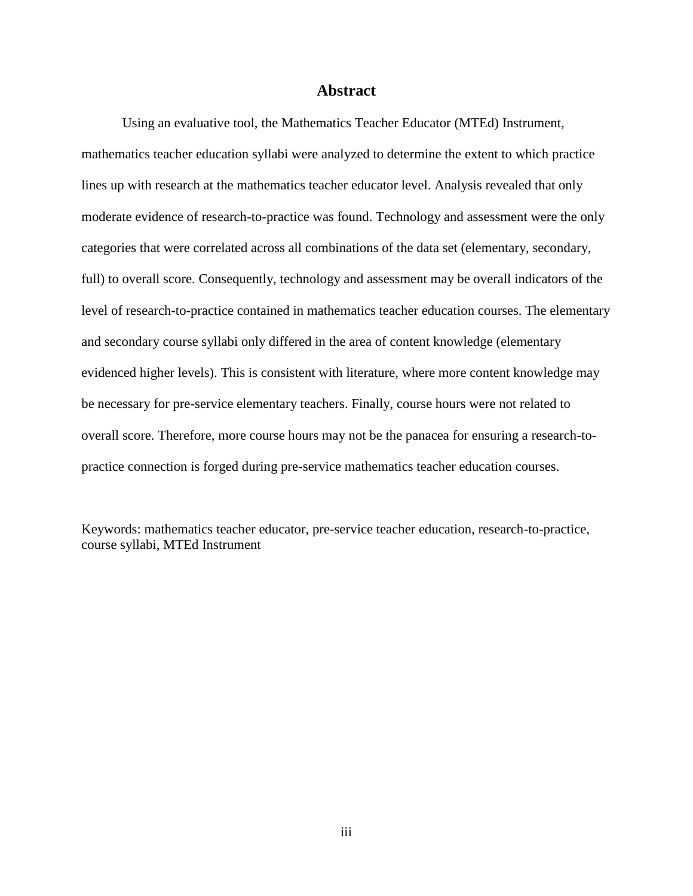# Abstract

Using an evaluative tool, the Mathematics Teacher Educator (MTEd) Instrument, mathematics teacher education syllabi were analyzed to determine the extent to which practice lines up with research at the mathematics teacher educator level. Analysis revealed that only moderate evidence of research-to-practice was found. Technology and assessment were the only categories that were correlated across all combinations of the data set (elementary, secondary, full) to overall score. Consequently, technology and assessment may be overall indicators of the level of research-to-practice contained in mathematics teacher education courses. The elementary and secondary course syllabi only differed in the area of content knowledge (elementary evidenced higher levels). This is consistent with literature, where more content knowledge may be necessary for pre-service elementary teachers. Finally, course hours were not related to overall score. Therefore, more course hours may not be the panacea for ensuring a research-to-practice connection is forged during pre-service mathematics teacher education courses.

Keywords: mathematics teacher educator, pre-service teacher education, research-to-practice, course syllabi, MTEd Instrument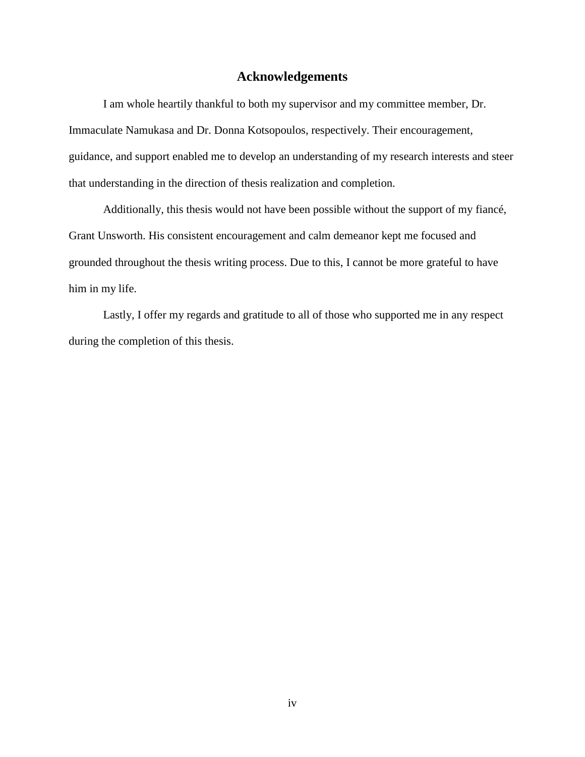# Acknowledgements

I am whole heartily thankful to both my supervisor and my committee member, Dr. Immaculate Namukasa and Dr. Donna Kotsopoulos, respectively. Their encouragement, guidance, and support enabled me to develop an understanding of my research interests and steer that understanding in the direction of thesis realization and completion.

Additionally, this thesis would not have been possible without the support of my fiancé, Grant Unsworth. His consistent encouragement and calm demeanor kept me focused and grounded throughout the thesis writing process. Due to this, I cannot be more grateful to have him in my life.

Lastly, I offer my regards and gratitude to all of those who supported me in any respect during the completion of this thesis.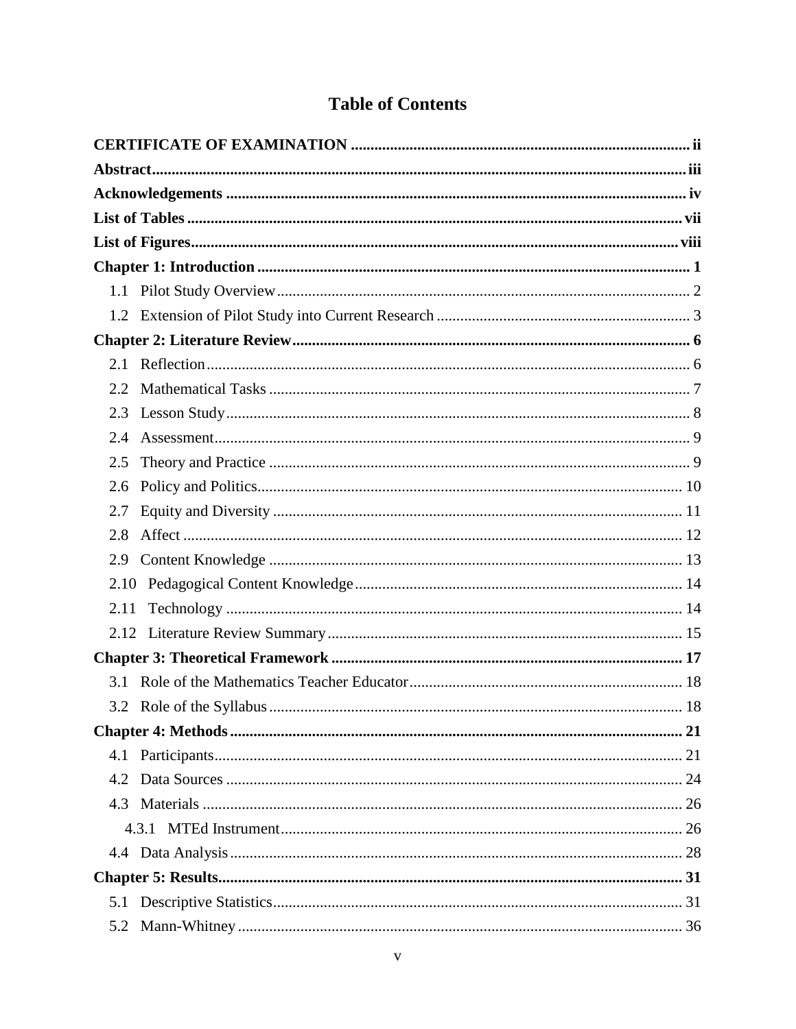# Table of Contents

**CERTIFICATE OF EXAMINATION** ........................................ ii

**Abstract** ........................................ iii

**Acknowledgements** ........................................ iv

**List of Tables** ........................................ vii

**List of Figures** ........................................ viii

**Chapter 1: Introduction** ........................................ 1

- 1.1 Pilot Study Overview ........................................ 2
- 1.2 Extension of Pilot Study into Current Research ........................................ 3

**Chapter 2: Literature Review** ........................................ 6

- 2.1 Reflection ........................................ 6
- 2.2 Mathematical Tasks ........................................ 7
- 2.3 Lesson Study ........................................ 8
- 2.4 Assessment ........................................ 9
- 2.5 Theory and Practice ........................................ 9
- 2.6 Policy and Politics ........................................ 10
- 2.7 Equity and Diversity ........................................ 11
- 2.8 Affect ........................................ 12
- 2.9 Content Knowledge ........................................ 13
- 2.10 Pedagogical Content Knowledge ........................................ 14
- 2.11 Technology ........................................ 14
- 2.12 Literature Review Summary ........................................ 15

**Chapter 3: Theoretical Framework** ........................................ 17

- 3.1 Role of the Mathematics Teacher Educator ........................................ 18
- 3.2 Role of the Syllabus ........................................ 18

**Chapter 4: Methods** ........................................ 21

- 4.1 Participants ........................................ 21
- 4.2 Data Sources ........................................ 24
- 4.3 Materials ........................................ 26
  - 4.3.1 MTEd Instrument ........................................ 26
- 4.4 Data Analysis ........................................ 28

**Chapter 5: Results** ........................................ 31

- 5.1 Descriptive Statistics ........................................ 31
- 5.2 Mann-Whitney ........................................ 36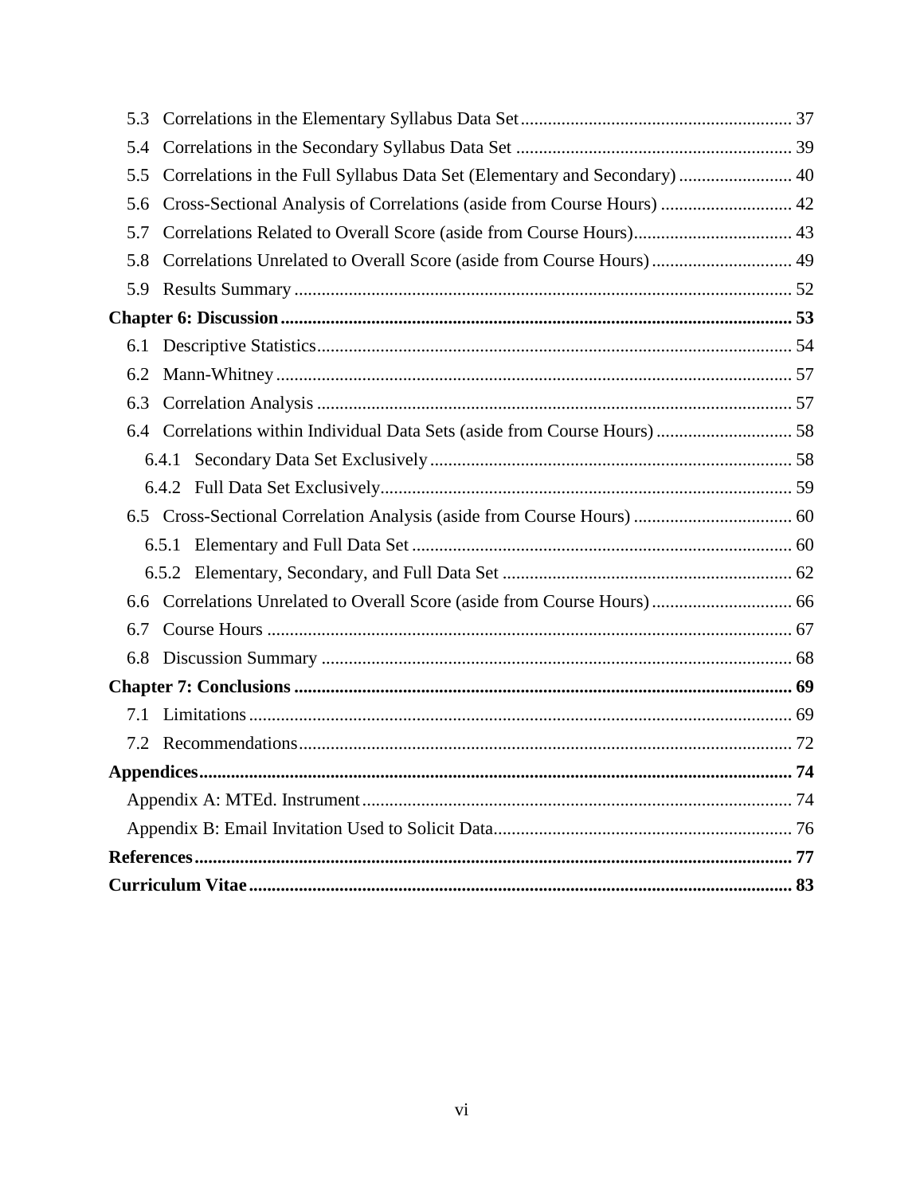- 5.3 Correlations in the Elementary Syllabus Data Set ........ 37
- 5.4 Correlations in the Secondary Syllabus Data Set ........ 39
- 5.5 Correlations in the Full Syllabus Data Set (Elementary and Secondary) ........ 40
- 5.6 Cross-Sectional Analysis of Correlations (aside from Course Hours) ........ 42
- 5.7 Correlations Related to Overall Score (aside from Course Hours) ........ 43
- 5.8 Correlations Unrelated to Overall Score (aside from Course Hours) ........ 49
- 5.9 Results Summary ........ 52

**Chapter 6: Discussion ........ 53**

- 6.1 Descriptive Statistics ........ 54
- 6.2 Mann-Whitney ........ 57
- 6.3 Correlation Analysis ........ 57
- 6.4 Correlations within Individual Data Sets (aside from Course Hours) ........ 58
  - 6.4.1 Secondary Data Set Exclusively ........ 58
  - 6.4.2 Full Data Set Exclusively ........ 59
- 6.5 Cross-Sectional Correlation Analysis (aside from Course Hours) ........ 60
  - 6.5.1 Elementary and Full Data Set ........ 60
  - 6.5.2 Elementary, Secondary, and Full Data Set ........ 62
- 6.6 Correlations Unrelated to Overall Score (aside from Course Hours) ........ 66
- 6.7 Course Hours ........ 67
- 6.8 Discussion Summary ........ 68

**Chapter 7: Conclusions ........ 69**

- 7.1 Limitations ........ 69
- 7.2 Recommendations ........ 72

**Appendices ........ 74**

- Appendix A: MTEd. Instrument ........ 74
- Appendix B: Email Invitation Used to Solicit Data ........ 76

**References ........ 77**

**Curriculum Vitae ........ 83**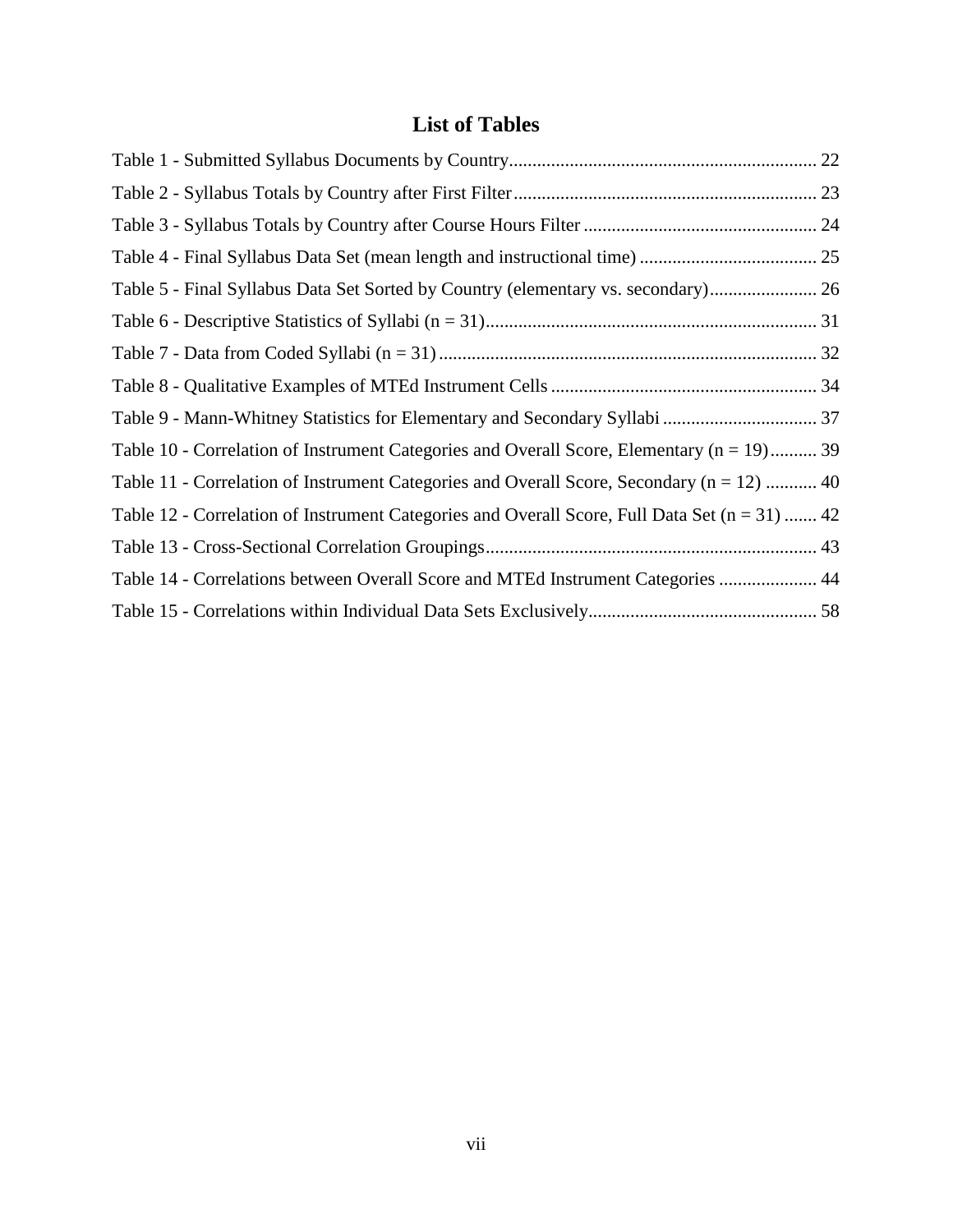# List of Tables

Table 1 - Submitted Syllabus Documents by Country .................................................................. 22

Table 2 - Syllabus Totals by Country after First Filter ................................................................ 23

Table 3 - Syllabus Totals by Country after Course Hours Filter .................................................. 24

Table 4 - Final Syllabus Data Set (mean length and instructional time) ...................................... 25

Table 5 - Final Syllabus Data Set Sorted by Country (elementary vs. secondary) ....................... 26

Table 6 - Descriptive Statistics of Syllabi (n = 31) ....................................................................... 31

Table 7 - Data from Coded Syllabi (n = 31) ................................................................................. 32

Table 8 - Qualitative Examples of MTEd Instrument Cells ......................................................... 34

Table 9 - Mann-Whitney Statistics for Elementary and Secondary Syllabi ................................. 37

Table 10 - Correlation of Instrument Categories and Overall Score, Elementary (n = 19) .......... 39

Table 11 - Correlation of Instrument Categories and Overall Score, Secondary (n = 12) ........... 40

Table 12 - Correlation of Instrument Categories and Overall Score, Full Data Set (n = 31) ....... 42

Table 13 - Cross-Sectional Correlation Groupings ....................................................................... 43

Table 14 - Correlations between Overall Score and MTEd Instrument Categories ..................... 44

Table 15 - Correlations within Individual Data Sets Exclusively ................................................. 58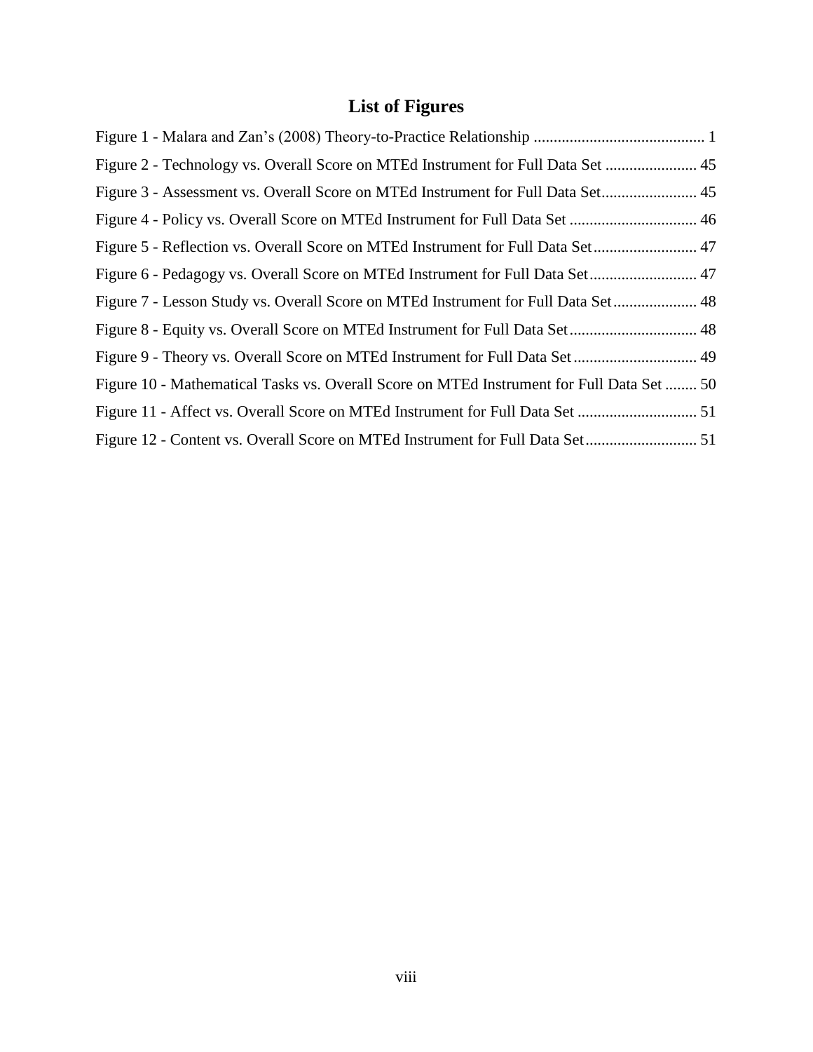# List of Figures

Figure 1 - Malara and Zan's (2008) Theory-to-Practice Relationship ........................................... 1

Figure 2 - Technology vs. Overall Score on MTEd Instrument for Full Data Set ....................... 45

Figure 3 - Assessment vs. Overall Score on MTEd Instrument for Full Data Set........................ 45

Figure 4 - Policy vs. Overall Score on MTEd Instrument for Full Data Set ................................ 46

Figure 5 - Reflection vs. Overall Score on MTEd Instrument for Full Data Set.......................... 47

Figure 6 - Pedagogy vs. Overall Score on MTEd Instrument for Full Data Set........................... 47

Figure 7 - Lesson Study vs. Overall Score on MTEd Instrument for Full Data Set..................... 48

Figure 8 - Equity vs. Overall Score on MTEd Instrument for Full Data Set................................ 48

Figure 9 - Theory vs. Overall Score on MTEd Instrument for Full Data Set............................... 49

Figure 10 - Mathematical Tasks vs. Overall Score on MTEd Instrument for Full Data Set ........ 50

Figure 11 - Affect vs. Overall Score on MTEd Instrument for Full Data Set .............................. 51

Figure 12 - Content vs. Overall Score on MTEd Instrument for Full Data Set............................ 51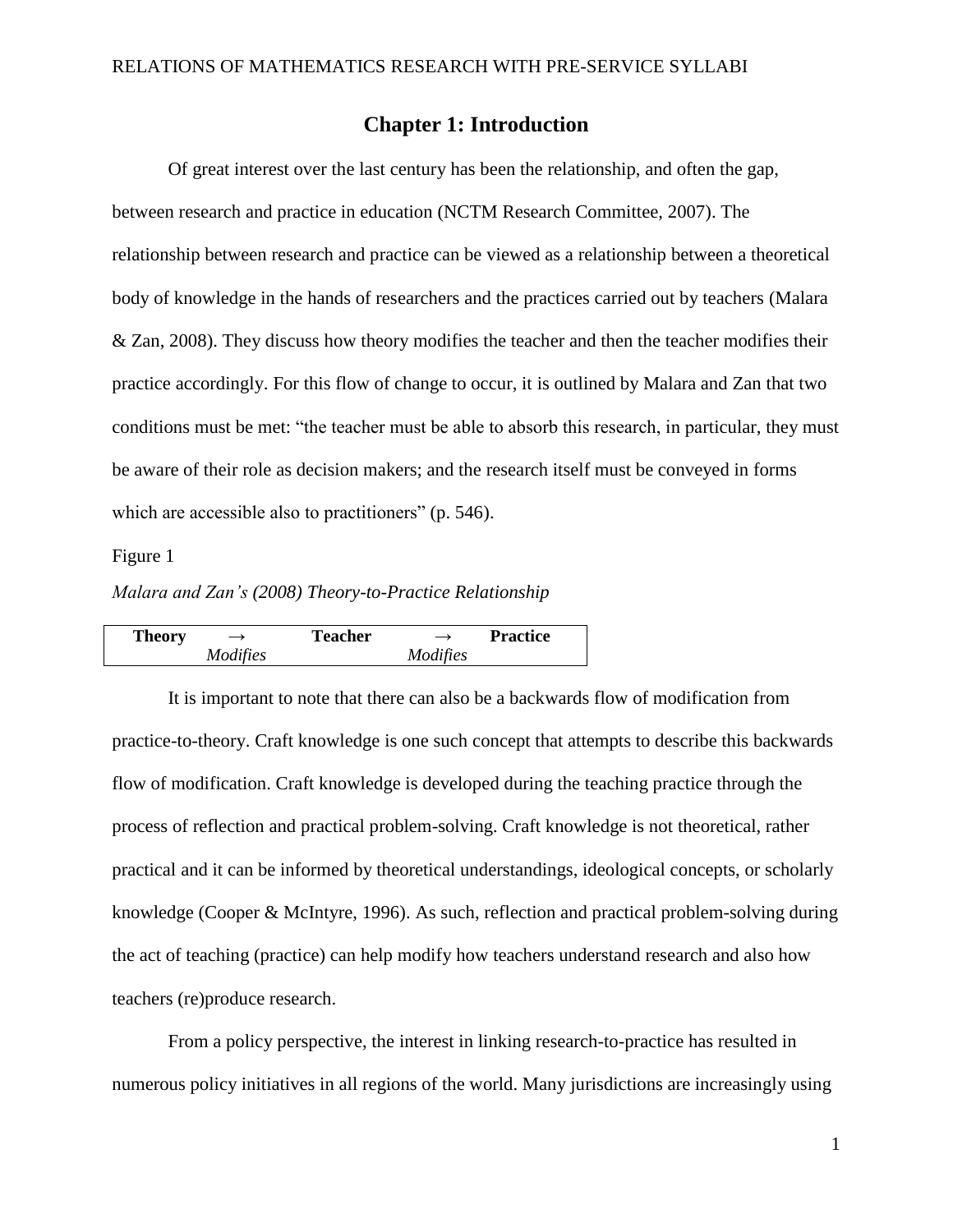# Chapter 1: Introduction

Of great interest over the last century has been the relationship, and often the gap, between research and practice in education (NCTM Research Committee, 2007). The relationship between research and practice can be viewed as a relationship between a theoretical body of knowledge in the hands of researchers and the practices carried out by teachers (Malara & Zan, 2008). They discuss how theory modifies the teacher and then the teacher modifies their practice accordingly. For this flow of change to occur, it is outlined by Malara and Zan that two conditions must be met: "the teacher must be able to absorb this research, in particular, they must be aware of their role as decision makers; and the research itself must be conveyed in forms which are accessible also to practitioners" (p. 546).

Figure 1

*Malara and Zan's (2008) Theory-to-Practice Relationship*

| **Theory** | → | **Teacher** | → | **Practice** |
|---|---|---|---|---|
| | *Modifies* | | *Modifies* | |

It is important to note that there can also be a backwards flow of modification from practice-to-theory. Craft knowledge is one such concept that attempts to describe this backwards flow of modification. Craft knowledge is developed during the teaching practice through the process of reflection and practical problem-solving. Craft knowledge is not theoretical, rather practical and it can be informed by theoretical understandings, ideological concepts, or scholarly knowledge (Cooper & McIntyre, 1996). As such, reflection and practical problem-solving during the act of teaching (practice) can help modify how teachers understand research and also how teachers (re)produce research.

From a policy perspective, the interest in linking research-to-practice has resulted in numerous policy initiatives in all regions of the world. Many jurisdictions are increasingly using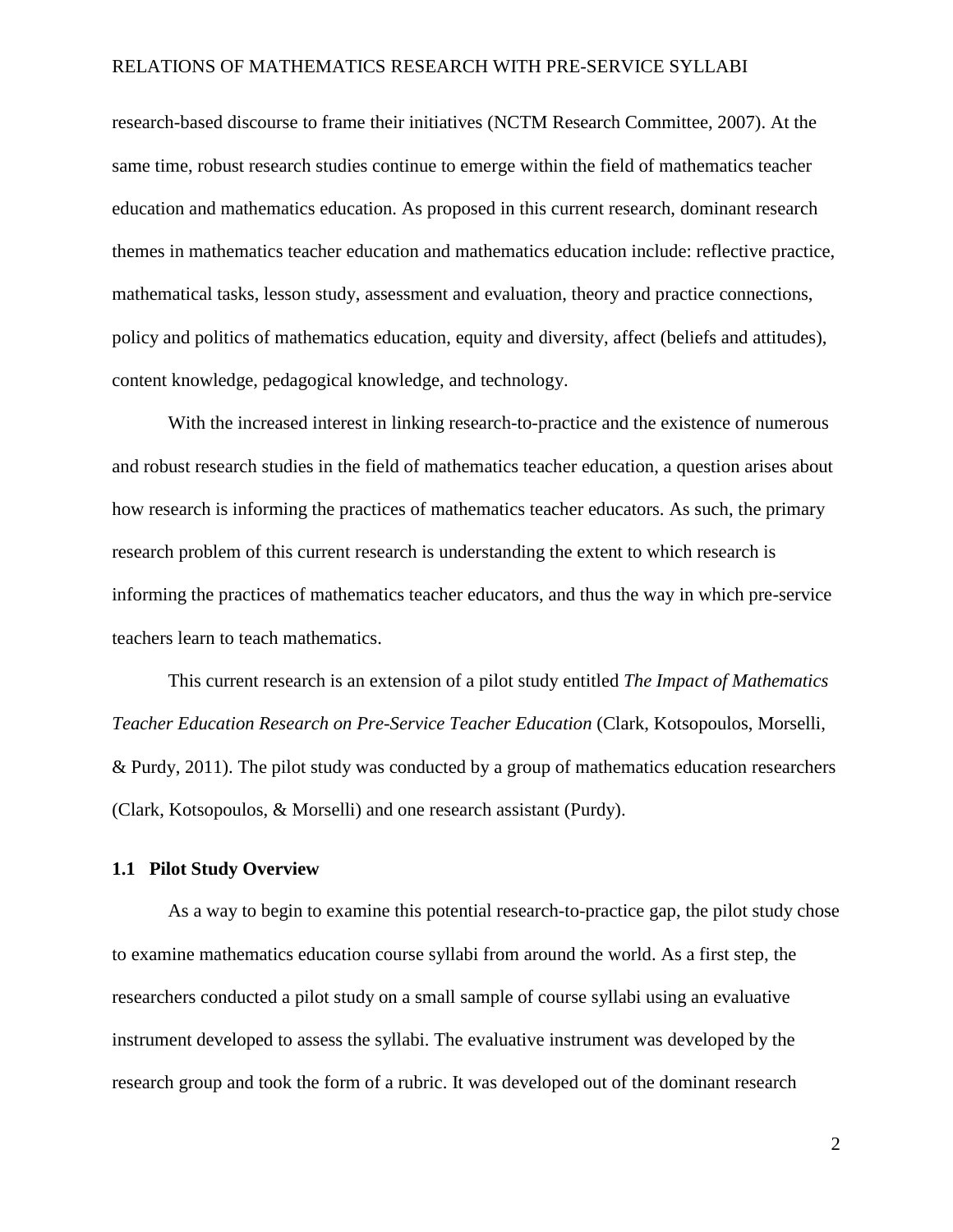research-based discourse to frame their initiatives (NCTM Research Committee, 2007). At the same time, robust research studies continue to emerge within the field of mathematics teacher education and mathematics education. As proposed in this current research, dominant research themes in mathematics teacher education and mathematics education include: reflective practice, mathematical tasks, lesson study, assessment and evaluation, theory and practice connections, policy and politics of mathematics education, equity and diversity, affect (beliefs and attitudes), content knowledge, pedagogical knowledge, and technology.

With the increased interest in linking research-to-practice and the existence of numerous and robust research studies in the field of mathematics teacher education, a question arises about how research is informing the practices of mathematics teacher educators. As such, the primary research problem of this current research is understanding the extent to which research is informing the practices of mathematics teacher educators, and thus the way in which pre-service teachers learn to teach mathematics.

This current research is an extension of a pilot study entitled *The Impact of Mathematics Teacher Education Research on Pre-Service Teacher Education* (Clark, Kotsopoulos, Morselli, & Purdy, 2011). The pilot study was conducted by a group of mathematics education researchers (Clark, Kotsopoulos, & Morselli) and one research assistant (Purdy).

### 1.1 Pilot Study Overview

As a way to begin to examine this potential research-to-practice gap, the pilot study chose to examine mathematics education course syllabi from around the world. As a first step, the researchers conducted a pilot study on a small sample of course syllabi using an evaluative instrument developed to assess the syllabi. The evaluative instrument was developed by the research group and took the form of a rubric. It was developed out of the dominant research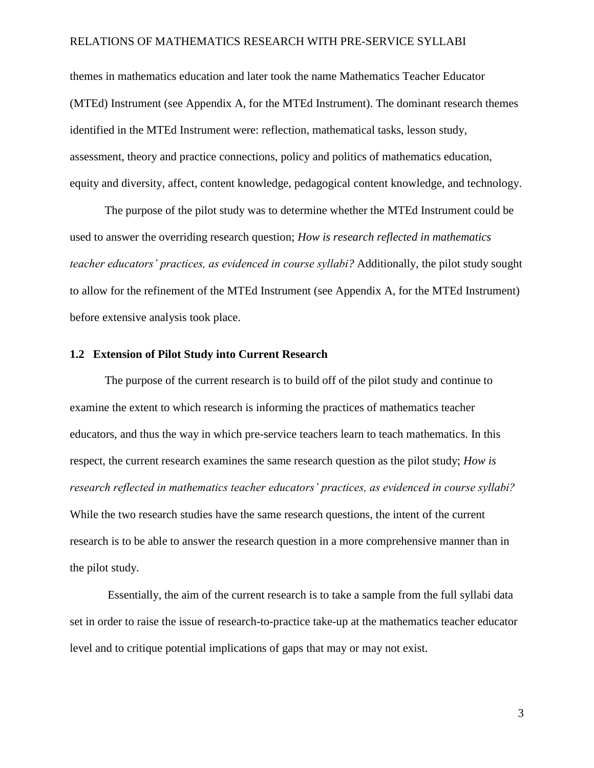themes in mathematics education and later took the name Mathematics Teacher Educator (MTEd) Instrument (see Appendix A, for the MTEd Instrument). The dominant research themes identified in the MTEd Instrument were: reflection, mathematical tasks, lesson study, assessment, theory and practice connections, policy and politics of mathematics education, equity and diversity, affect, content knowledge, pedagogical content knowledge, and technology.

The purpose of the pilot study was to determine whether the MTEd Instrument could be used to answer the overriding research question; *How is research reflected in mathematics teacher educators' practices, as evidenced in course syllabi?* Additionally, the pilot study sought to allow for the refinement of the MTEd Instrument (see Appendix A, for the MTEd Instrument) before extensive analysis took place.

## 1.2 Extension of Pilot Study into Current Research

The purpose of the current research is to build off of the pilot study and continue to examine the extent to which research is informing the practices of mathematics teacher educators, and thus the way in which pre-service teachers learn to teach mathematics. In this respect, the current research examines the same research question as the pilot study; *How is research reflected in mathematics teacher educators' practices, as evidenced in course syllabi?* While the two research studies have the same research questions, the intent of the current research is to be able to answer the research question in a more comprehensive manner than in the pilot study.

Essentially, the aim of the current research is to take a sample from the full syllabi data set in order to raise the issue of research-to-practice take-up at the mathematics teacher educator level and to critique potential implications of gaps that may or may not exist.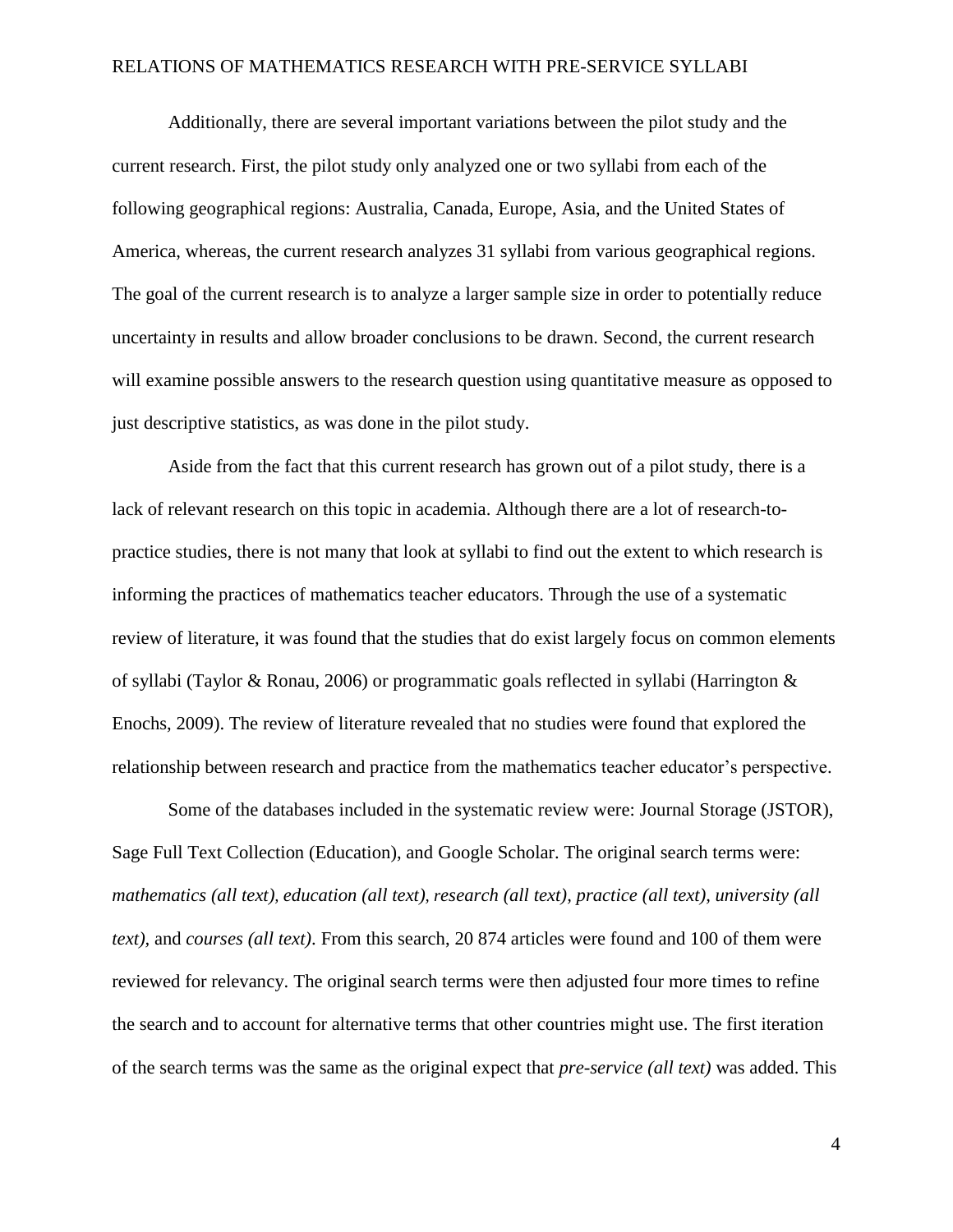Additionally, there are several important variations between the pilot study and the current research. First, the pilot study only analyzed one or two syllabi from each of the following geographical regions: Australia, Canada, Europe, Asia, and the United States of America, whereas, the current research analyzes 31 syllabi from various geographical regions. The goal of the current research is to analyze a larger sample size in order to potentially reduce uncertainty in results and allow broader conclusions to be drawn. Second, the current research will examine possible answers to the research question using quantitative measure as opposed to just descriptive statistics, as was done in the pilot study.

Aside from the fact that this current research has grown out of a pilot study, there is a lack of relevant research on this topic in academia. Although there are a lot of research-to-practice studies, there is not many that look at syllabi to find out the extent to which research is informing the practices of mathematics teacher educators. Through the use of a systematic review of literature, it was found that the studies that do exist largely focus on common elements of syllabi (Taylor & Ronau, 2006) or programmatic goals reflected in syllabi (Harrington & Enochs, 2009). The review of literature revealed that no studies were found that explored the relationship between research and practice from the mathematics teacher educator's perspective.

Some of the databases included in the systematic review were: Journal Storage (JSTOR), Sage Full Text Collection (Education), and Google Scholar. The original search terms were: *mathematics (all text), education (all text), research (all text), practice (all text), university (all text),* and *courses (all text)*. From this search, 20 874 articles were found and 100 of them were reviewed for relevancy. The original search terms were then adjusted four more times to refine the search and to account for alternative terms that other countries might use. The first iteration of the search terms was the same as the original expect that *pre-service (all text)* was added. This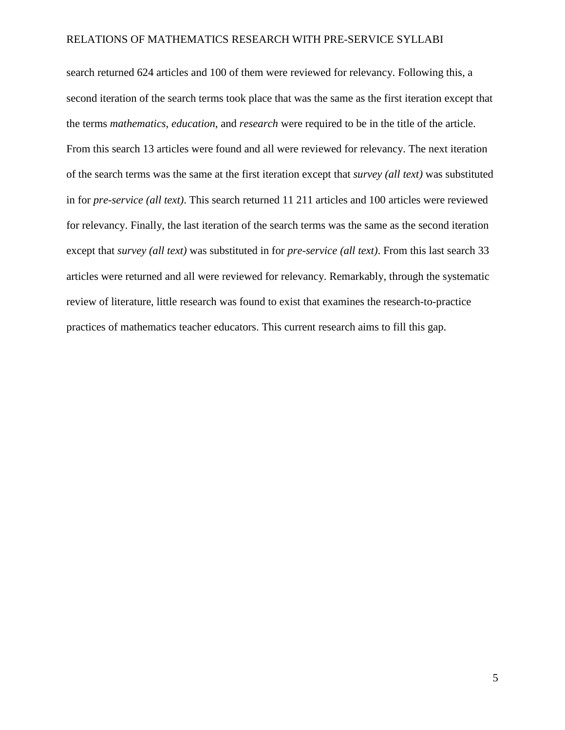search returned 624 articles and 100 of them were reviewed for relevancy. Following this, a second iteration of the search terms took place that was the same as the first iteration except that the terms *mathematics*, *education*, and *research* were required to be in the title of the article. From this search 13 articles were found and all were reviewed for relevancy. The next iteration of the search terms was the same at the first iteration except that *survey (all text)* was substituted in for *pre-service (all text)*. This search returned 11 211 articles and 100 articles were reviewed for relevancy. Finally, the last iteration of the search terms was the same as the second iteration except that *survey (all text)* was substituted in for *pre-service (all text)*. From this last search 33 articles were returned and all were reviewed for relevancy. Remarkably, through the systematic review of literature, little research was found to exist that examines the research-to-practice practices of mathematics teacher educators. This current research aims to fill this gap.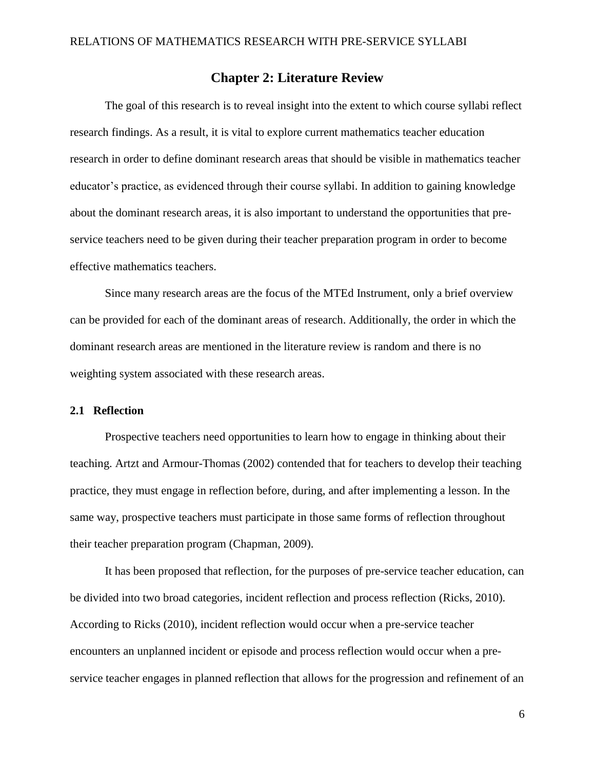# Chapter 2: Literature Review

The goal of this research is to reveal insight into the extent to which course syllabi reflect research findings. As a result, it is vital to explore current mathematics teacher education research in order to define dominant research areas that should be visible in mathematics teacher educator's practice, as evidenced through their course syllabi. In addition to gaining knowledge about the dominant research areas, it is also important to understand the opportunities that pre-service teachers need to be given during their teacher preparation program in order to become effective mathematics teachers.

Since many research areas are the focus of the MTEd Instrument, only a brief overview can be provided for each of the dominant areas of research. Additionally, the order in which the dominant research areas are mentioned in the literature review is random and there is no weighting system associated with these research areas.

## 2.1 Reflection

Prospective teachers need opportunities to learn how to engage in thinking about their teaching. Artzt and Armour-Thomas (2002) contended that for teachers to develop their teaching practice, they must engage in reflection before, during, and after implementing a lesson. In the same way, prospective teachers must participate in those same forms of reflection throughout their teacher preparation program (Chapman, 2009).

It has been proposed that reflection, for the purposes of pre-service teacher education, can be divided into two broad categories, incident reflection and process reflection (Ricks, 2010). According to Ricks (2010), incident reflection would occur when a pre-service teacher encounters an unplanned incident or episode and process reflection would occur when a pre-service teacher engages in planned reflection that allows for the progression and refinement of an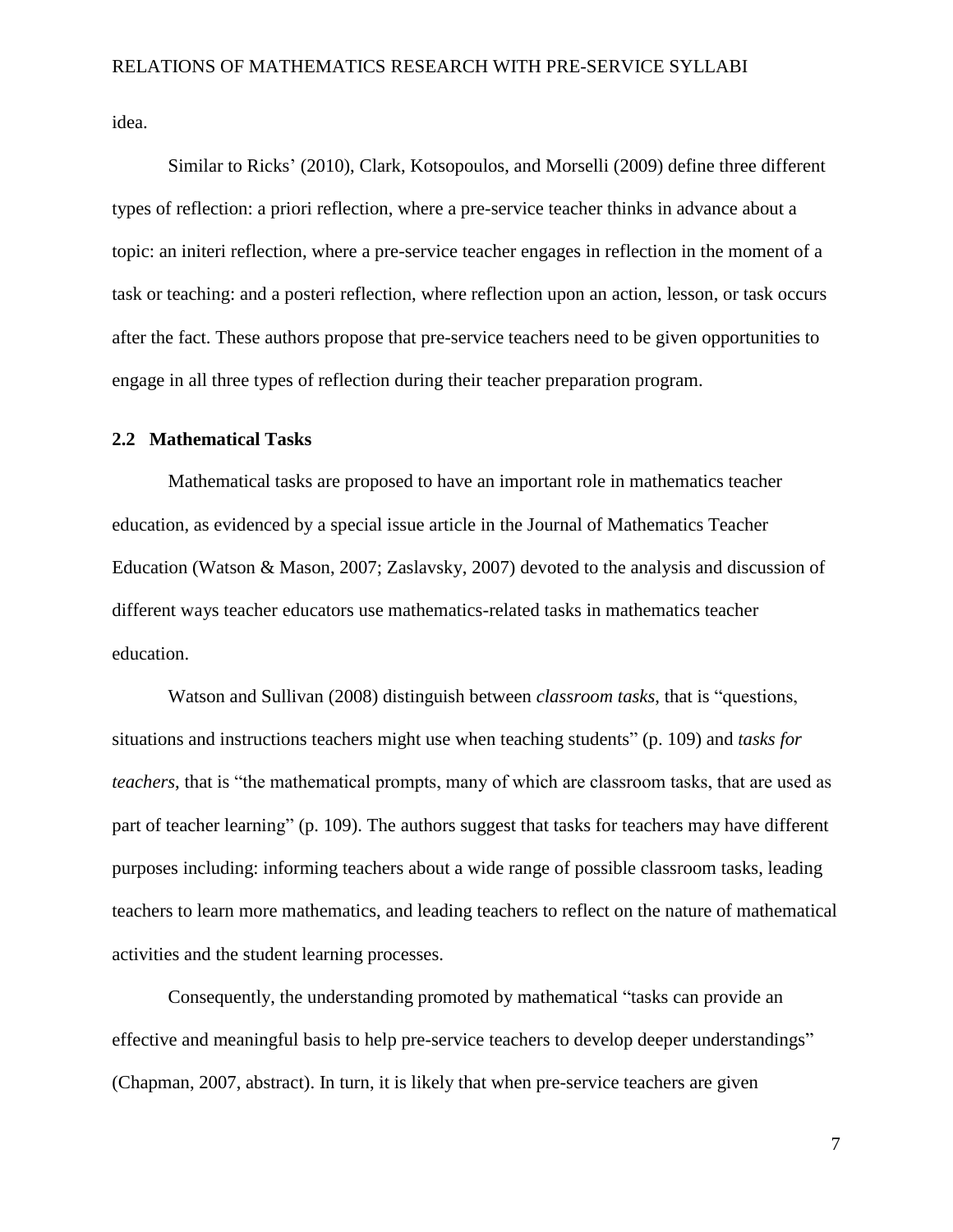idea.

Similar to Ricks' (2010), Clark, Kotsopoulos, and Morselli (2009) define three different types of reflection: a priori reflection, where a pre-service teacher thinks in advance about a topic: an initeri reflection, where a pre-service teacher engages in reflection in the moment of a task or teaching: and a posteri reflection, where reflection upon an action, lesson, or task occurs after the fact. These authors propose that pre-service teachers need to be given opportunities to engage in all three types of reflection during their teacher preparation program.

## 2.2 Mathematical Tasks

Mathematical tasks are proposed to have an important role in mathematics teacher education, as evidenced by a special issue article in the Journal of Mathematics Teacher Education (Watson & Mason, 2007; Zaslavsky, 2007) devoted to the analysis and discussion of different ways teacher educators use mathematics-related tasks in mathematics teacher education.

Watson and Sullivan (2008) distinguish between *classroom tasks*, that is "questions, situations and instructions teachers might use when teaching students" (p. 109) and *tasks for teachers*, that is "the mathematical prompts, many of which are classroom tasks, that are used as part of teacher learning" (p. 109). The authors suggest that tasks for teachers may have different purposes including: informing teachers about a wide range of possible classroom tasks, leading teachers to learn more mathematics, and leading teachers to reflect on the nature of mathematical activities and the student learning processes.

Consequently, the understanding promoted by mathematical "tasks can provide an effective and meaningful basis to help pre-service teachers to develop deeper understandings" (Chapman, 2007, abstract). In turn, it is likely that when pre-service teachers are given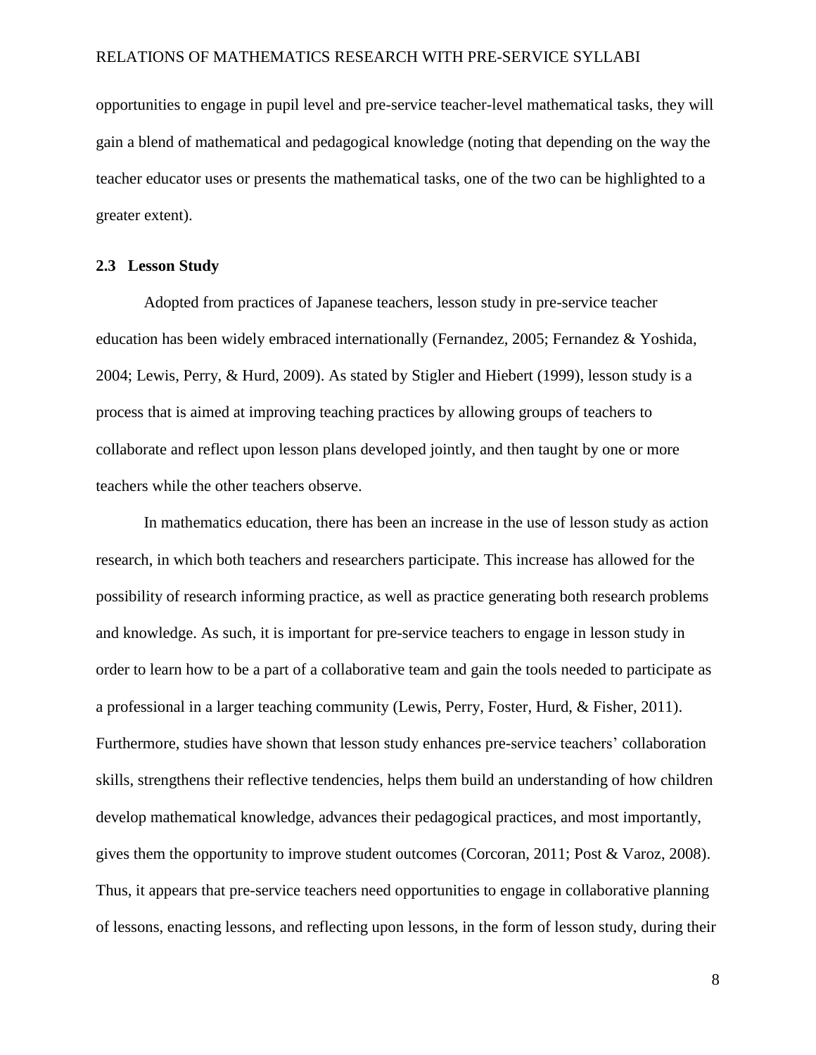opportunities to engage in pupil level and pre-service teacher-level mathematical tasks, they will gain a blend of mathematical and pedagogical knowledge (noting that depending on the way the teacher educator uses or presents the mathematical tasks, one of the two can be highlighted to a greater extent).

### 2.3 Lesson Study

Adopted from practices of Japanese teachers, lesson study in pre-service teacher education has been widely embraced internationally (Fernandez, 2005; Fernandez & Yoshida, 2004; Lewis, Perry, & Hurd, 2009). As stated by Stigler and Hiebert (1999), lesson study is a process that is aimed at improving teaching practices by allowing groups of teachers to collaborate and reflect upon lesson plans developed jointly, and then taught by one or more teachers while the other teachers observe.

In mathematics education, there has been an increase in the use of lesson study as action research, in which both teachers and researchers participate. This increase has allowed for the possibility of research informing practice, as well as practice generating both research problems and knowledge. As such, it is important for pre-service teachers to engage in lesson study in order to learn how to be a part of a collaborative team and gain the tools needed to participate as a professional in a larger teaching community (Lewis, Perry, Foster, Hurd, & Fisher, 2011). Furthermore, studies have shown that lesson study enhances pre-service teachers' collaboration skills, strengthens their reflective tendencies, helps them build an understanding of how children develop mathematical knowledge, advances their pedagogical practices, and most importantly, gives them the opportunity to improve student outcomes (Corcoran, 2011; Post & Varoz, 2008). Thus, it appears that pre-service teachers need opportunities to engage in collaborative planning of lessons, enacting lessons, and reflecting upon lessons, in the form of lesson study, during their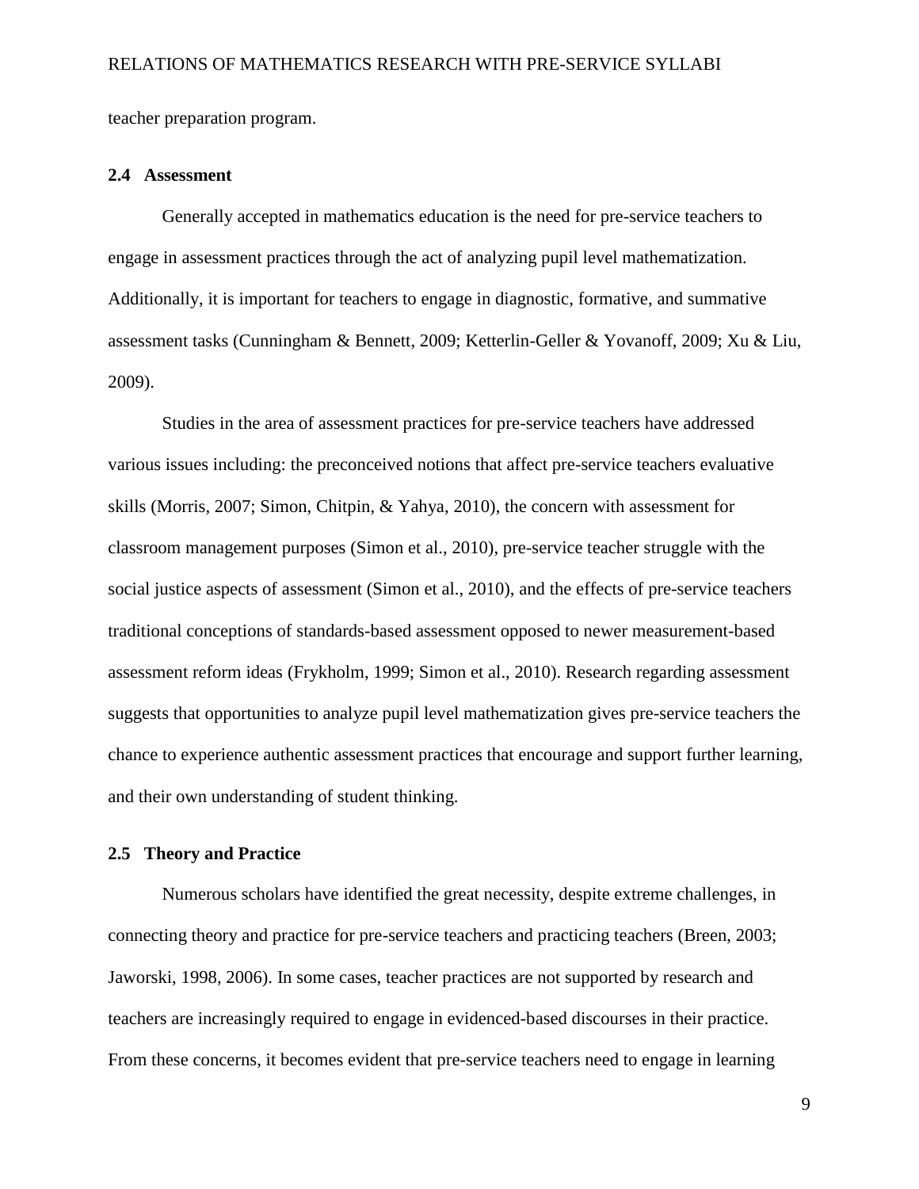teacher preparation program.

## 2.4 Assessment

Generally accepted in mathematics education is the need for pre-service teachers to engage in assessment practices through the act of analyzing pupil level mathematization. Additionally, it is important for teachers to engage in diagnostic, formative, and summative assessment tasks (Cunningham & Bennett, 2009; Ketterlin-Geller & Yovanoff, 2009; Xu & Liu, 2009).

Studies in the area of assessment practices for pre-service teachers have addressed various issues including: the preconceived notions that affect pre-service teachers evaluative skills (Morris, 2007; Simon, Chitpin, & Yahya, 2010), the concern with assessment for classroom management purposes (Simon et al., 2010), pre-service teacher struggle with the social justice aspects of assessment (Simon et al., 2010), and the effects of pre-service teachers traditional conceptions of standards-based assessment opposed to newer measurement-based assessment reform ideas (Frykholm, 1999; Simon et al., 2010). Research regarding assessment suggests that opportunities to analyze pupil level mathematization gives pre-service teachers the chance to experience authentic assessment practices that encourage and support further learning, and their own understanding of student thinking.

## 2.5 Theory and Practice

Numerous scholars have identified the great necessity, despite extreme challenges, in connecting theory and practice for pre-service teachers and practicing teachers (Breen, 2003; Jaworski, 1998, 2006). In some cases, teacher practices are not supported by research and teachers are increasingly required to engage in evidenced-based discourses in their practice. From these concerns, it becomes evident that pre-service teachers need to engage in learning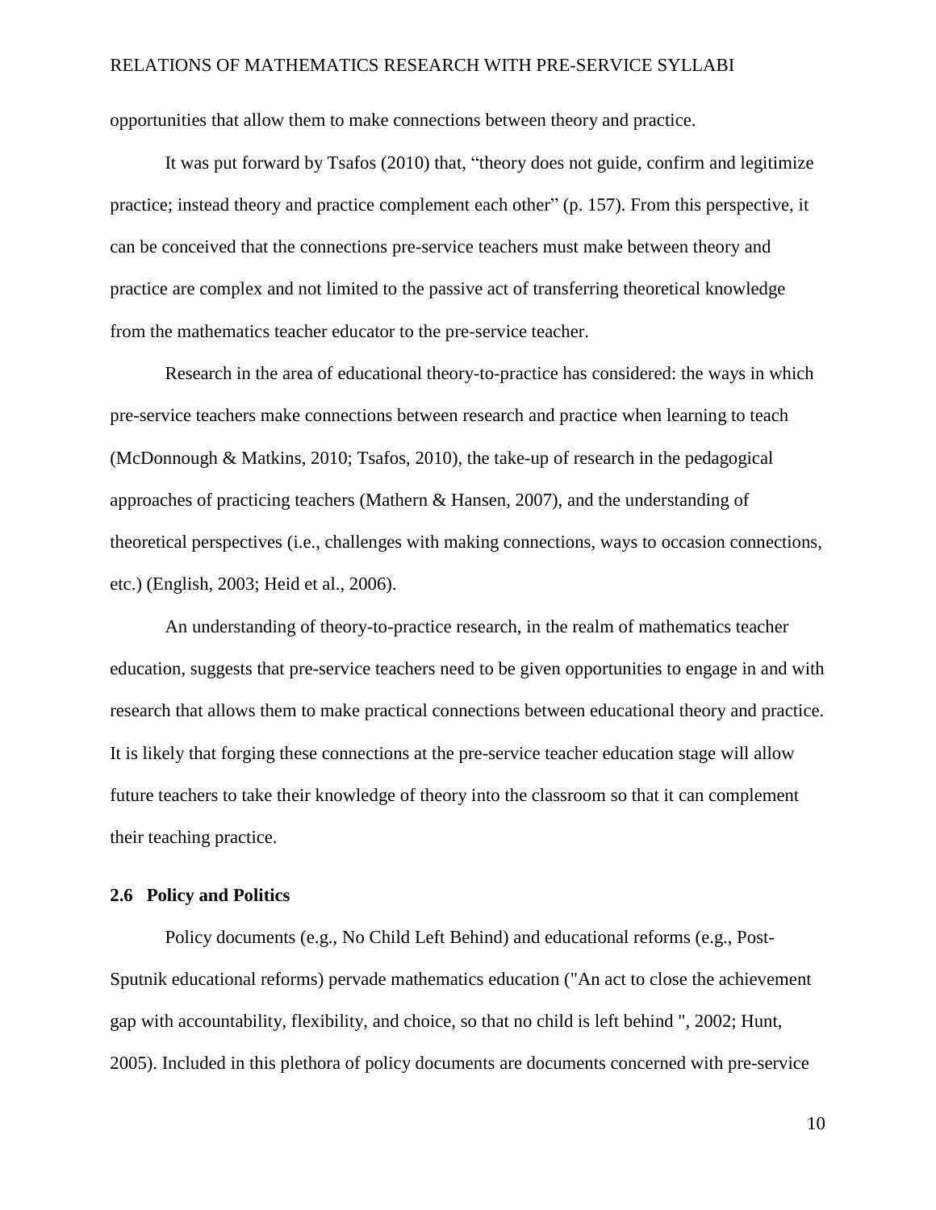opportunities that allow them to make connections between theory and practice.

It was put forward by Tsafos (2010) that, "theory does not guide, confirm and legitimize practice; instead theory and practice complement each other" (p. 157). From this perspective, it can be conceived that the connections pre-service teachers must make between theory and practice are complex and not limited to the passive act of transferring theoretical knowledge from the mathematics teacher educator to the pre-service teacher.

Research in the area of educational theory-to-practice has considered: the ways in which pre-service teachers make connections between research and practice when learning to teach (McDonnough & Matkins, 2010; Tsafos, 2010), the take-up of research in the pedagogical approaches of practicing teachers (Mathern & Hansen, 2007), and the understanding of theoretical perspectives (i.e., challenges with making connections, ways to occasion connections, etc.) (English, 2003; Heid et al., 2006).

An understanding of theory-to-practice research, in the realm of mathematics teacher education, suggests that pre-service teachers need to be given opportunities to engage in and with research that allows them to make practical connections between educational theory and practice. It is likely that forging these connections at the pre-service teacher education stage will allow future teachers to take their knowledge of theory into the classroom so that it can complement their teaching practice.

### 2.6 Policy and Politics

Policy documents (e.g., No Child Left Behind) and educational reforms (e.g., Post-Sputnik educational reforms) pervade mathematics education ("An act to close the achievement gap with accountability, flexibility, and choice, so that no child is left behind ", 2002; Hunt, 2005). Included in this plethora of policy documents are documents concerned with pre-service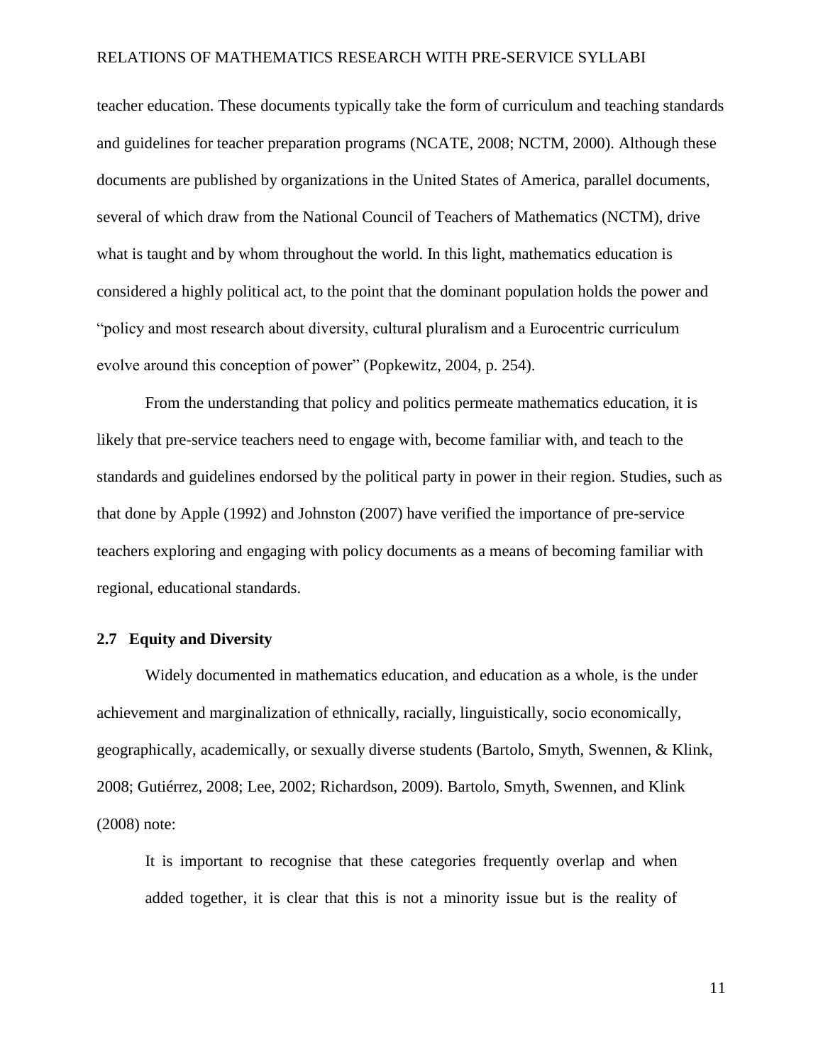teacher education. These documents typically take the form of curriculum and teaching standards and guidelines for teacher preparation programs (NCATE, 2008; NCTM, 2000). Although these documents are published by organizations in the United States of America, parallel documents, several of which draw from the National Council of Teachers of Mathematics (NCTM), drive what is taught and by whom throughout the world. In this light, mathematics education is considered a highly political act, to the point that the dominant population holds the power and "policy and most research about diversity, cultural pluralism and a Eurocentric curriculum evolve around this conception of power" (Popkewitz, 2004, p. 254).

From the understanding that policy and politics permeate mathematics education, it is likely that pre-service teachers need to engage with, become familiar with, and teach to the standards and guidelines endorsed by the political party in power in their region. Studies, such as that done by Apple (1992) and Johnston (2007) have verified the importance of pre-service teachers exploring and engaging with policy documents as a means of becoming familiar with regional, educational standards.

## 2.7 Equity and Diversity

Widely documented in mathematics education, and education as a whole, is the under achievement and marginalization of ethnically, racially, linguistically, socio economically, geographically, academically, or sexually diverse students (Bartolo, Smyth, Swennen, & Klink, 2008; Gutiérrez, 2008; Lee, 2002; Richardson, 2009). Bartolo, Smyth, Swennen, and Klink (2008) note:

> It is important to recognise that these categories frequently overlap and when added together, it is clear that this is not a minority issue but is the reality of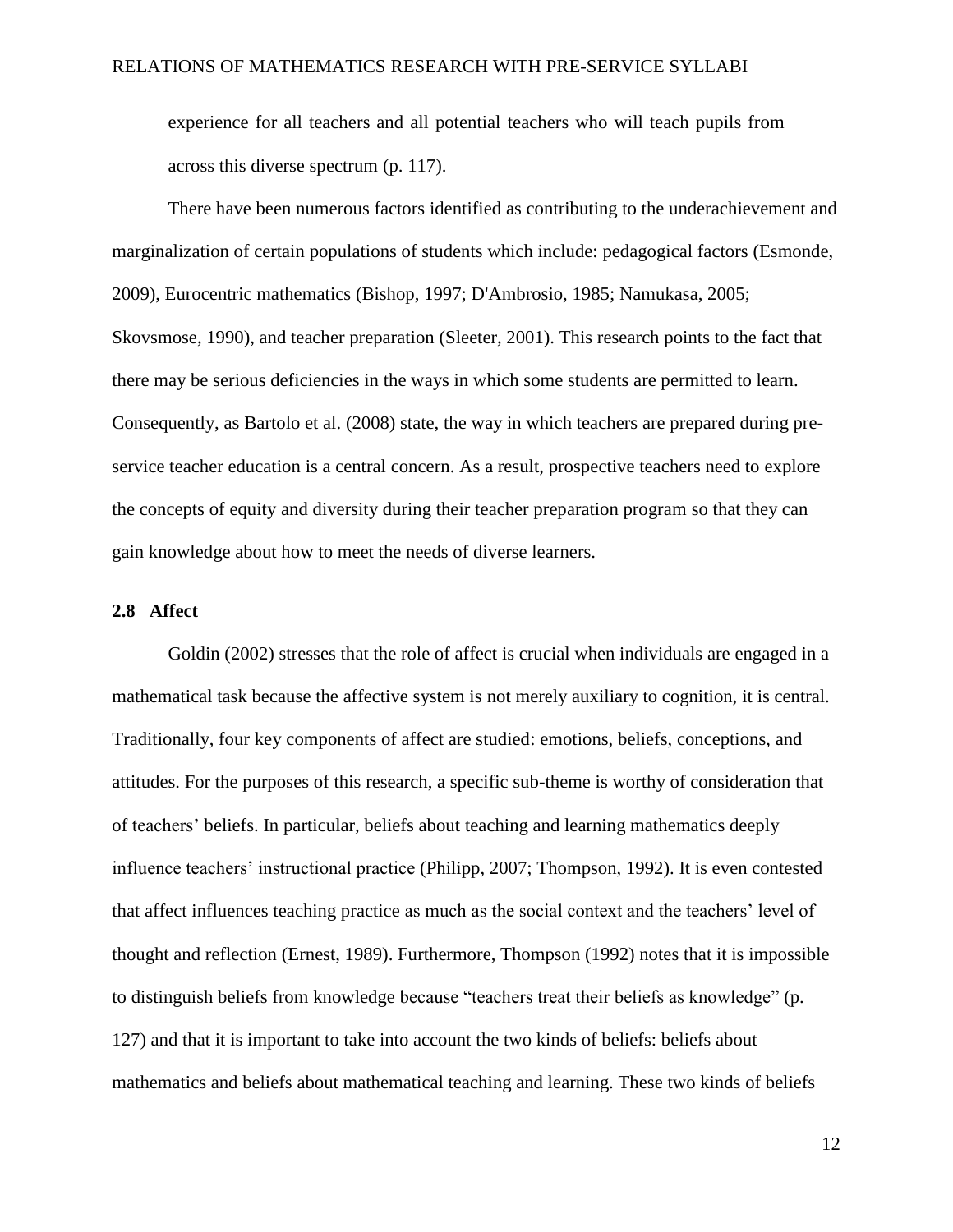experience for all teachers and all potential teachers who will teach pupils from across this diverse spectrum (p. 117).

There have been numerous factors identified as contributing to the underachievement and marginalization of certain populations of students which include: pedagogical factors (Esmonde, 2009), Eurocentric mathematics (Bishop, 1997; D'Ambrosio, 1985; Namukasa, 2005; Skovsmose, 1990), and teacher preparation (Sleeter, 2001). This research points to the fact that there may be serious deficiencies in the ways in which some students are permitted to learn. Consequently, as Bartolo et al. (2008) state, the way in which teachers are prepared during pre-service teacher education is a central concern. As a result, prospective teachers need to explore the concepts of equity and diversity during their teacher preparation program so that they can gain knowledge about how to meet the needs of diverse learners.

## 2.8 Affect

Goldin (2002) stresses that the role of affect is crucial when individuals are engaged in a mathematical task because the affective system is not merely auxiliary to cognition, it is central. Traditionally, four key components of affect are studied: emotions, beliefs, conceptions, and attitudes. For the purposes of this research, a specific sub-theme is worthy of consideration that of teachers' beliefs. In particular, beliefs about teaching and learning mathematics deeply influence teachers' instructional practice (Philipp, 2007; Thompson, 1992). It is even contested that affect influences teaching practice as much as the social context and the teachers' level of thought and reflection (Ernest, 1989). Furthermore, Thompson (1992) notes that it is impossible to distinguish beliefs from knowledge because "teachers treat their beliefs as knowledge" (p. 127) and that it is important to take into account the two kinds of beliefs: beliefs about mathematics and beliefs about mathematical teaching and learning. These two kinds of beliefs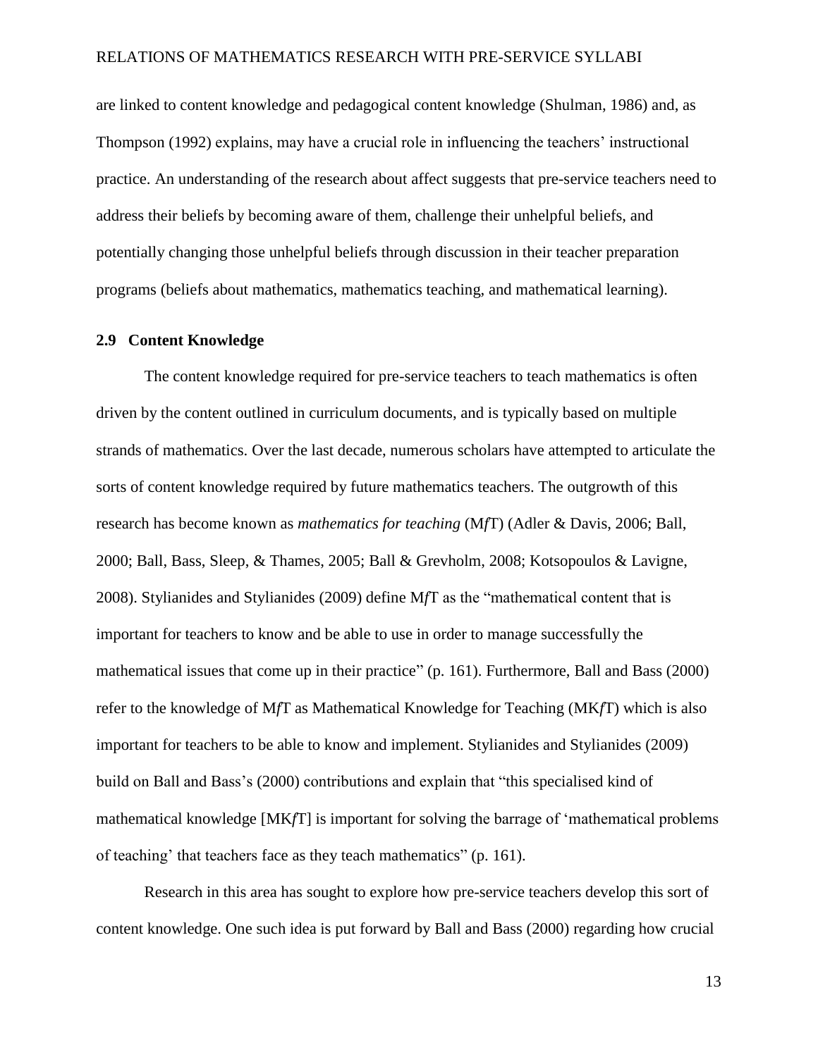are linked to content knowledge and pedagogical content knowledge (Shulman, 1986) and, as Thompson (1992) explains, may have a crucial role in influencing the teachers' instructional practice. An understanding of the research about affect suggests that pre-service teachers need to address their beliefs by becoming aware of them, challenge their unhelpful beliefs, and potentially changing those unhelpful beliefs through discussion in their teacher preparation programs (beliefs about mathematics, mathematics teaching, and mathematical learning).

## 2.9 Content Knowledge

The content knowledge required for pre-service teachers to teach mathematics is often driven by the content outlined in curriculum documents, and is typically based on multiple strands of mathematics. Over the last decade, numerous scholars have attempted to articulate the sorts of content knowledge required by future mathematics teachers. The outgrowth of this research has become known as *mathematics for teaching* (M*f*T) (Adler & Davis, 2006; Ball, 2000; Ball, Bass, Sleep, & Thames, 2005; Ball & Grevholm, 2008; Kotsopoulos & Lavigne, 2008). Stylianides and Stylianides (2009) define M*f*T as the "mathematical content that is important for teachers to know and be able to use in order to manage successfully the mathematical issues that come up in their practice" (p. 161). Furthermore, Ball and Bass (2000) refer to the knowledge of M*f*T as Mathematical Knowledge for Teaching (MK*f*T) which is also important for teachers to be able to know and implement. Stylianides and Stylianides (2009) build on Ball and Bass's (2000) contributions and explain that "this specialised kind of mathematical knowledge [MK*f*T] is important for solving the barrage of 'mathematical problems of teaching' that teachers face as they teach mathematics" (p. 161).

Research in this area has sought to explore how pre-service teachers develop this sort of content knowledge. One such idea is put forward by Ball and Bass (2000) regarding how crucial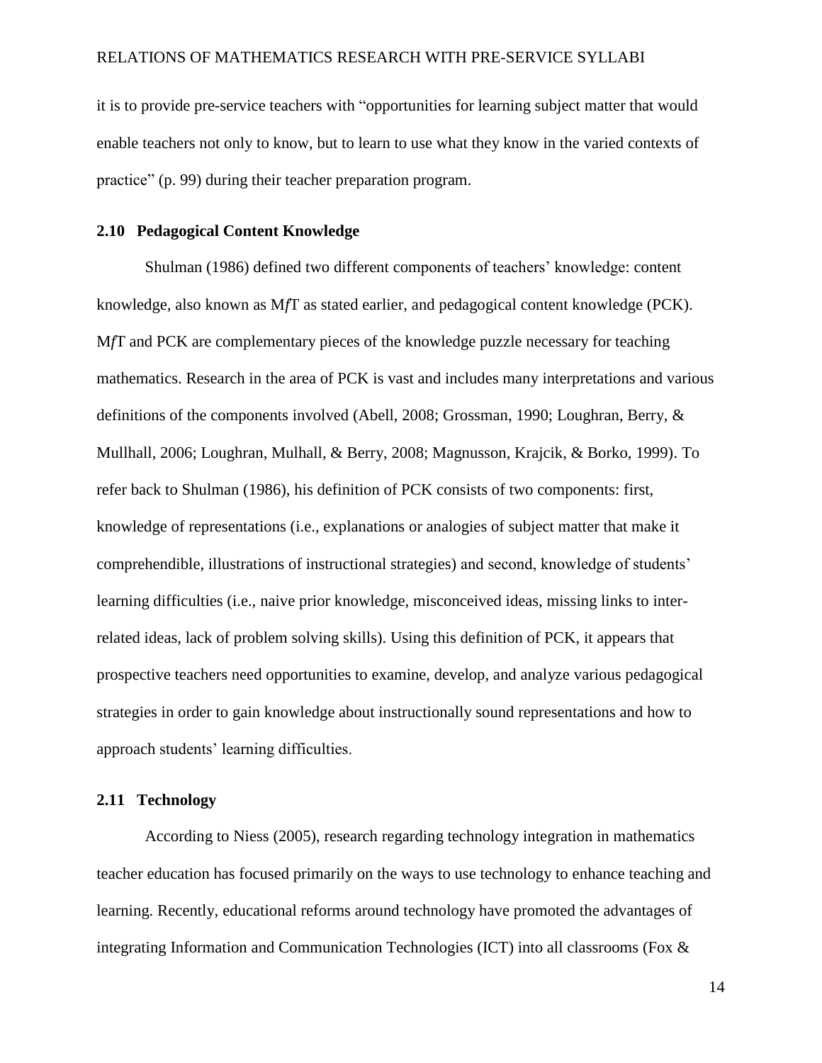it is to provide pre-service teachers with "opportunities for learning subject matter that would enable teachers not only to know, but to learn to use what they know in the varied contexts of practice" (p. 99) during their teacher preparation program.

## 2.10 Pedagogical Content Knowledge

Shulman (1986) defined two different components of teachers' knowledge: content knowledge, also known as M*f*T as stated earlier, and pedagogical content knowledge (PCK). M*f*T and PCK are complementary pieces of the knowledge puzzle necessary for teaching mathematics. Research in the area of PCK is vast and includes many interpretations and various definitions of the components involved (Abell, 2008; Grossman, 1990; Loughran, Berry, & Mullhall, 2006; Loughran, Mulhall, & Berry, 2008; Magnusson, Krajcik, & Borko, 1999). To refer back to Shulman (1986), his definition of PCK consists of two components: first, knowledge of representations (i.e., explanations or analogies of subject matter that make it comprehendible, illustrations of instructional strategies) and second, knowledge of students' learning difficulties (i.e., naive prior knowledge, misconceived ideas, missing links to inter-related ideas, lack of problem solving skills). Using this definition of PCK, it appears that prospective teachers need opportunities to examine, develop, and analyze various pedagogical strategies in order to gain knowledge about instructionally sound representations and how to approach students' learning difficulties.

## 2.11 Technology

According to Niess (2005), research regarding technology integration in mathematics teacher education has focused primarily on the ways to use technology to enhance teaching and learning. Recently, educational reforms around technology have promoted the advantages of integrating Information and Communication Technologies (ICT) into all classrooms (Fox &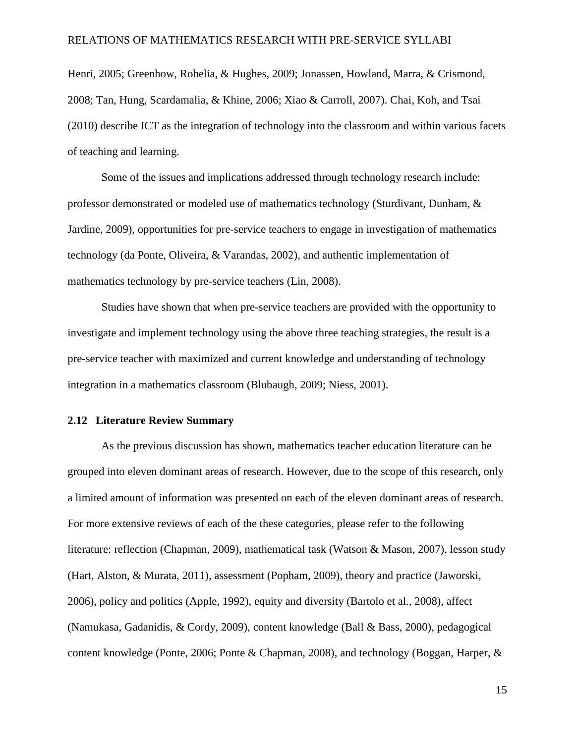Henri, 2005; Greenhow, Robelia, & Hughes, 2009; Jonassen, Howland, Marra, & Crismond, 2008; Tan, Hung, Scardamalia, & Khine, 2006; Xiao & Carroll, 2007). Chai, Koh, and Tsai (2010) describe ICT as the integration of technology into the classroom and within various facets of teaching and learning.

Some of the issues and implications addressed through technology research include: professor demonstrated or modeled use of mathematics technology (Sturdivant, Dunham, & Jardine, 2009), opportunities for pre-service teachers to engage in investigation of mathematics technology (da Ponte, Oliveira, & Varandas, 2002), and authentic implementation of mathematics technology by pre-service teachers (Lin, 2008).

Studies have shown that when pre-service teachers are provided with the opportunity to investigate and implement technology using the above three teaching strategies, the result is a pre-service teacher with maximized and current knowledge and understanding of technology integration in a mathematics classroom (Blubaugh, 2009; Niess, 2001).

### 2.12 Literature Review Summary

As the previous discussion has shown, mathematics teacher education literature can be grouped into eleven dominant areas of research. However, due to the scope of this research, only a limited amount of information was presented on each of the eleven dominant areas of research. For more extensive reviews of each of the these categories, please refer to the following literature: reflection (Chapman, 2009), mathematical task (Watson & Mason, 2007), lesson study (Hart, Alston, & Murata, 2011), assessment (Popham, 2009), theory and practice (Jaworski, 2006), policy and politics (Apple, 1992), equity and diversity (Bartolo et al., 2008), affect (Namukasa, Gadanidis, & Cordy, 2009), content knowledge (Ball & Bass, 2000), pedagogical content knowledge (Ponte, 2006; Ponte & Chapman, 2008), and technology (Boggan, Harper, &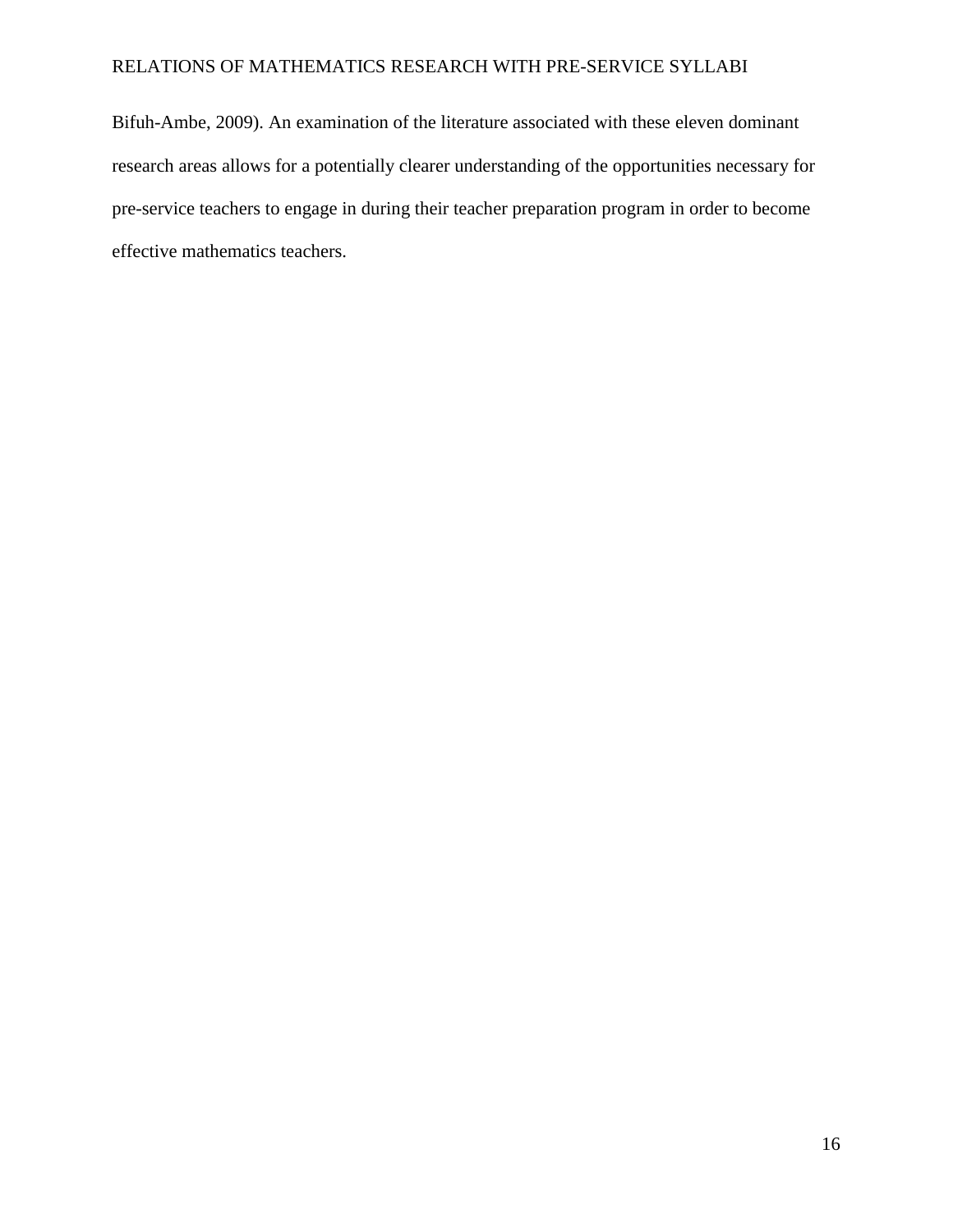Bifuh-Ambe, 2009). An examination of the literature associated with these eleven dominant research areas allows for a potentially clearer understanding of the opportunities necessary for pre-service teachers to engage in during their teacher preparation program in order to become effective mathematics teachers.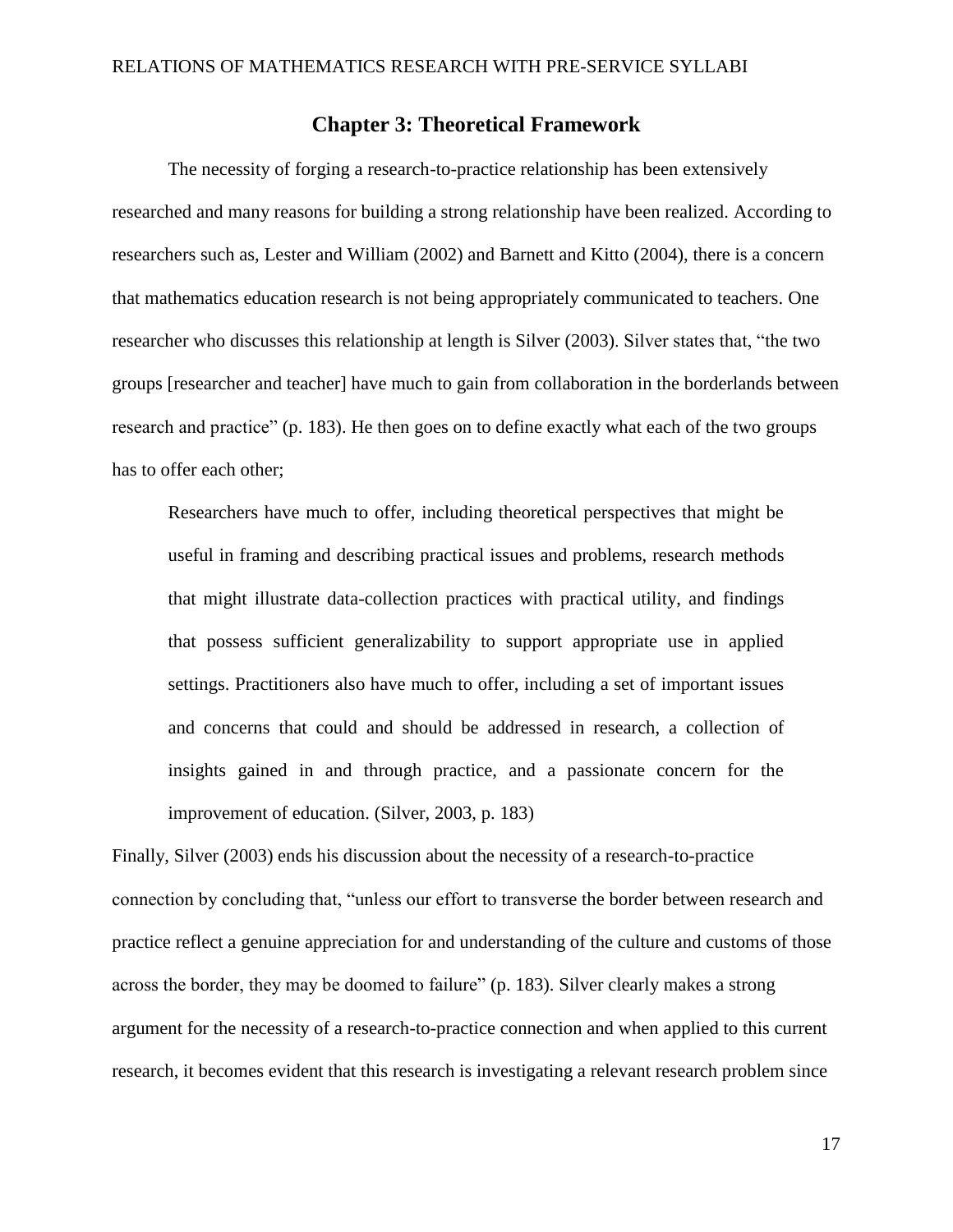## Chapter 3: Theoretical Framework

The necessity of forging a research-to-practice relationship has been extensively researched and many reasons for building a strong relationship have been realized. According to researchers such as, Lester and William (2002) and Barnett and Kitto (2004), there is a concern that mathematics education research is not being appropriately communicated to teachers. One researcher who discusses this relationship at length is Silver (2003). Silver states that, "the two groups [researcher and teacher] have much to gain from collaboration in the borderlands between research and practice" (p. 183). He then goes on to define exactly what each of the two groups has to offer each other;

> Researchers have much to offer, including theoretical perspectives that might be useful in framing and describing practical issues and problems, research methods that might illustrate data-collection practices with practical utility, and findings that possess sufficient generalizability to support appropriate use in applied settings. Practitioners also have much to offer, including a set of important issues and concerns that could and should be addressed in research, a collection of insights gained in and through practice, and a passionate concern for the improvement of education. (Silver, 2003, p. 183)

Finally, Silver (2003) ends his discussion about the necessity of a research-to-practice connection by concluding that, "unless our effort to transverse the border between research and practice reflect a genuine appreciation for and understanding of the culture and customs of those across the border, they may be doomed to failure" (p. 183). Silver clearly makes a strong argument for the necessity of a research-to-practice connection and when applied to this current research, it becomes evident that this research is investigating a relevant research problem since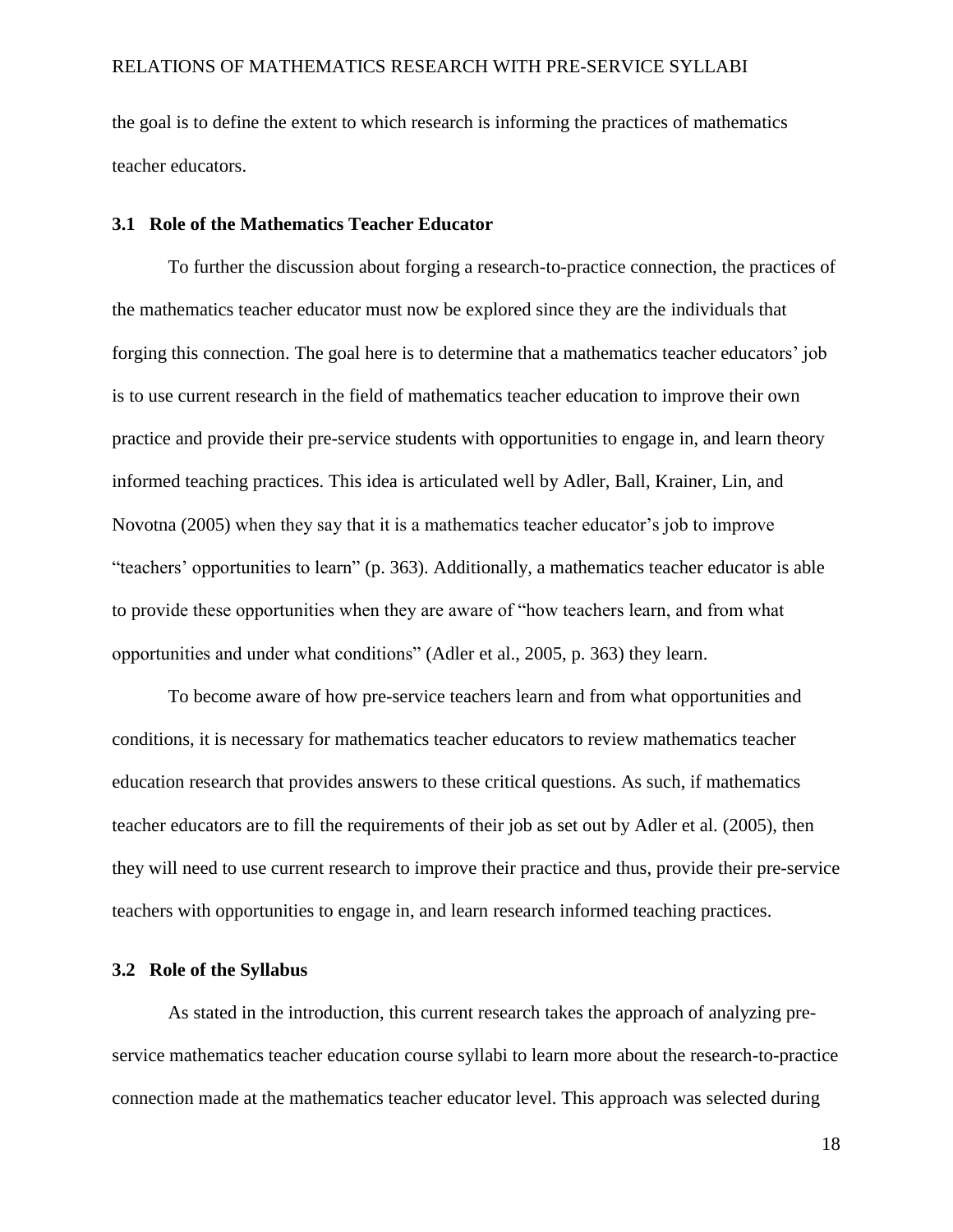the goal is to define the extent to which research is informing the practices of mathematics teacher educators.

### 3.1 Role of the Mathematics Teacher Educator

To further the discussion about forging a research-to-practice connection, the practices of the mathematics teacher educator must now be explored since they are the individuals that forging this connection. The goal here is to determine that a mathematics teacher educators' job is to use current research in the field of mathematics teacher education to improve their own practice and provide their pre-service students with opportunities to engage in, and learn theory informed teaching practices. This idea is articulated well by Adler, Ball, Krainer, Lin, and Novotna (2005) when they say that it is a mathematics teacher educator's job to improve "teachers' opportunities to learn" (p. 363). Additionally, a mathematics teacher educator is able to provide these opportunities when they are aware of "how teachers learn, and from what opportunities and under what conditions" (Adler et al., 2005, p. 363) they learn.

To become aware of how pre-service teachers learn and from what opportunities and conditions, it is necessary for mathematics teacher educators to review mathematics teacher education research that provides answers to these critical questions. As such, if mathematics teacher educators are to fill the requirements of their job as set out by Adler et al. (2005), then they will need to use current research to improve their practice and thus, provide their pre-service teachers with opportunities to engage in, and learn research informed teaching practices.

### 3.2 Role of the Syllabus

As stated in the introduction, this current research takes the approach of analyzing pre-service mathematics teacher education course syllabi to learn more about the research-to-practice connection made at the mathematics teacher educator level. This approach was selected during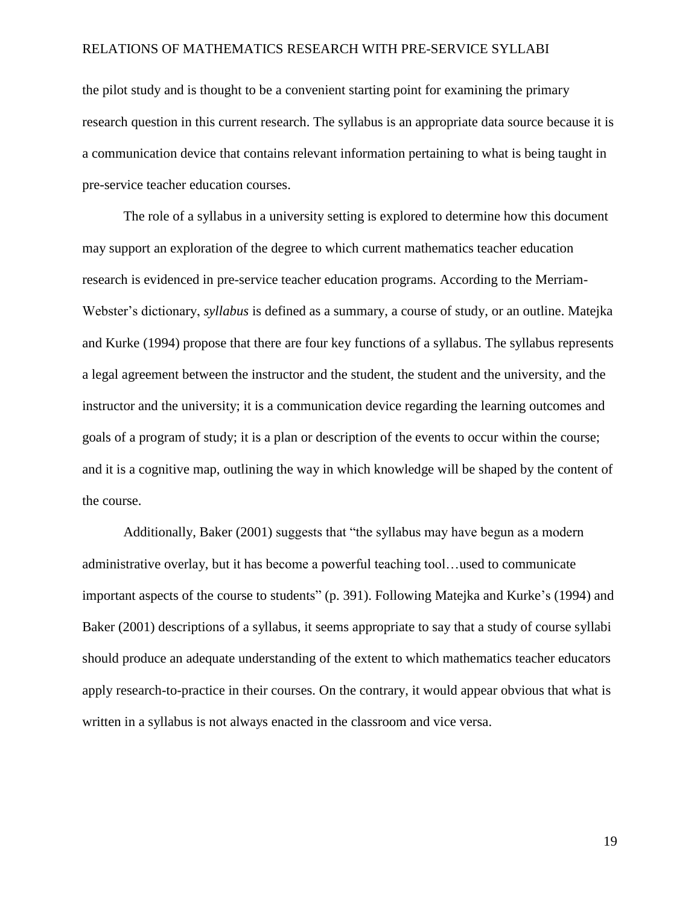the pilot study and is thought to be a convenient starting point for examining the primary research question in this current research. The syllabus is an appropriate data source because it is a communication device that contains relevant information pertaining to what is being taught in pre-service teacher education courses.

The role of a syllabus in a university setting is explored to determine how this document may support an exploration of the degree to which current mathematics teacher education research is evidenced in pre-service teacher education programs. According to the Merriam-Webster's dictionary, *syllabus* is defined as a summary, a course of study, or an outline. Matejka and Kurke (1994) propose that there are four key functions of a syllabus. The syllabus represents a legal agreement between the instructor and the student, the student and the university, and the instructor and the university; it is a communication device regarding the learning outcomes and goals of a program of study; it is a plan or description of the events to occur within the course; and it is a cognitive map, outlining the way in which knowledge will be shaped by the content of the course.

Additionally, Baker (2001) suggests that "the syllabus may have begun as a modern administrative overlay, but it has become a powerful teaching tool…used to communicate important aspects of the course to students" (p. 391). Following Matejka and Kurke's (1994) and Baker (2001) descriptions of a syllabus, it seems appropriate to say that a study of course syllabi should produce an adequate understanding of the extent to which mathematics teacher educators apply research-to-practice in their courses. On the contrary, it would appear obvious that what is written in a syllabus is not always enacted in the classroom and vice versa.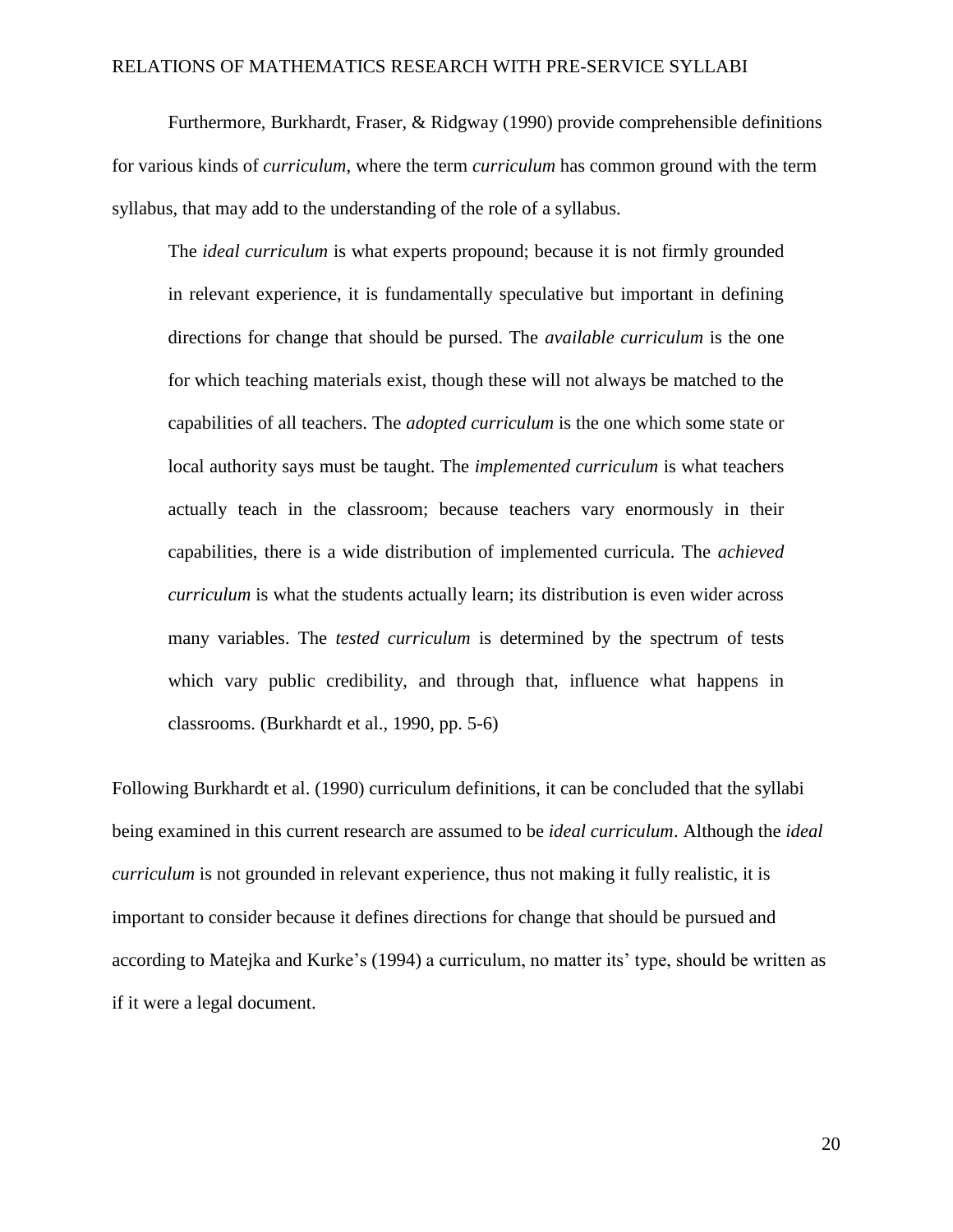Furthermore, Burkhardt, Fraser, & Ridgway (1990) provide comprehensible definitions for various kinds of *curriculum*, where the term *curriculum* has common ground with the term syllabus, that may add to the understanding of the role of a syllabus.

> The *ideal curriculum* is what experts propound; because it is not firmly grounded in relevant experience, it is fundamentally speculative but important in defining directions for change that should be pursed. The *available curriculum* is the one for which teaching materials exist, though these will not always be matched to the capabilities of all teachers. The *adopted curriculum* is the one which some state or local authority says must be taught. The *implemented curriculum* is what teachers actually teach in the classroom; because teachers vary enormously in their capabilities, there is a wide distribution of implemented curricula. The *achieved curriculum* is what the students actually learn; its distribution is even wider across many variables. The *tested curriculum* is determined by the spectrum of tests which vary public credibility, and through that, influence what happens in classrooms. (Burkhardt et al., 1990, pp. 5-6)

Following Burkhardt et al. (1990) curriculum definitions, it can be concluded that the syllabi being examined in this current research are assumed to be *ideal curriculum*. Although the *ideal curriculum* is not grounded in relevant experience, thus not making it fully realistic, it is important to consider because it defines directions for change that should be pursued and according to Matejka and Kurke's (1994) a curriculum, no matter its' type, should be written as if it were a legal document.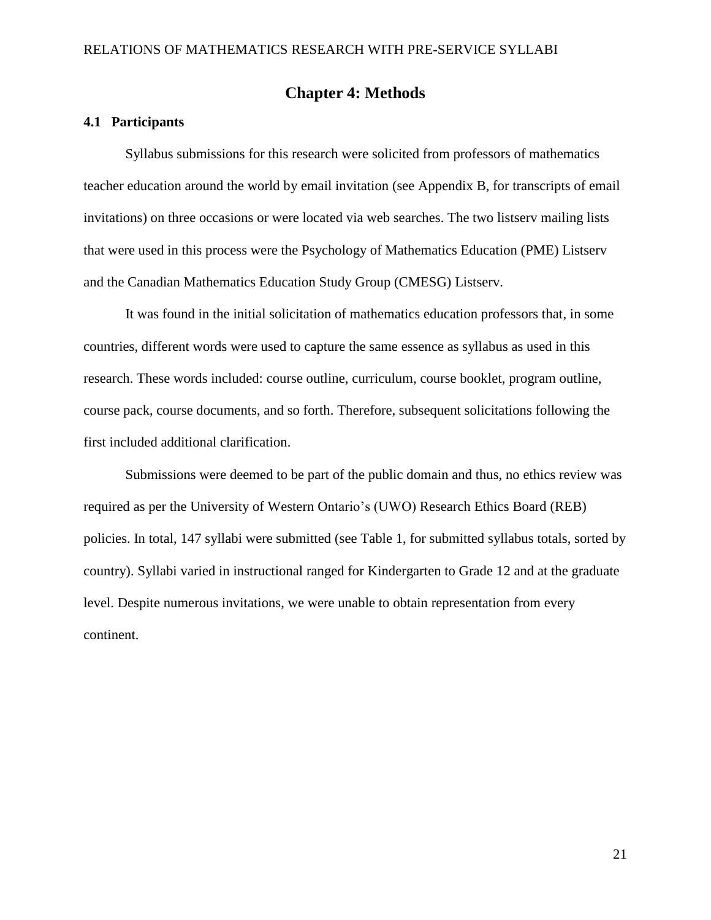# Chapter 4: Methods

## 4.1 Participants

Syllabus submissions for this research were solicited from professors of mathematics teacher education around the world by email invitation (see Appendix B, for transcripts of email invitations) on three occasions or were located via web searches. The two listserv mailing lists that were used in this process were the Psychology of Mathematics Education (PME) Listserv and the Canadian Mathematics Education Study Group (CMESG) Listserv.

It was found in the initial solicitation of mathematics education professors that, in some countries, different words were used to capture the same essence as syllabus as used in this research. These words included: course outline, curriculum, course booklet, program outline, course pack, course documents, and so forth. Therefore, subsequent solicitations following the first included additional clarification.

Submissions were deemed to be part of the public domain and thus, no ethics review was required as per the University of Western Ontario's (UWO) Research Ethics Board (REB) policies. In total, 147 syllabi were submitted (see Table 1, for submitted syllabus totals, sorted by country). Syllabi varied in instructional ranged for Kindergarten to Grade 12 and at the graduate level. Despite numerous invitations, we were unable to obtain representation from every continent.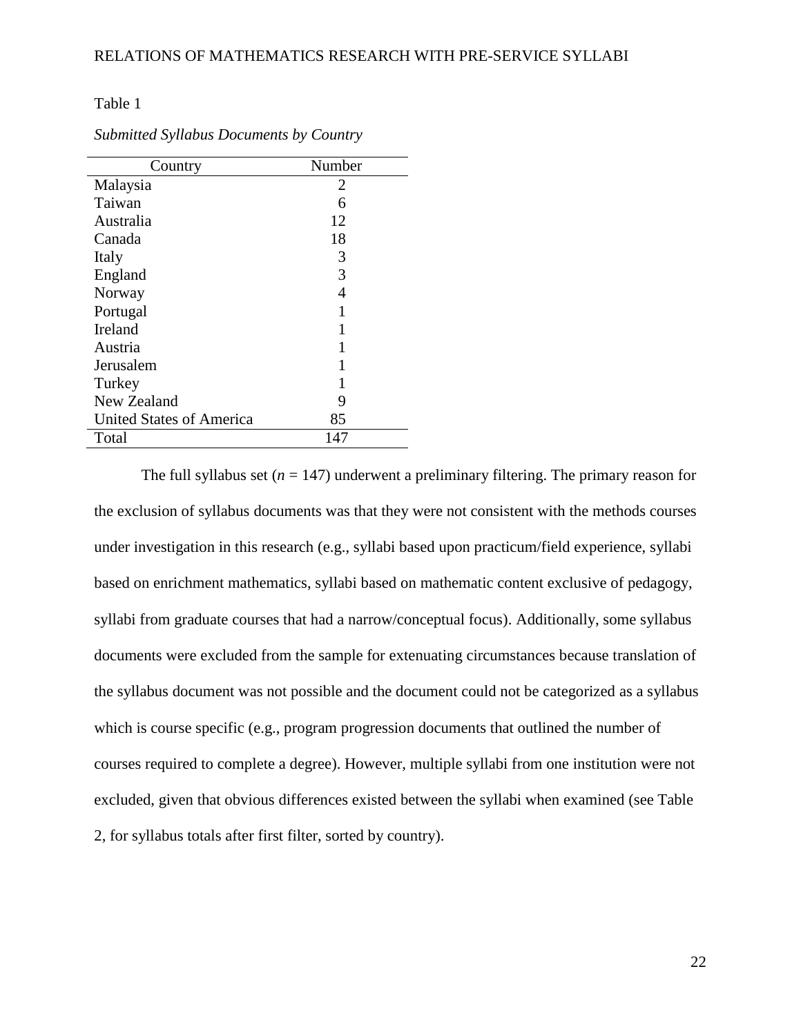Table 1

*Submitted Syllabus Documents by Country*

| Country | Number |
|---|---|
| Malaysia | 2 |
| Taiwan | 6 |
| Australia | 12 |
| Canada | 18 |
| Italy | 3 |
| England | 3 |
| Norway | 4 |
| Portugal | 1 |
| Ireland | 1 |
| Austria | 1 |
| Jerusalem | 1 |
| Turkey | 1 |
| New Zealand | 9 |
| United States of America | 85 |
| Total | 147 |

The full syllabus set ($n$ = 147) underwent a preliminary filtering. The primary reason for the exclusion of syllabus documents was that they were not consistent with the methods courses under investigation in this research (e.g., syllabi based upon practicum/field experience, syllabi based on enrichment mathematics, syllabi based on mathematic content exclusive of pedagogy, syllabi from graduate courses that had a narrow/conceptual focus). Additionally, some syllabus documents were excluded from the sample for extenuating circumstances because translation of the syllabus document was not possible and the document could not be categorized as a syllabus which is course specific (e.g., program progression documents that outlined the number of courses required to complete a degree). However, multiple syllabi from one institution were not excluded, given that obvious differences existed between the syllabi when examined (see Table 2, for syllabus totals after first filter, sorted by country).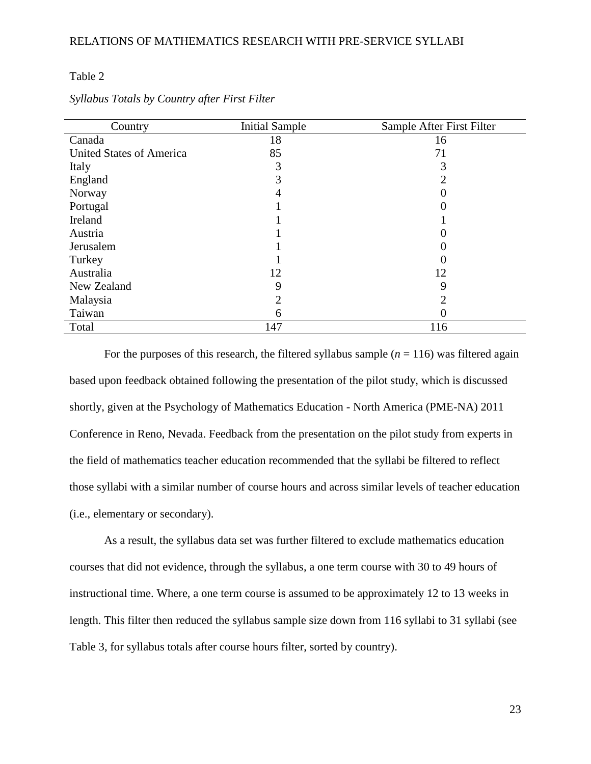Table 2

*Syllabus Totals by Country after First Filter*

| Country | Initial Sample | Sample After First Filter |
|---|---|---|
| Canada | 18 | 16 |
| United States of America | 85 | 71 |
| Italy | 3 | 3 |
| England | 3 | 2 |
| Norway | 4 | 0 |
| Portugal | 1 | 0 |
| Ireland | 1 | 1 |
| Austria | 1 | 0 |
| Jerusalem | 1 | 0 |
| Turkey | 1 | 0 |
| Australia | 12 | 12 |
| New Zealand | 9 | 9 |
| Malaysia | 2 | 2 |
| Taiwan | 6 | 0 |
| Total | 147 | 116 |

For the purposes of this research, the filtered syllabus sample ($n$ = 116) was filtered again based upon feedback obtained following the presentation of the pilot study, which is discussed shortly, given at the Psychology of Mathematics Education - North America (PME-NA) 2011 Conference in Reno, Nevada. Feedback from the presentation on the pilot study from experts in the field of mathematics teacher education recommended that the syllabi be filtered to reflect those syllabi with a similar number of course hours and across similar levels of teacher education (i.e., elementary or secondary).

As a result, the syllabus data set was further filtered to exclude mathematics education courses that did not evidence, through the syllabus, a one term course with 30 to 49 hours of instructional time. Where, a one term course is assumed to be approximately 12 to 13 weeks in length. This filter then reduced the syllabus sample size down from 116 syllabi to 31 syllabi (see Table 3, for syllabus totals after course hours filter, sorted by country).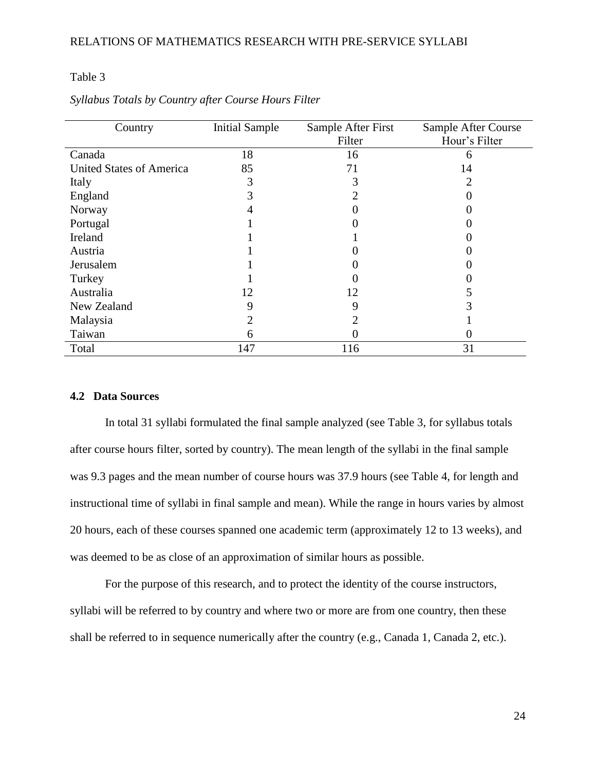Table 3

*Syllabus Totals by Country after Course Hours Filter*

| Country | Initial Sample | Sample After First Filter | Sample After Course Hour's Filter |
|---|---|---|---|
| Canada | 18 | 16 | 6 |
| United States of America | 85 | 71 | 14 |
| Italy | 3 | 3 | 2 |
| England | 3 | 2 | 0 |
| Norway | 4 | 0 | 0 |
| Portugal | 1 | 0 | 0 |
| Ireland | 1 | 1 | 0 |
| Austria | 1 | 0 | 0 |
| Jerusalem | 1 | 0 | 0 |
| Turkey | 1 | 0 | 0 |
| Australia | 12 | 12 | 5 |
| New Zealand | 9 | 9 | 3 |
| Malaysia | 2 | 2 | 1 |
| Taiwan | 6 | 0 | 0 |
| Total | 147 | 116 | 31 |

### 4.2 Data Sources

In total 31 syllabi formulated the final sample analyzed (see Table 3, for syllabus totals after course hours filter, sorted by country). The mean length of the syllabi in the final sample was 9.3 pages and the mean number of course hours was 37.9 hours (see Table 4, for length and instructional time of syllabi in final sample and mean). While the range in hours varies by almost 20 hours, each of these courses spanned one academic term (approximately 12 to 13 weeks), and was deemed to be as close of an approximation of similar hours as possible.

For the purpose of this research, and to protect the identity of the course instructors, syllabi will be referred to by country and where two or more are from one country, then these shall be referred to in sequence numerically after the country (e.g., Canada 1, Canada 2, etc.).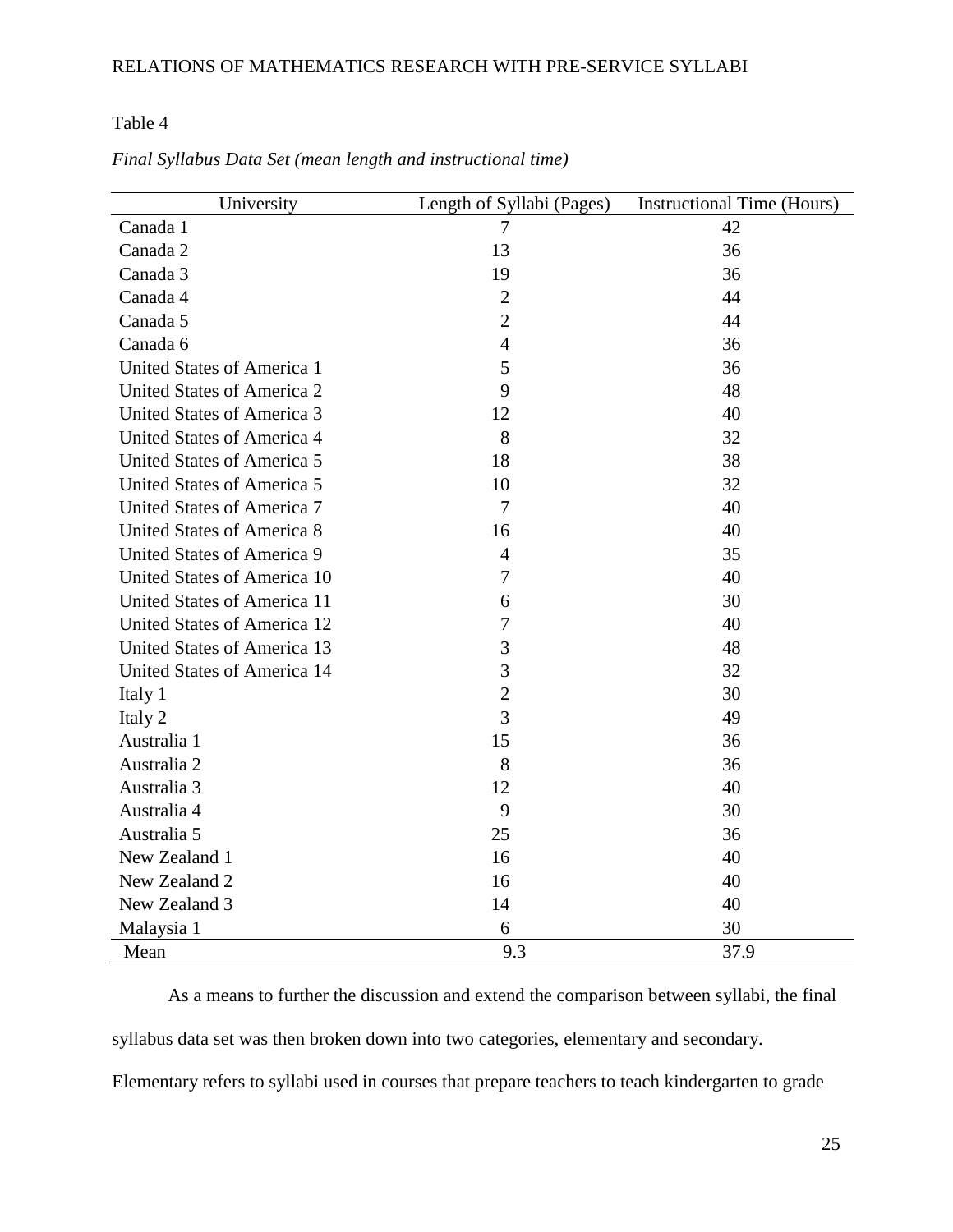Table 4

*Final Syllabus Data Set (mean length and instructional time)*

| University | Length of Syllabi (Pages) | Instructional Time (Hours) |
|---|---|---|
| Canada 1 | 7 | 42 |
| Canada 2 | 13 | 36 |
| Canada 3 | 19 | 36 |
| Canada 4 | 2 | 44 |
| Canada 5 | 2 | 44 |
| Canada 6 | 4 | 36 |
| United States of America 1 | 5 | 36 |
| United States of America 2 | 9 | 48 |
| United States of America 3 | 12 | 40 |
| United States of America 4 | 8 | 32 |
| United States of America 5 | 18 | 38 |
| United States of America 5 | 10 | 32 |
| United States of America 7 | 7 | 40 |
| United States of America 8 | 16 | 40 |
| United States of America 9 | 4 | 35 |
| United States of America 10 | 7 | 40 |
| United States of America 11 | 6 | 30 |
| United States of America 12 | 7 | 40 |
| United States of America 13 | 3 | 48 |
| United States of America 14 | 3 | 32 |
| Italy 1 | 2 | 30 |
| Italy 2 | 3 | 49 |
| Australia 1 | 15 | 36 |
| Australia 2 | 8 | 36 |
| Australia 3 | 12 | 40 |
| Australia 4 | 9 | 30 |
| Australia 5 | 25 | 36 |
| New Zealand 1 | 16 | 40 |
| New Zealand 2 | 16 | 40 |
| New Zealand 3 | 14 | 40 |
| Malaysia 1 | 6 | 30 |
| Mean | 9.3 | 37.9 |

As a means to further the discussion and extend the comparison between syllabi, the final syllabus data set was then broken down into two categories, elementary and secondary. Elementary refers to syllabi used in courses that prepare teachers to teach kindergarten to grade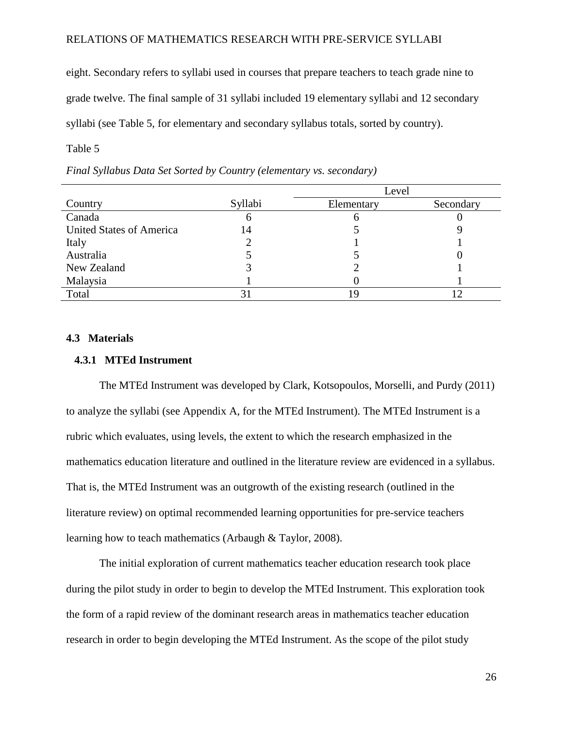eight. Secondary refers to syllabi used in courses that prepare teachers to teach grade nine to grade twelve. The final sample of 31 syllabi included 19 elementary syllabi and 12 secondary syllabi (see Table 5, for elementary and secondary syllabus totals, sorted by country).

Table 5

*Final Syllabus Data Set Sorted by Country (elementary vs. secondary)*

| | | Level | |
|---|---|---|---|
| Country | Syllabi | Elementary | Secondary |
| Canada | 6 | 6 | 0 |
| United States of America | 14 | 5 | 9 |
| Italy | 2 | 1 | 1 |
| Australia | 5 | 5 | 0 |
| New Zealand | 3 | 2 | 1 |
| Malaysia | 1 | 0 | 1 |
| Total | 31 | 19 | 12 |

## 4.3 Materials

### 4.3.1 MTEd Instrument

The MTEd Instrument was developed by Clark, Kotsopoulos, Morselli, and Purdy (2011) to analyze the syllabi (see Appendix A, for the MTEd Instrument). The MTEd Instrument is a rubric which evaluates, using levels, the extent to which the research emphasized in the mathematics education literature and outlined in the literature review are evidenced in a syllabus. That is, the MTEd Instrument was an outgrowth of the existing research (outlined in the literature review) on optimal recommended learning opportunities for pre-service teachers learning how to teach mathematics (Arbaugh & Taylor, 2008).

The initial exploration of current mathematics teacher education research took place during the pilot study in order to begin to develop the MTEd Instrument. This exploration took the form of a rapid review of the dominant research areas in mathematics teacher education research in order to begin developing the MTEd Instrument. As the scope of the pilot study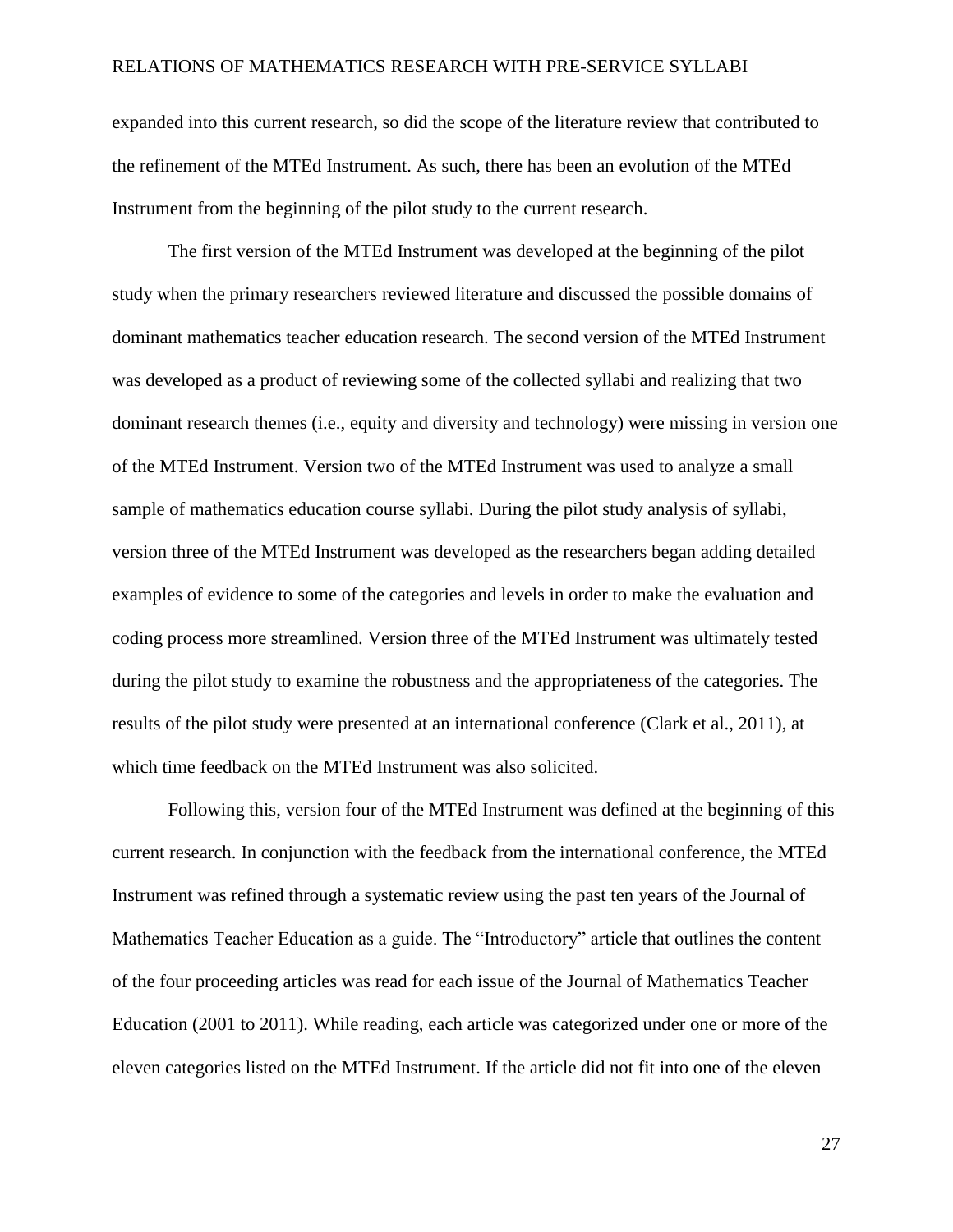expanded into this current research, so did the scope of the literature review that contributed to the refinement of the MTEd Instrument. As such, there has been an evolution of the MTEd Instrument from the beginning of the pilot study to the current research.

The first version of the MTEd Instrument was developed at the beginning of the pilot study when the primary researchers reviewed literature and discussed the possible domains of dominant mathematics teacher education research. The second version of the MTEd Instrument was developed as a product of reviewing some of the collected syllabi and realizing that two dominant research themes (i.e., equity and diversity and technology) were missing in version one of the MTEd Instrument. Version two of the MTEd Instrument was used to analyze a small sample of mathematics education course syllabi. During the pilot study analysis of syllabi, version three of the MTEd Instrument was developed as the researchers began adding detailed examples of evidence to some of the categories and levels in order to make the evaluation and coding process more streamlined. Version three of the MTEd Instrument was ultimately tested during the pilot study to examine the robustness and the appropriateness of the categories. The results of the pilot study were presented at an international conference (Clark et al., 2011), at which time feedback on the MTEd Instrument was also solicited.

Following this, version four of the MTEd Instrument was defined at the beginning of this current research. In conjunction with the feedback from the international conference, the MTEd Instrument was refined through a systematic review using the past ten years of the Journal of Mathematics Teacher Education as a guide. The "Introductory" article that outlines the content of the four proceeding articles was read for each issue of the Journal of Mathematics Teacher Education (2001 to 2011). While reading, each article was categorized under one or more of the eleven categories listed on the MTEd Instrument. If the article did not fit into one of the eleven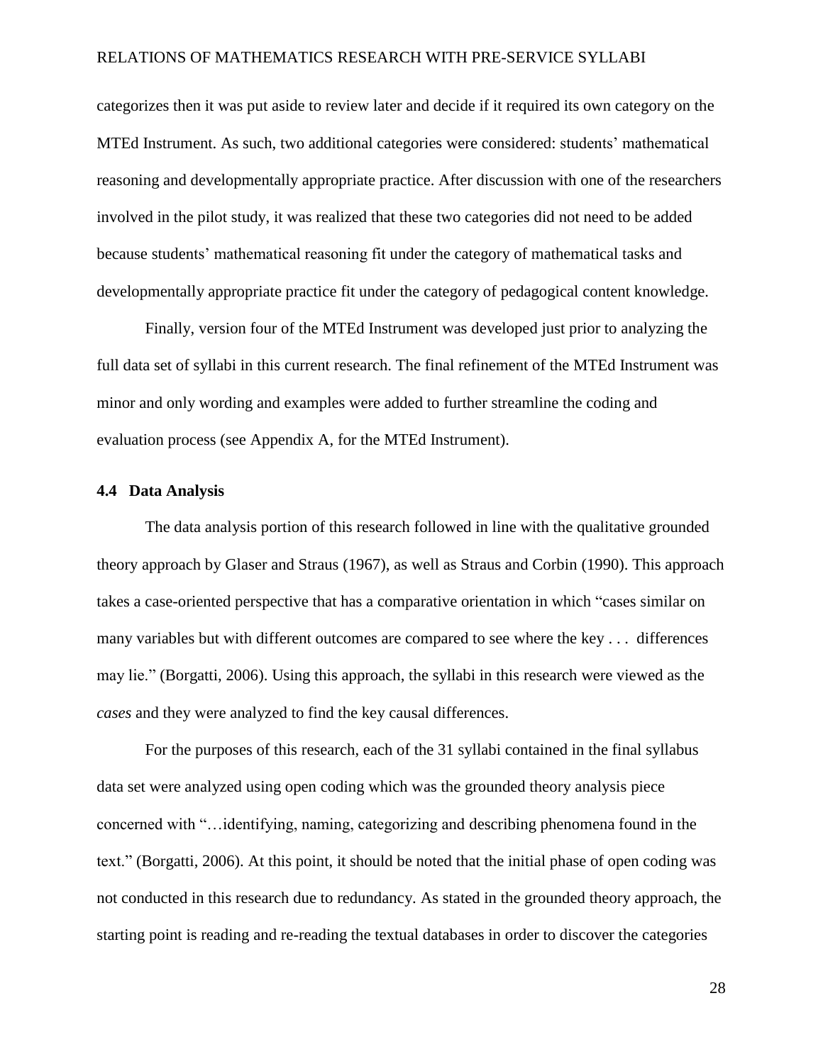categorizes then it was put aside to review later and decide if it required its own category on the MTEd Instrument. As such, two additional categories were considered: students' mathematical reasoning and developmentally appropriate practice. After discussion with one of the researchers involved in the pilot study, it was realized that these two categories did not need to be added because students' mathematical reasoning fit under the category of mathematical tasks and developmentally appropriate practice fit under the category of pedagogical content knowledge.

Finally, version four of the MTEd Instrument was developed just prior to analyzing the full data set of syllabi in this current research. The final refinement of the MTEd Instrument was minor and only wording and examples were added to further streamline the coding and evaluation process (see Appendix A, for the MTEd Instrument).

### 4.4 Data Analysis

The data analysis portion of this research followed in line with the qualitative grounded theory approach by Glaser and Straus (1967), as well as Straus and Corbin (1990). This approach takes a case-oriented perspective that has a comparative orientation in which "cases similar on many variables but with different outcomes are compared to see where the key . . . differences may lie." (Borgatti, 2006). Using this approach, the syllabi in this research were viewed as the *cases* and they were analyzed to find the key causal differences.

For the purposes of this research, each of the 31 syllabi contained in the final syllabus data set were analyzed using open coding which was the grounded theory analysis piece concerned with "…identifying, naming, categorizing and describing phenomena found in the text." (Borgatti, 2006). At this point, it should be noted that the initial phase of open coding was not conducted in this research due to redundancy. As stated in the grounded theory approach, the starting point is reading and re-reading the textual databases in order to discover the categories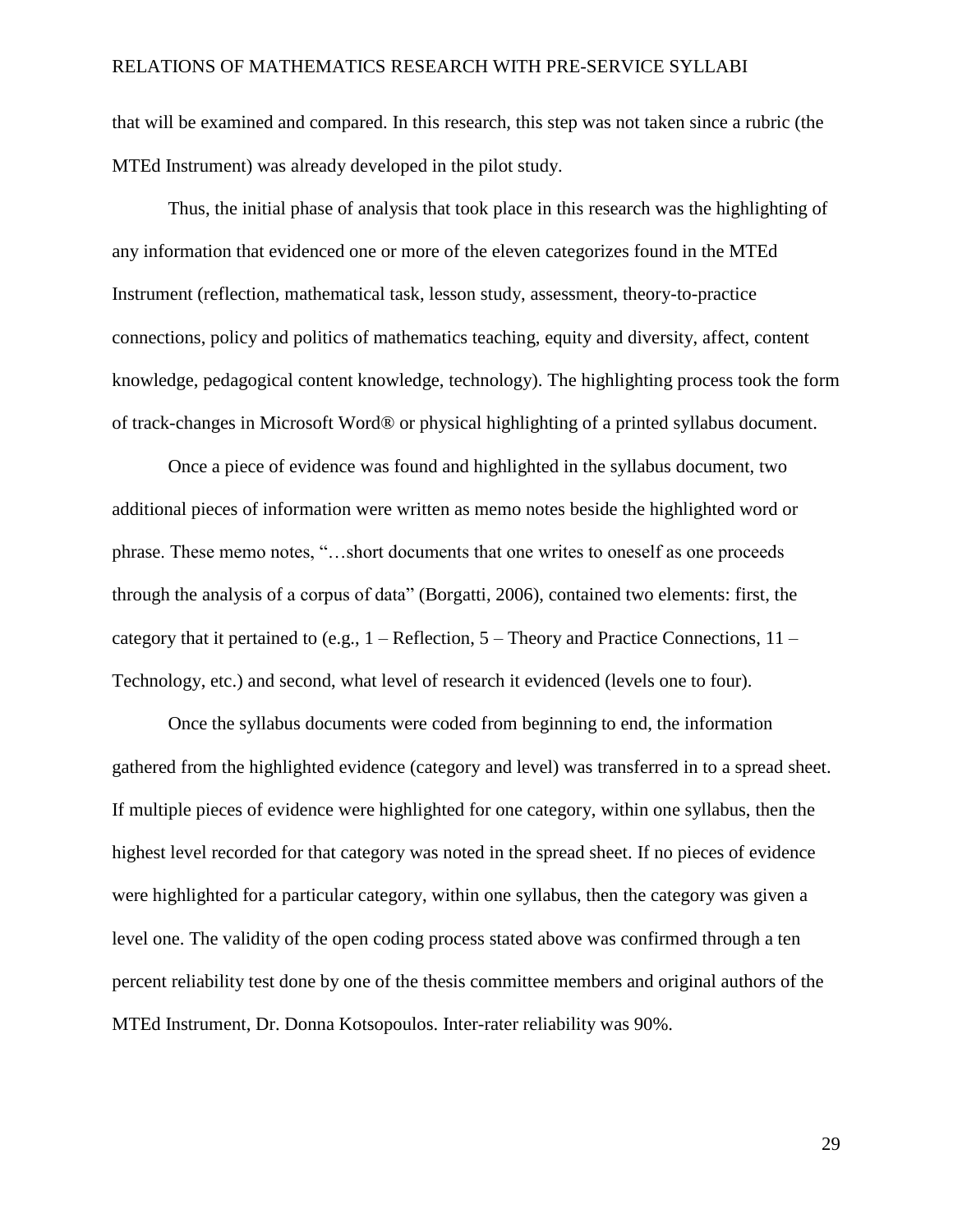that will be examined and compared. In this research, this step was not taken since a rubric (the MTEd Instrument) was already developed in the pilot study.

Thus, the initial phase of analysis that took place in this research was the highlighting of any information that evidenced one or more of the eleven categorizes found in the MTEd Instrument (reflection, mathematical task, lesson study, assessment, theory-to-practice connections, policy and politics of mathematics teaching, equity and diversity, affect, content knowledge, pedagogical content knowledge, technology). The highlighting process took the form of track-changes in Microsoft Word® or physical highlighting of a printed syllabus document.

Once a piece of evidence was found and highlighted in the syllabus document, two additional pieces of information were written as memo notes beside the highlighted word or phrase. These memo notes, "…short documents that one writes to oneself as one proceeds through the analysis of a corpus of data" (Borgatti, 2006), contained two elements: first, the category that it pertained to (e.g., 1 – Reflection, 5 – Theory and Practice Connections, 11 – Technology, etc.) and second, what level of research it evidenced (levels one to four).

Once the syllabus documents were coded from beginning to end, the information gathered from the highlighted evidence (category and level) was transferred in to a spread sheet. If multiple pieces of evidence were highlighted for one category, within one syllabus, then the highest level recorded for that category was noted in the spread sheet. If no pieces of evidence were highlighted for a particular category, within one syllabus, then the category was given a level one. The validity of the open coding process stated above was confirmed through a ten percent reliability test done by one of the thesis committee members and original authors of the MTEd Instrument, Dr. Donna Kotsopoulos. Inter-rater reliability was 90%.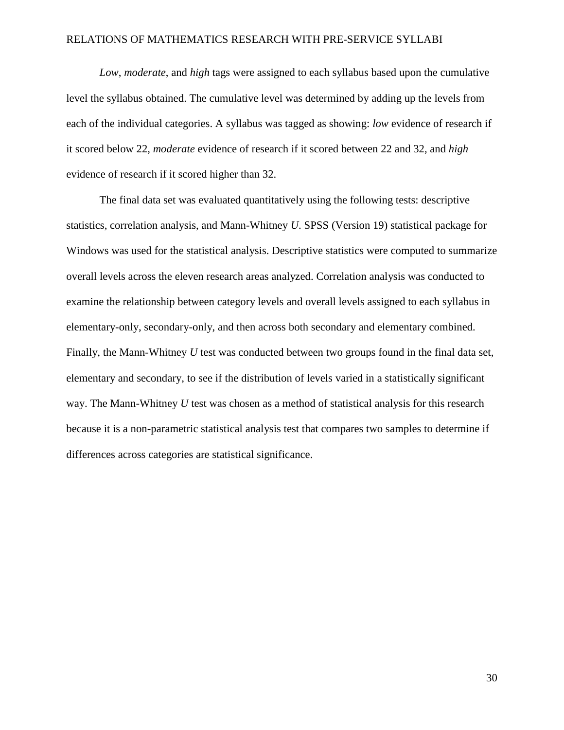*Low*, *moderate*, and *high* tags were assigned to each syllabus based upon the cumulative level the syllabus obtained. The cumulative level was determined by adding up the levels from each of the individual categories. A syllabus was tagged as showing: *low* evidence of research if it scored below 22, *moderate* evidence of research if it scored between 22 and 32, and *high* evidence of research if it scored higher than 32.

The final data set was evaluated quantitatively using the following tests: descriptive statistics, correlation analysis, and Mann-Whitney *U*. SPSS (Version 19) statistical package for Windows was used for the statistical analysis. Descriptive statistics were computed to summarize overall levels across the eleven research areas analyzed. Correlation analysis was conducted to examine the relationship between category levels and overall levels assigned to each syllabus in elementary-only, secondary-only, and then across both secondary and elementary combined. Finally, the Mann-Whitney *U* test was conducted between two groups found in the final data set, elementary and secondary, to see if the distribution of levels varied in a statistically significant way. The Mann-Whitney *U* test was chosen as a method of statistical analysis for this research because it is a non-parametric statistical analysis test that compares two samples to determine if differences across categories are statistical significance.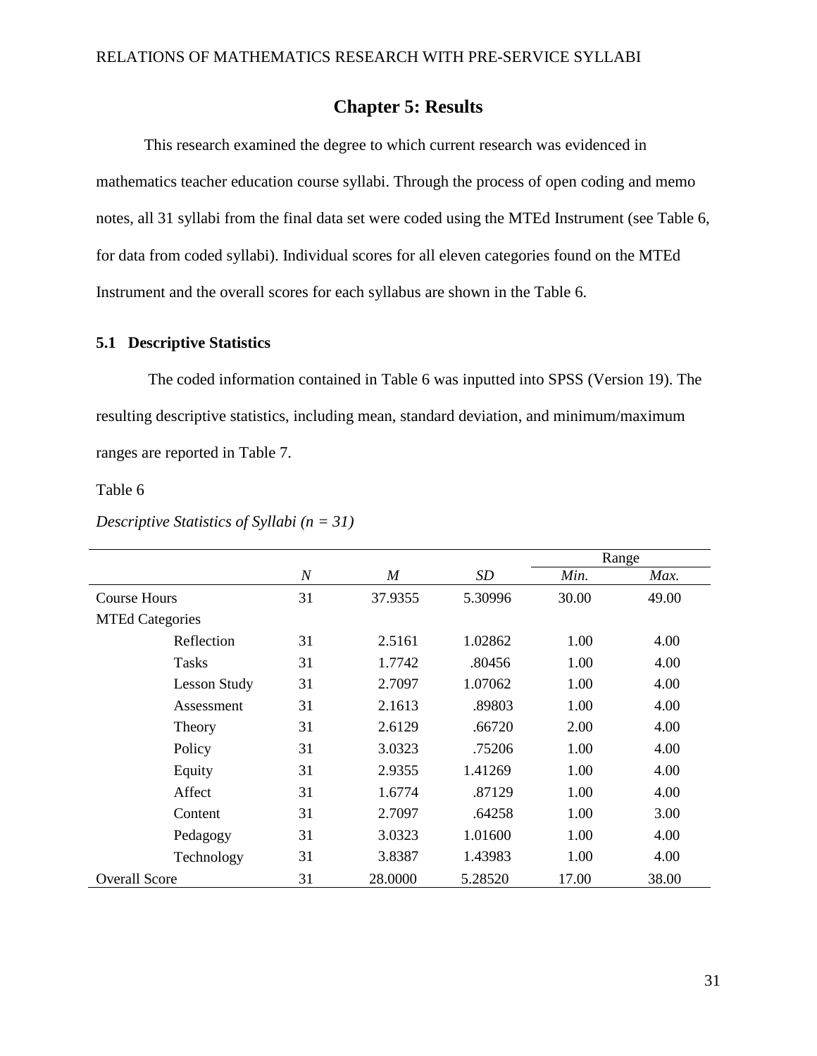# Chapter 5: Results

This research examined the degree to which current research was evidenced in mathematics teacher education course syllabi. Through the process of open coding and memo notes, all 31 syllabi from the final data set were coded using the MTEd Instrument (see Table 6, for data from coded syllabi). Individual scores for all eleven categories found on the MTEd Instrument and the overall scores for each syllabus are shown in the Table 6.

## 5.1 Descriptive Statistics

The coded information contained in Table 6 was inputted into SPSS (Version 19). The resulting descriptive statistics, including mean, standard deviation, and minimum/maximum ranges are reported in Table 7.

Table 6

*Descriptive Statistics of Syllabi (n = 31)*

| | | | | Range | |
|---|---|---|---|---|---|
| | *N* | *M* | *SD* | *Min.* | *Max.* |
| Course Hours | 31 | 37.9355 | 5.30996 | 30.00 | 49.00 |
| MTEd Categories | | | | | |
| Reflection | 31 | 2.5161 | 1.02862 | 1.00 | 4.00 |
| Tasks | 31 | 1.7742 | .80456 | 1.00 | 4.00 |
| Lesson Study | 31 | 2.7097 | 1.07062 | 1.00 | 4.00 |
| Assessment | 31 | 2.1613 | .89803 | 1.00 | 4.00 |
| Theory | 31 | 2.6129 | .66720 | 2.00 | 4.00 |
| Policy | 31 | 3.0323 | .75206 | 1.00 | 4.00 |
| Equity | 31 | 2.9355 | 1.41269 | 1.00 | 4.00 |
| Affect | 31 | 1.6774 | .87129 | 1.00 | 4.00 |
| Content | 31 | 2.7097 | .64258 | 1.00 | 3.00 |
| Pedagogy | 31 | 3.0323 | 1.01600 | 1.00 | 4.00 |
| Technology | 31 | 3.8387 | 1.43983 | 1.00 | 4.00 |
| Overall Score | 31 | 28.0000 | 5.28520 | 17.00 | 38.00 |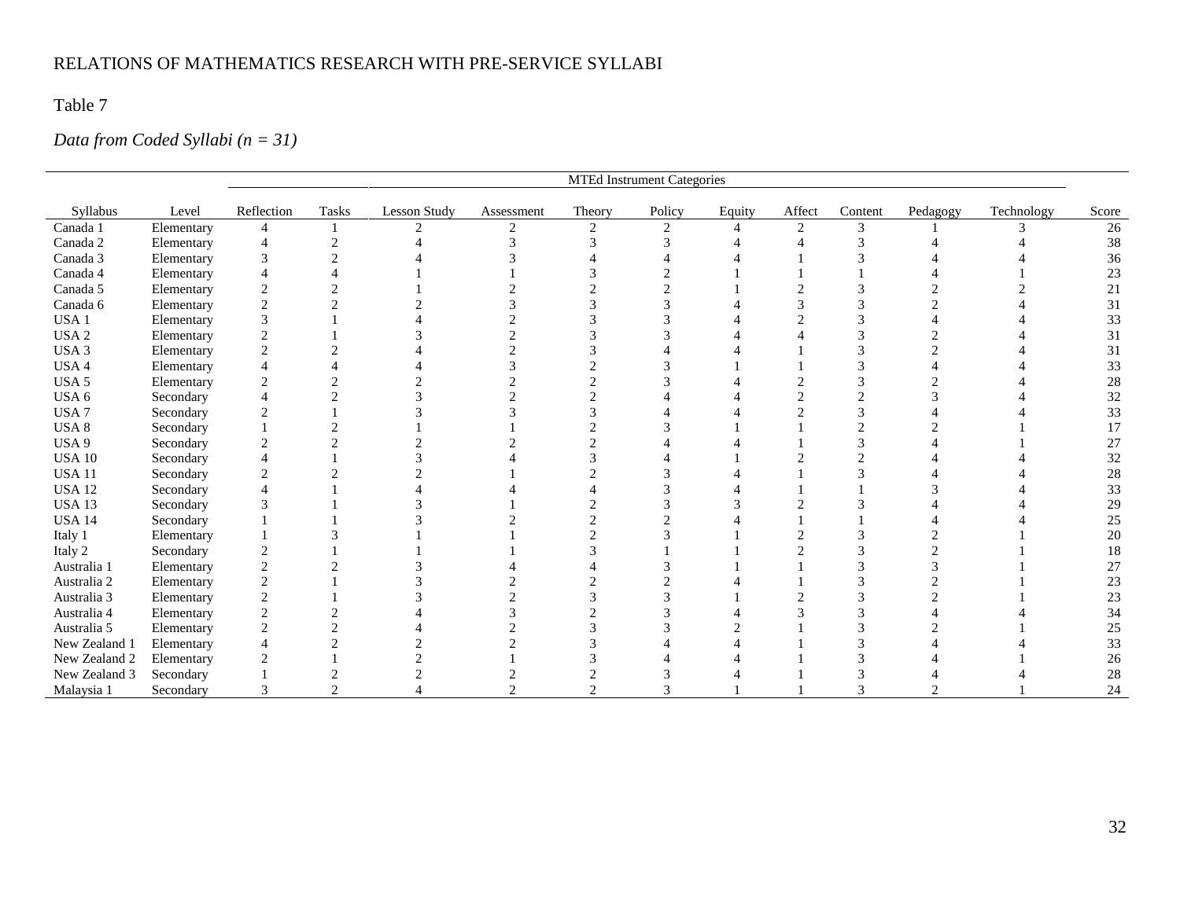Table 7

*Data from Coded Syllabi (n = 31)*

| | | MTEd Instrument Categories | | | | | | | | | | | |
|---|---|---|---|---|---|---|---|---|---|---|---|---|---|
| Syllabus | Level | Reflection | Tasks | Lesson Study | Assessment | Theory | Policy | Equity | Affect | Content | Pedagogy | Technology | Score |
| Canada 1 | Elementary | 4 | 1 | 2 | 2 | 2 | 2 | 4 | 2 | 3 | 1 | 3 | 26 |
| Canada 2 | Elementary | 4 | 2 | 4 | 3 | 3 | 3 | 4 | 4 | 3 | 4 | 4 | 38 |
| Canada 3 | Elementary | 3 | 2 | 4 | 3 | 4 | 4 | 4 | 1 | 3 | 4 | 4 | 36 |
| Canada 4 | Elementary | 4 | 4 | 1 | 1 | 3 | 2 | 1 | 1 | 1 | 4 | 1 | 23 |
| Canada 5 | Elementary | 2 | 2 | 1 | 2 | 2 | 2 | 1 | 2 | 3 | 2 | 2 | 21 |
| Canada 6 | Elementary | 2 | 2 | 2 | 3 | 3 | 3 | 4 | 3 | 3 | 2 | 4 | 31 |
| USA 1 | Elementary | 3 | 1 | 4 | 2 | 3 | 3 | 4 | 2 | 3 | 4 | 4 | 33 |
| USA 2 | Elementary | 2 | 1 | 3 | 2 | 3 | 3 | 4 | 4 | 3 | 2 | 4 | 31 |
| USA 3 | Elementary | 2 | 2 | 4 | 2 | 3 | 4 | 4 | 1 | 3 | 2 | 4 | 31 |
| USA 4 | Elementary | 4 | 4 | 4 | 3 | 2 | 3 | 1 | 1 | 3 | 4 | 4 | 33 |
| USA 5 | Elementary | 2 | 2 | 2 | 2 | 2 | 3 | 4 | 2 | 3 | 2 | 4 | 28 |
| USA 6 | Secondary | 4 | 2 | 3 | 2 | 2 | 4 | 4 | 2 | 2 | 3 | 4 | 32 |
| USA 7 | Secondary | 2 | 1 | 3 | 3 | 3 | 4 | 4 | 2 | 3 | 4 | 4 | 33 |
| USA 8 | Secondary | 1 | 2 | 1 | 1 | 2 | 3 | 1 | 1 | 2 | 2 | 1 | 17 |
| USA 9 | Secondary | 2 | 2 | 2 | 2 | 2 | 4 | 4 | 1 | 3 | 4 | 1 | 27 |
| USA 10 | Secondary | 4 | 1 | 3 | 4 | 3 | 4 | 1 | 2 | 2 | 4 | 4 | 32 |
| USA 11 | Secondary | 2 | 2 | 2 | 1 | 2 | 3 | 4 | 1 | 3 | 4 | 4 | 28 |
| USA 12 | Secondary | 4 | 1 | 4 | 4 | 4 | 3 | 4 | 1 | 1 | 3 | 4 | 33 |
| USA 13 | Secondary | 3 | 1 | 3 | 1 | 2 | 3 | 3 | 2 | 3 | 4 | 4 | 29 |
| USA 14 | Secondary | 1 | 1 | 3 | 2 | 2 | 2 | 4 | 1 | 1 | 4 | 4 | 25 |
| Italy 1 | Elementary | 1 | 3 | 1 | 1 | 2 | 3 | 1 | 2 | 3 | 2 | 1 | 20 |
| Italy 2 | Secondary | 2 | 1 | 1 | 1 | 3 | 1 | 1 | 2 | 3 | 2 | 1 | 18 |
| Australia 1 | Elementary | 2 | 2 | 3 | 4 | 4 | 3 | 1 | 1 | 3 | 3 | 1 | 27 |
| Australia 2 | Elementary | 2 | 1 | 3 | 2 | 2 | 2 | 4 | 1 | 3 | 2 | 1 | 23 |
| Australia 3 | Elementary | 2 | 1 | 3 | 2 | 3 | 3 | 1 | 2 | 3 | 2 | 1 | 23 |
| Australia 4 | Elementary | 2 | 2 | 4 | 3 | 2 | 3 | 4 | 3 | 3 | 4 | 4 | 34 |
| Australia 5 | Elementary | 2 | 2 | 4 | 2 | 3 | 3 | 2 | 1 | 3 | 2 | 1 | 25 |
| New Zealand 1 | Elementary | 4 | 2 | 2 | 2 | 3 | 4 | 4 | 1 | 3 | 4 | 4 | 33 |
| New Zealand 2 | Elementary | 2 | 1 | 2 | 1 | 3 | 4 | 4 | 1 | 3 | 4 | 1 | 26 |
| New Zealand 3 | Secondary | 1 | 2 | 2 | 2 | 2 | 3 | 4 | 1 | 3 | 4 | 4 | 28 |
| Malaysia 1 | Secondary | 3 | 2 | 4 | 2 | 2 | 3 | 1 | 1 | 3 | 2 | 1 | 24 |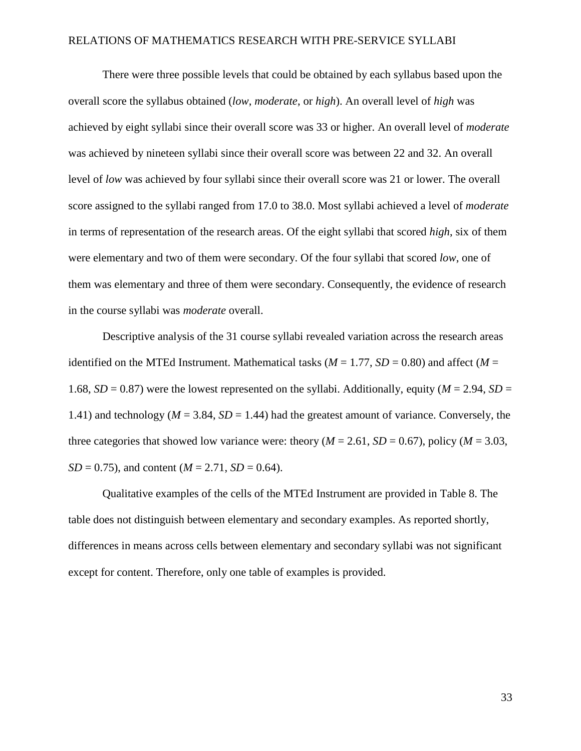There were three possible levels that could be obtained by each syllabus based upon the overall score the syllabus obtained (*low*, *moderate*, or *high*). An overall level of *high* was achieved by eight syllabi since their overall score was 33 or higher. An overall level of *moderate* was achieved by nineteen syllabi since their overall score was between 22 and 32. An overall level of *low* was achieved by four syllabi since their overall score was 21 or lower. The overall score assigned to the syllabi ranged from 17.0 to 38.0. Most syllabi achieved a level of *moderate* in terms of representation of the research areas. Of the eight syllabi that scored *high*, six of them were elementary and two of them were secondary. Of the four syllabi that scored *low*, one of them was elementary and three of them were secondary. Consequently, the evidence of research in the course syllabi was *moderate* overall.

Descriptive analysis of the 31 course syllabi revealed variation across the research areas identified on the MTEd Instrument. Mathematical tasks ($M$ = 1.77, $SD$ = 0.80) and affect ($M$ = 1.68, $SD$ = 0.87) were the lowest represented on the syllabi. Additionally, equity ($M$ = 2.94, $SD$ = 1.41) and technology ($M$ = 3.84, $SD$ = 1.44) had the greatest amount of variance. Conversely, the three categories that showed low variance were: theory ($M$ = 2.61, $SD$ = 0.67), policy ($M$ = 3.03, $SD$ = 0.75), and content ($M$ = 2.71, $SD$ = 0.64).

Qualitative examples of the cells of the MTEd Instrument are provided in Table 8. The table does not distinguish between elementary and secondary examples. As reported shortly, differences in means across cells between elementary and secondary syllabi was not significant except for content. Therefore, only one table of examples is provided.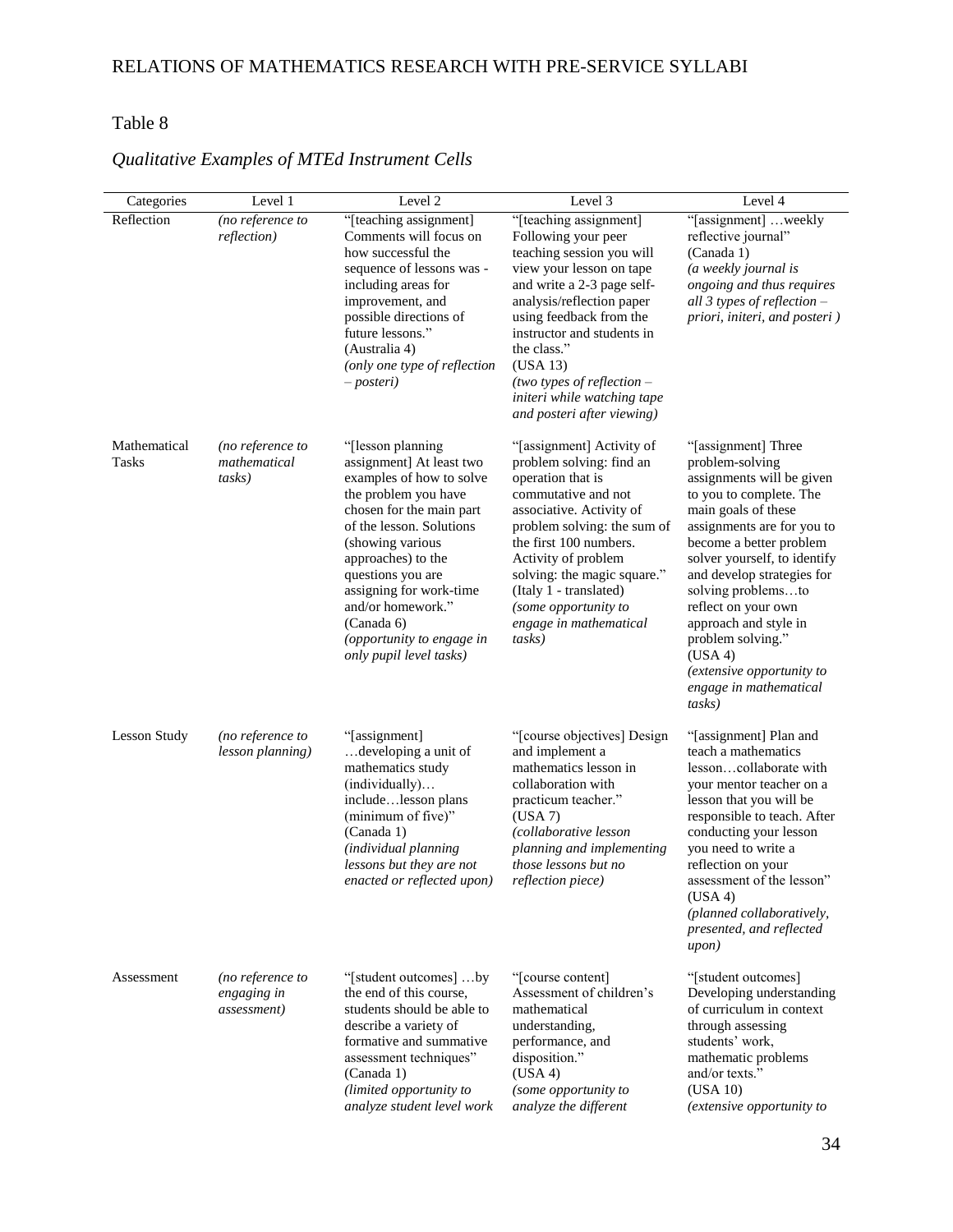Table 8

*Qualitative Examples of MTEd Instrument Cells*

| Categories | Level 1 | Level 2 | Level 3 | Level 4 |
|---|---|---|---|---|
| Reflection | *(no reference to reflection)* | "[teaching assignment] Comments will focus on how successful the sequence of lessons was - including areas for improvement, and possible directions of future lessons." (Australia 4) *(only one type of reflection – posteri)* | "[teaching assignment] Following your peer teaching session you will view your lesson on tape and write a 2-3 page self-analysis/reflection paper using feedback from the instructor and students in the class." (USA 13) *(two types of reflection – initeri while watching tape and posteri after viewing)* | "[assignment] …weekly reflective journal" (Canada 1) *(a weekly journal is ongoing and thus requires all 3 types of reflection – priori, initeri, and posteri )* |
| Mathematical Tasks | *(no reference to mathematical tasks)* | "[lesson planning assignment] At least two examples of how to solve the problem you have chosen for the main part of the lesson. Solutions (showing various approaches) to the questions you are assigning for work-time and/or homework." (Canada 6) *(opportunity to engage in only pupil level tasks)* | "[assignment] Activity of problem solving: find an operation that is commutative and not associative. Activity of problem solving: the sum of the first 100 numbers. Activity of problem solving: the magic square." (Italy 1 - translated) *(some opportunity to engage in mathematical tasks)* | "[assignment] Three problem-solving assignments will be given to you to complete. The main goals of these assignments are for you to become a better problem solver yourself, to identify and develop strategies for solving problems…to reflect on your own approach and style in problem solving." (USA 4) *(extensive opportunity to engage in mathematical tasks)* |
| Lesson Study | *(no reference to lesson planning)* | "[assignment] …developing a unit of mathematics study (individually)… include…lesson plans (minimum of five)" (Canada 1) *(individual planning lessons but they are not enacted or reflected upon)* | "[course objectives] Design and implement a mathematics lesson in collaboration with practicum teacher." (USA 7) *(collaborative lesson planning and implementing those lessons but no reflection piece)* | "[assignment] Plan and teach a mathematics lesson…collaborate with your mentor teacher on a lesson that you will be responsible to teach. After conducting your lesson you need to write a reflection on your assessment of the lesson" (USA 4) *(planned collaboratively, presented, and reflected upon)* |
| Assessment | *(no reference to engaging in assessment)* | "[student outcomes] …by the end of this course, students should be able to describe a variety of formative and summative assessment techniques" (Canada 1) *(limited opportunity to analyze student level work* | "[course content] Assessment of children's mathematical understanding, performance, and disposition." (USA 4) *(some opportunity to analyze the different* | "[student outcomes] Developing understanding of curriculum in context through assessing students' work, mathematic problems and/or texts." (USA 10) *(extensive opportunity to* |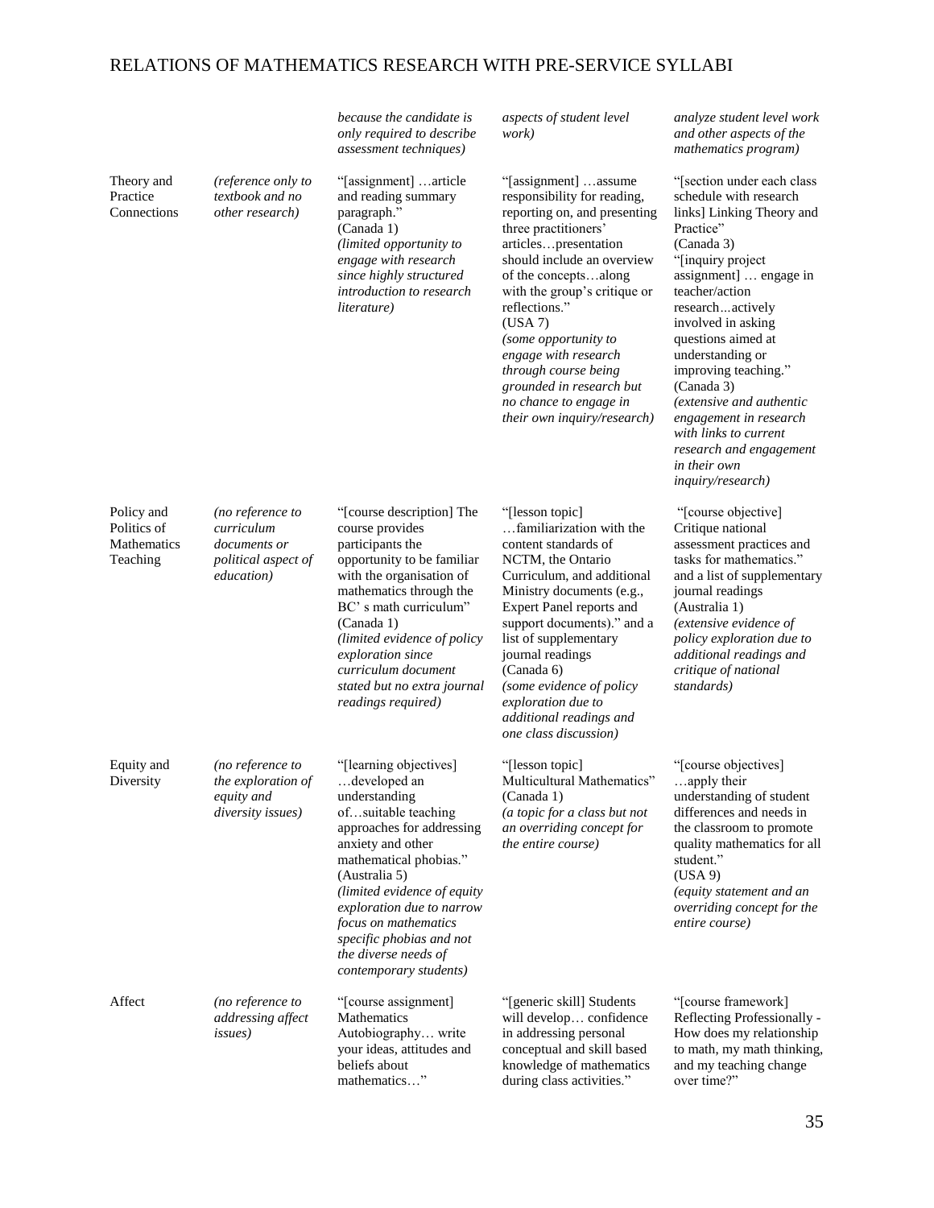| | | | | |
|---|---|---|---|---|
| | | *because the candidate is only required to describe assessment techniques)* | *aspects of student level work)* | *analyze student level work and other aspects of the mathematics program)* |
| Theory and Practice Connections | *(reference only to textbook and no other research)* | "[assignment] …article and reading summary paragraph." (Canada 1) *(limited opportunity to engage with research since highly structured introduction to research literature)* | "[assignment] …assume responsibility for reading, reporting on, and presenting three practitioners' articles…presentation should include an overview of the concepts…along with the group's critique or reflections." (USA 7) *(some opportunity to engage with research through course being grounded in research but no chance to engage in their own inquiry/research)* | "[section under each class schedule with research links] Linking Theory and Practice" (Canada 3) "[inquiry project assignment] … engage in teacher/action research...actively involved in asking questions aimed at understanding or improving teaching." (Canada 3) *(extensive and authentic engagement in research with links to current research and engagement in their own inquiry/research)* |
| Policy and Politics of Mathematics Teaching | *(no reference to curriculum documents or political aspect of education)* | "[course description] The course provides participants the opportunity to be familiar with the organisation of mathematics through the BC' s math curriculum" (Canada 1) *(limited evidence of policy exploration since curriculum document stated but no extra journal readings required)* | "[lesson topic] …familiarization with the content standards of NCTM, the Ontario Curriculum, and additional Ministry documents (e.g., Expert Panel reports and support documents)." and a list of supplementary journal readings (Canada 6) *(some evidence of policy exploration due to additional readings and one class discussion)* | "[course objective] Critique national assessment practices and tasks for mathematics." and a list of supplementary journal readings (Australia 1) *(extensive evidence of policy exploration due to additional readings and critique of national standards)* |
| Equity and Diversity | *(no reference to the exploration of equity and diversity issues)* | "[learning objectives] …developed an understanding of…suitable teaching approaches for addressing anxiety and other mathematical phobias." (Australia 5) *(limited evidence of equity exploration due to narrow focus on mathematics specific phobias and not the diverse needs of contemporary students)* | "[lesson topic] Multicultural Mathematics" (Canada 1) *(a topic for a class but not an overriding concept for the entire course)* | "[course objectives] …apply their understanding of student differences and needs in the classroom to promote quality mathematics for all student." (USA 9) *(equity statement and an overriding concept for the entire course)* |
| Affect | *(no reference to addressing affect issues)* | "[course assignment] Mathematics Autobiography… write your ideas, attitudes and beliefs about mathematics…" | "[generic skill] Students will develop… confidence in addressing personal conceptual and skill based knowledge of mathematics during class activities." | "[course framework] Reflecting Professionally - How does my relationship to math, my math thinking, and my teaching change over time?" |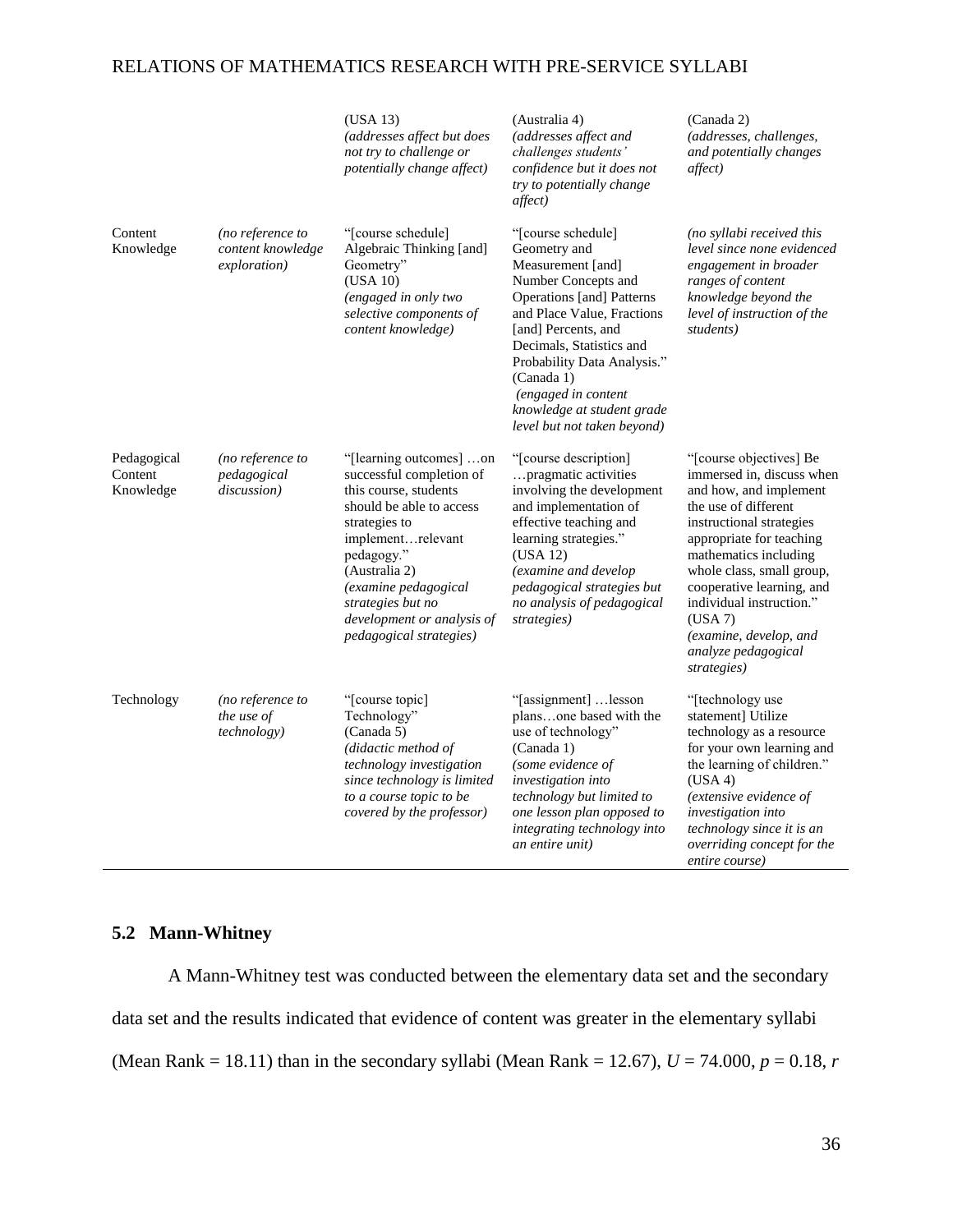| | | | | |
|---|---|---|---|---|
| | | (USA 13) *(addresses affect but does not try to challenge or potentially change affect)* | (Australia 4) *(addresses affect and challenges students' confidence but it does not try to potentially change affect)* | (Canada 2) *(addresses, challenges, and potentially changes affect)* |
| Content Knowledge | *(no reference to content knowledge exploration)* | "[course schedule] Algebraic Thinking [and] Geometry" (USA 10) *(engaged in only two selective components of content knowledge)* | "[course schedule] Geometry and Measurement [and] Number Concepts and Operations [and] Patterns and Place Value, Fractions [and] Percents, and Decimals, Statistics and Probability Data Analysis." (Canada 1) *(engaged in content knowledge at student grade level but not taken beyond)* | *(no syllabi received this level since none evidenced engagement in broader ranges of content knowledge beyond the level of instruction of the students)* |
| Pedagogical Content Knowledge | *(no reference to pedagogical discussion)* | "[learning outcomes] …on successful completion of this course, students should be able to access strategies to implement…relevant pedagogy." (Australia 2) *(examine pedagogical strategies but no development or analysis of pedagogical strategies)* | "[course description] …pragmatic activities involving the development and implementation of effective teaching and learning strategies." (USA 12) *(examine and develop pedagogical strategies but no analysis of pedagogical strategies)* | "[course objectives] Be immersed in, discuss when and how, and implement the use of different instructional strategies appropriate for teaching mathematics including whole class, small group, cooperative learning, and individual instruction." (USA 7) *(examine, develop, and analyze pedagogical strategies)* |
| Technology | *(no reference to the use of technology)* | "[course topic] Technology" (Canada 5) *(didactic method of technology investigation since technology is limited to a course topic to be covered by the professor)* | "[assignment] …lesson plans…one based with the use of technology" (Canada 1) *(some evidence of investigation into technology but limited to one lesson plan opposed to integrating technology into an entire unit)* | "[technology use statement] Utilize technology as a resource for your own learning and the learning of children." (USA 4) *(extensive evidence of investigation into technology since it is an overriding concept for the entire course)* |

## 5.2 Mann-Whitney

A Mann-Whitney test was conducted between the elementary data set and the secondary data set and the results indicated that evidence of content was greater in the elementary syllabi (Mean Rank = 18.11) than in the secondary syllabi (Mean Rank = 12.67), $U = 74.000$, $p = 0.18$, $r$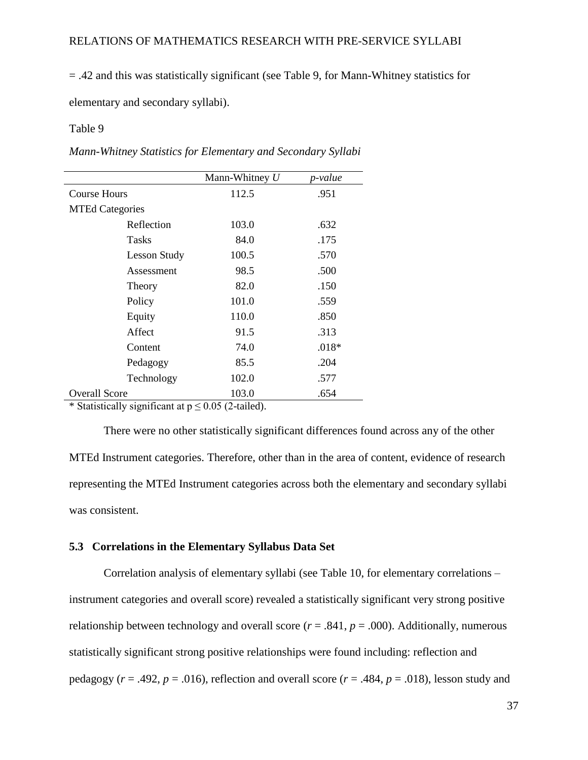= .42 and this was statistically significant (see Table 9, for Mann-Whitney statistics for elementary and secondary syllabi).

Table 9

*Mann-Whitney Statistics for Elementary and Secondary Syllabi*

| | Mann-Whitney *U* | *p-value* |
|---|---|---|
| Course Hours | 112.5 | .951 |
| MTEd Categories | | |
| Reflection | 103.0 | .632 |
| Tasks | 84.0 | .175 |
| Lesson Study | 100.5 | .570 |
| Assessment | 98.5 | .500 |
| Theory | 82.0 | .150 |
| Policy | 101.0 | .559 |
| Equity | 110.0 | .850 |
| Affect | 91.5 | .313 |
| Content | 74.0 | .018* |
| Pedagogy | 85.5 | .204 |
| Technology | 102.0 | .577 |
| Overall Score | 103.0 | .654 |

\* Statistically significant at $p \leq 0.05$ (2-tailed).

There were no other statistically significant differences found across any of the other MTEd Instrument categories. Therefore, other than in the area of content, evidence of research representing the MTEd Instrument categories across both the elementary and secondary syllabi was consistent.

### 5.3 Correlations in the Elementary Syllabus Data Set

Correlation analysis of elementary syllabi (see Table 10, for elementary correlations – instrument categories and overall score) revealed a statistically significant very strong positive relationship between technology and overall score ($r = .841$, $p = .000$). Additionally, numerous statistically significant strong positive relationships were found including: reflection and pedagogy ($r = .492$, $p = .016$), reflection and overall score ($r = .484$, $p = .018$), lesson study and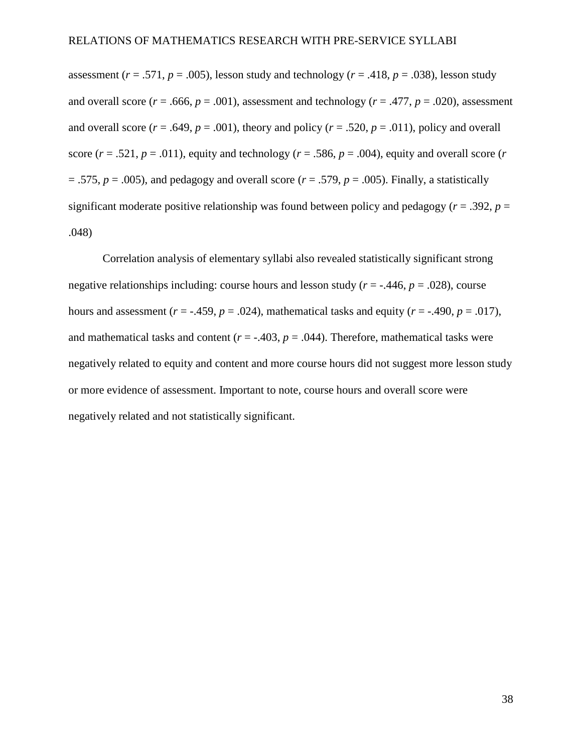assessment ($r = .571$, $p = .005$), lesson study and technology ($r = .418$, $p = .038$), lesson study and overall score ($r = .666$, $p = .001$), assessment and technology ($r = .477$, $p = .020$), assessment and overall score ($r = .649$, $p = .001$), theory and policy ($r = .520$, $p = .011$), policy and overall score ($r = .521$, $p = .011$), equity and technology ($r = .586$, $p = .004$), equity and overall score ($r = .575$, $p = .005$), and pedagogy and overall score ($r = .579$, $p = .005$). Finally, a statistically significant moderate positive relationship was found between policy and pedagogy ($r = .392$, $p = .048$)

Correlation analysis of elementary syllabi also revealed statistically significant strong negative relationships including: course hours and lesson study ($r = -.446$, $p = .028$), course hours and assessment ($r = -.459$, $p = .024$), mathematical tasks and equity ($r = -.490$, $p = .017$), and mathematical tasks and content ($r = -.403$, $p = .044$). Therefore, mathematical tasks were negatively related to equity and content and more course hours did not suggest more lesson study or more evidence of assessment. Important to note, course hours and overall score were negatively related and not statistically significant.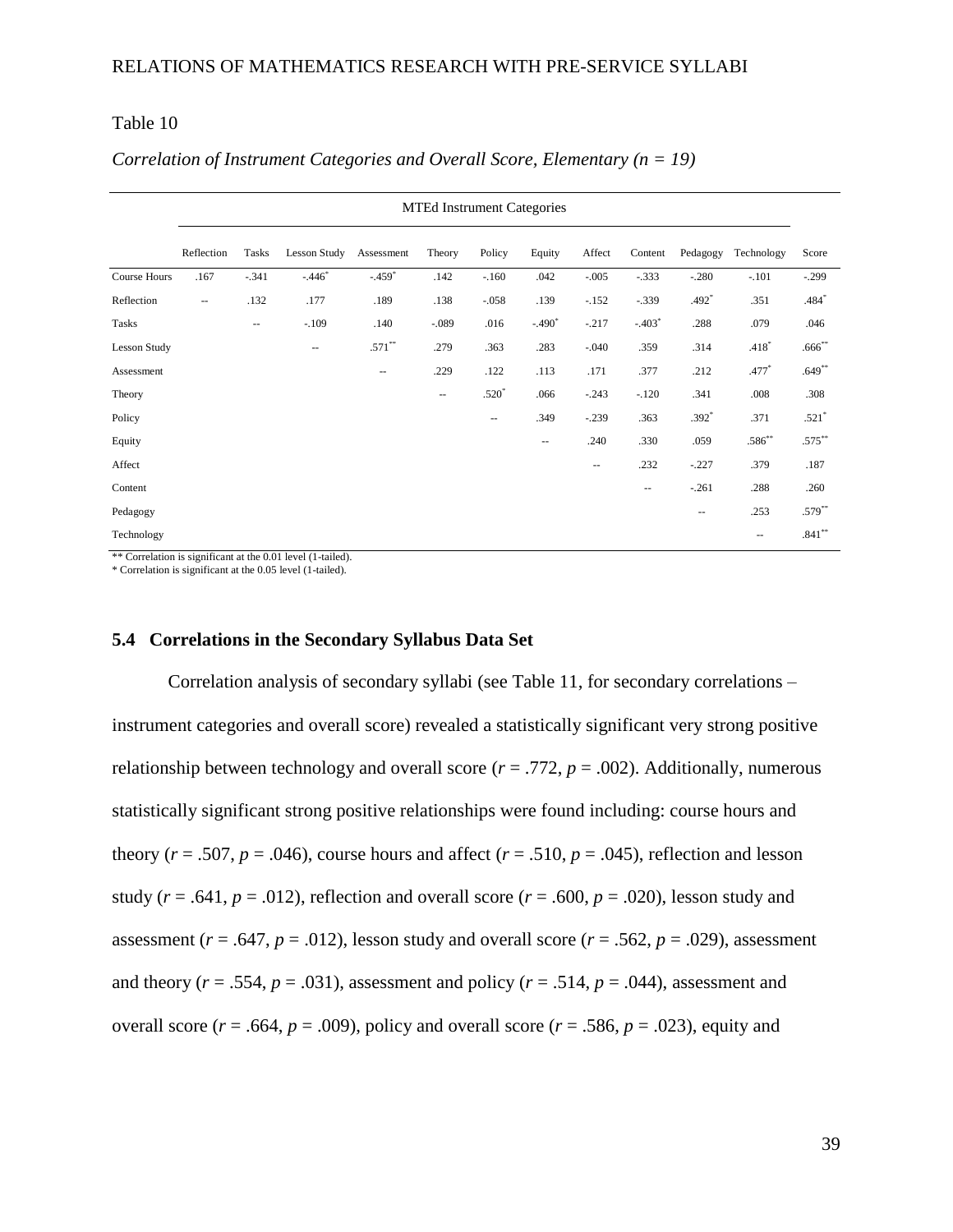Table 10

*Correlation of Instrument Categories and Overall Score, Elementary (n = 19)*

| | MTEd Instrument Categories | | | | | | | | | | | |
|---|---|---|---|---|---|---|---|---|---|---|---|---|
| | Reflection | Tasks | Lesson Study | Assessment | Theory | Policy | Equity | Affect | Content | Pedagogy | Technology | Score |
| Course Hours | .167 | -.341 | -.446* | -.459* | .142 | -.160 | .042 | -.005 | -.333 | -.280 | -.101 | -.299 |
| Reflection | -- | .132 | .177 | .189 | .138 | -.058 | .139 | -.152 | -.339 | .492* | .351 | .484* |
| Tasks | | -- | -.109 | .140 | -.089 | .016 | -.490* | -.217 | -.403* | .288 | .079 | .046 |
| Lesson Study | | | -- | .571** | .279 | .363 | .283 | -.040 | .359 | .314 | .418* | .666** |
| Assessment | | | | -- | .229 | .122 | .113 | .171 | .377 | .212 | .477* | .649** |
| Theory | | | | | -- | .520* | .066 | -.243 | -.120 | .341 | .008 | .308 |
| Policy | | | | | | -- | .349 | -.239 | .363 | .392* | .371 | .521* |
| Equity | | | | | | | -- | .240 | .330 | .059 | .586** | .575** |
| Affect | | | | | | | | -- | .232 | -.227 | .379 | .187 |
| Content | | | | | | | | | -- | -.261 | .288 | .260 |
| Pedagogy | | | | | | | | | | -- | .253 | .579** |
| Technology | | | | | | | | | | | -- | .841** |

** Correlation is significant at the 0.01 level (1-tailed).
* Correlation is significant at the 0.05 level (1-tailed).

### 5.4 Correlations in the Secondary Syllabus Data Set

Correlation analysis of secondary syllabi (see Table 11, for secondary correlations – instrument categories and overall score) revealed a statistically significant very strong positive relationship between technology and overall score ($r = .772$, $p = .002$). Additionally, numerous statistically significant strong positive relationships were found including: course hours and theory ($r = .507$, $p = .046$), course hours and affect ($r = .510$, $p = .045$), reflection and lesson study ($r = .641$, $p = .012$), reflection and overall score ($r = .600$, $p = .020$), lesson study and assessment ($r = .647$, $p = .012$), lesson study and overall score ($r = .562$, $p = .029$), assessment and theory ($r = .554$, $p = .031$), assessment and policy ($r = .514$, $p = .044$), assessment and overall score ($r = .664$, $p = .009$), policy and overall score ($r = .586$, $p = .023$), equity and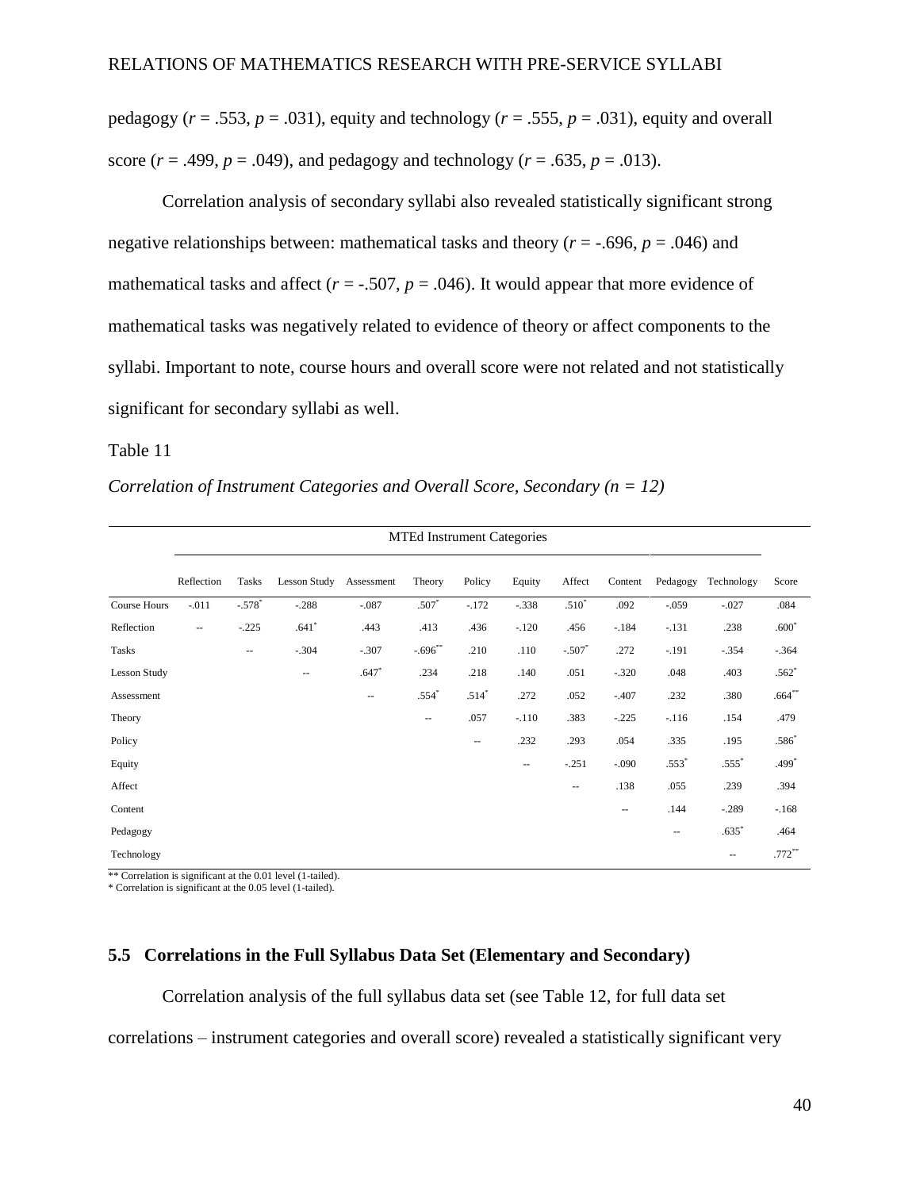pedagogy ($r = .553$, $p = .031$), equity and technology ($r = .555$, $p = .031$), equity and overall score ($r = .499$, $p = .049$), and pedagogy and technology ($r = .635$, $p = .013$).

Correlation analysis of secondary syllabi also revealed statistically significant strong negative relationships between: mathematical tasks and theory ($r = -.696$, $p = .046$) and mathematical tasks and affect ($r = -.507$, $p = .046$). It would appear that more evidence of mathematical tasks was negatively related to evidence of theory or affect components to the syllabi. Important to note, course hours and overall score were not related and not statistically significant for secondary syllabi as well.

Table 11

*Correlation of Instrument Categories and Overall Score, Secondary (n = 12)*

| | MTEd Instrument Categories | | | | | | | | | | | |
|---|---|---|---|---|---|---|---|---|---|---|---|---|
| | Reflection | Tasks | Lesson Study | Assessment | Theory | Policy | Equity | Affect | Content | Pedagogy | Technology | Score |
| Course Hours | -.011 | -.578* | -.288 | -.087 | .507* | -.172 | -.338 | .510* | .092 | -.059 | -.027 | .084 |
| Reflection | -- | -.225 | .641* | .443 | .413 | .436 | -.120 | .456 | -.184 | -.131 | .238 | .600* |
| Tasks | | -- | -.304 | -.307 | -.696** | .210 | .110 | -.507* | .272 | -.191 | -.354 | -.364 |
| Lesson Study | | | -- | .647* | .234 | .218 | .140 | .051 | -.320 | .048 | .403 | .562* |
| Assessment | | | | -- | .554* | .514* | .272 | .052 | -.407 | .232 | .380 | .664** |
| Theory | | | | | -- | .057 | -.110 | .383 | -.225 | -.116 | .154 | .479 |
| Policy | | | | | | -- | .232 | .293 | .054 | .335 | .195 | .586* |
| Equity | | | | | | | -- | -.251 | -.090 | .553* | .555* | .499* |
| Affect | | | | | | | | -- | .138 | .055 | .239 | .394 |
| Content | | | | | | | | | -- | .144 | -.289 | -.168 |
| Pedagogy | | | | | | | | | | -- | .635* | .464 |
| Technology | | | | | | | | | | | -- | .772** |

** Correlation is significant at the 0.01 level (1-tailed).
* Correlation is significant at the 0.05 level (1-tailed).

## 5.5 Correlations in the Full Syllabus Data Set (Elementary and Secondary)

Correlation analysis of the full syllabus data set (see Table 12, for full data set correlations – instrument categories and overall score) revealed a statistically significant very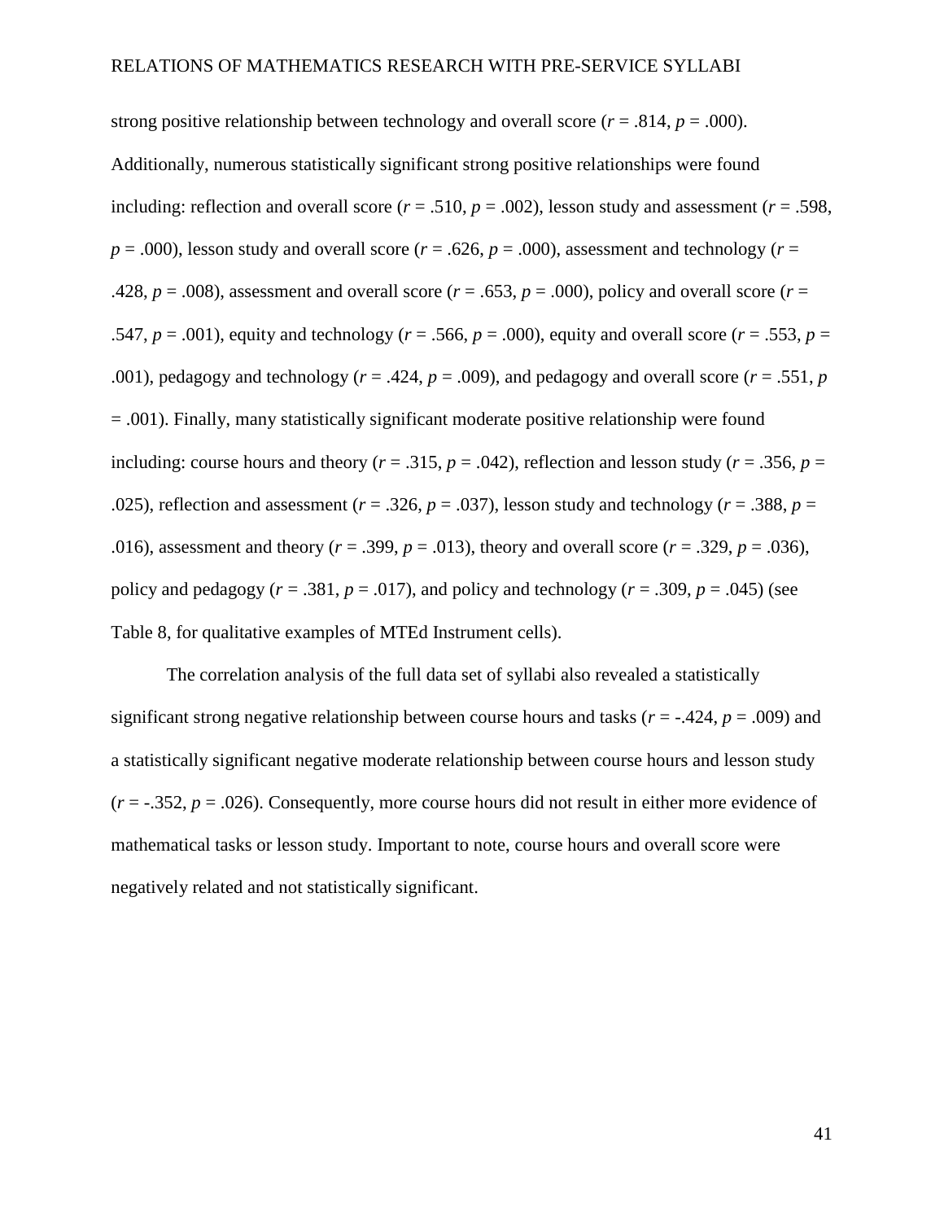strong positive relationship between technology and overall score ($r = .814$, $p = .000$). Additionally, numerous statistically significant strong positive relationships were found including: reflection and overall score ($r = .510$, $p = .002$), lesson study and assessment ($r = .598$, $p = .000$), lesson study and overall score ($r = .626$, $p = .000$), assessment and technology ($r = .428$, $p = .008$), assessment and overall score ($r = .653$, $p = .000$), policy and overall score ($r = .547$, $p = .001$), equity and technology ($r = .566$, $p = .000$), equity and overall score ($r = .553$, $p = .001$), pedagogy and technology ($r = .424$, $p = .009$), and pedagogy and overall score ($r = .551$, $p = .001$). Finally, many statistically significant moderate positive relationship were found including: course hours and theory ($r = .315$, $p = .042$), reflection and lesson study ($r = .356$, $p = .025$), reflection and assessment ($r = .326$, $p = .037$), lesson study and technology ($r = .388$, $p = .016$), assessment and theory ($r = .399$, $p = .013$), theory and overall score ($r = .329$, $p = .036$), policy and pedagogy ($r = .381$, $p = .017$), and policy and technology ($r = .309$, $p = .045$) (see Table 8, for qualitative examples of MTEd Instrument cells).

The correlation analysis of the full data set of syllabi also revealed a statistically significant strong negative relationship between course hours and tasks ($r = -.424$, $p = .009$) and a statistically significant negative moderate relationship between course hours and lesson study ($r = -.352$, $p = .026$). Consequently, more course hours did not result in either more evidence of mathematical tasks or lesson study. Important to note, course hours and overall score were negatively related and not statistically significant.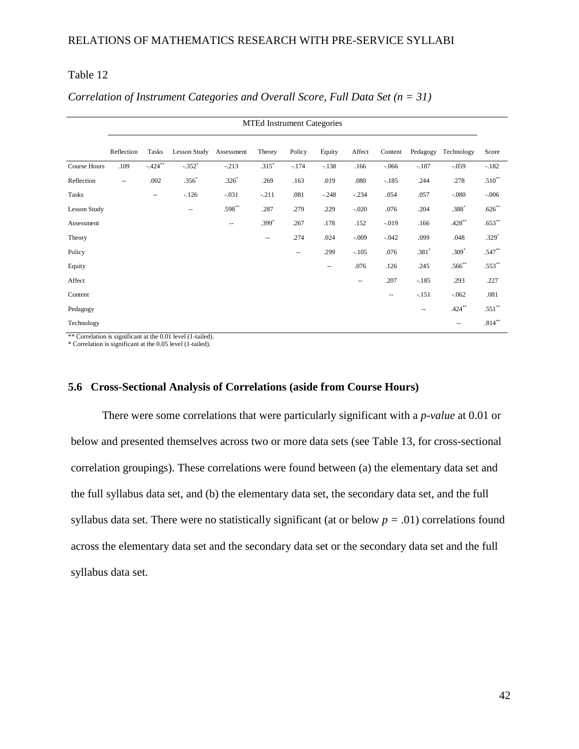Table 12

*Correlation of Instrument Categories and Overall Score, Full Data Set (n = 31)*

| | MTEd Instrument Categories | | | | | | | | | | | |
|---|---|---|---|---|---|---|---|---|---|---|---|---|
| | Reflection | Tasks | Lesson Study | Assessment | Theory | Policy | Equity | Affect | Content | Pedagogy | Technology | Score |
| Course Hours | .109 | -.424** | -.352* | -.213 | .315* | -.174 | -.138 | .166 | -.066 | -.187 | -.059 | -.182 |
| Reflection | -- | .002 | .356* | .326* | .269 | .163 | .019 | .080 | -.185 | .244 | .278 | .510** |
| Tasks | | -- | -.126 | -.031 | -.211 | .081 | -.248 | -.234 | .054 | .057 | -.080 | -.006 |
| Lesson Study | | | -- | .598** | .287 | .279 | .229 | -.020 | .076 | .204 | .388* | .626** |
| Assessment | | | | -- | .399* | .267 | .178 | .152 | -.019 | .166 | .428** | .653** |
| Theory | | | | | -- | .274 | .024 | -.009 | -.042 | .099 | .048 | .329* |
| Policy | | | | | | -- | .299 | -.105 | .076 | .381* | .309* | .547** |
| Equity | | | | | | | -- | .076 | .126 | .245 | .566** | .553** |
| Affect | | | | | | | | -- | .207 | -.185 | .293 | .227 |
| Content | | | | | | | | | -- | -.151 | -.062 | .081 |
| Pedagogy | | | | | | | | | | -- | .424** | .551** |
| Technology | | | | | | | | | | | -- | .814** |

** Correlation is significant at the 0.01 level (1-tailed).
* Correlation is significant at the 0.05 level (1-tailed).

### 5.6 Cross-Sectional Analysis of Correlations (aside from Course Hours)

There were some correlations that were particularly significant with a *p-value* at 0.01 or below and presented themselves across two or more data sets (see Table 13, for cross-sectional correlation groupings). These correlations were found between (a) the elementary data set and the full syllabus data set, and (b) the elementary data set, the secondary data set, and the full syllabus data set. There were no statistically significant (at or below $p = .01$) correlations found across the elementary data set and the secondary data set or the secondary data set and the full syllabus data set.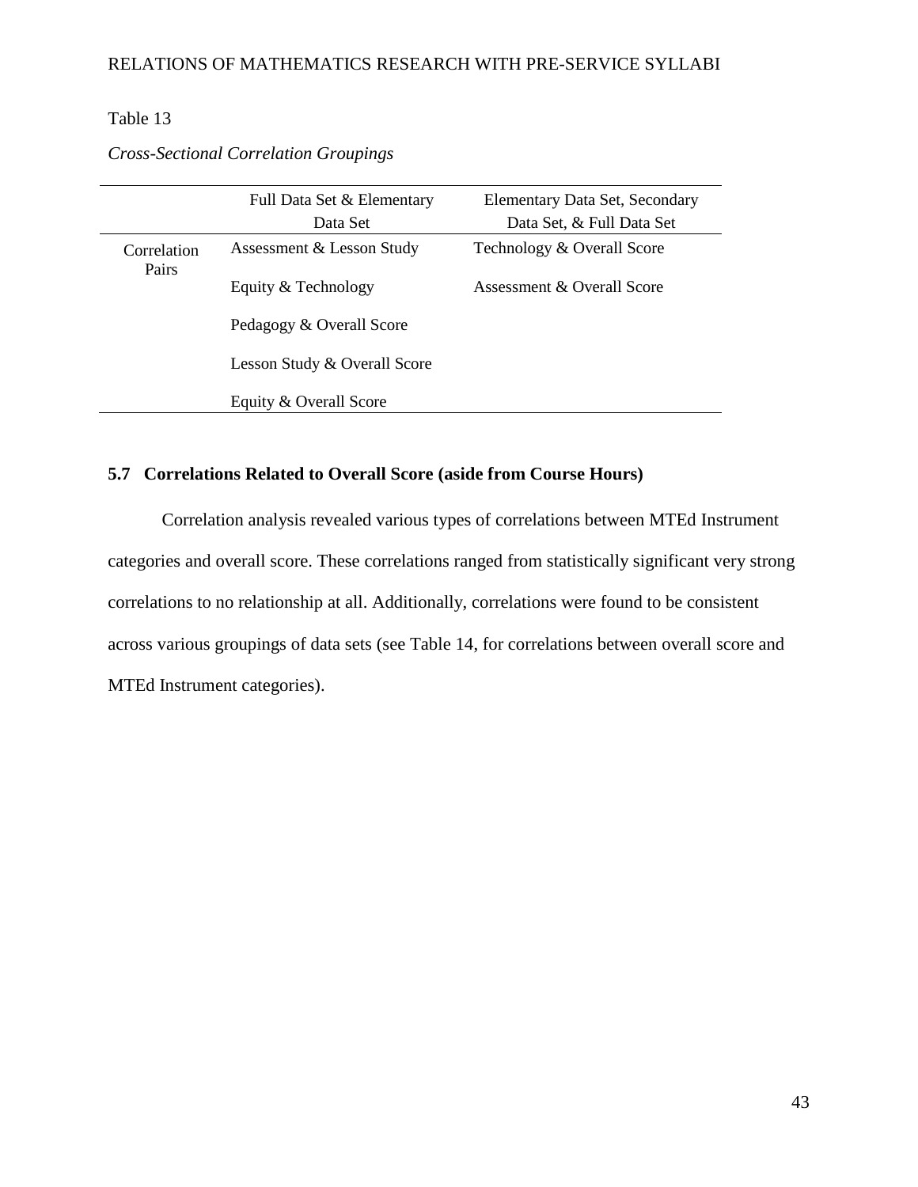Table 13

*Cross-Sectional Correlation Groupings*

| | Full Data Set & Elementary Data Set | Elementary Data Set, Secondary Data Set, & Full Data Set |
|---|---|---|
| Correlation Pairs | Assessment & Lesson Study | Technology & Overall Score |
| | Equity & Technology | Assessment & Overall Score |
| | Pedagogy & Overall Score | |
| | Lesson Study & Overall Score | |
| | Equity & Overall Score | |

### 5.7 Correlations Related to Overall Score (aside from Course Hours)

Correlation analysis revealed various types of correlations between MTEd Instrument categories and overall score. These correlations ranged from statistically significant very strong correlations to no relationship at all. Additionally, correlations were found to be consistent across various groupings of data sets (see Table 14, for correlations between overall score and MTEd Instrument categories).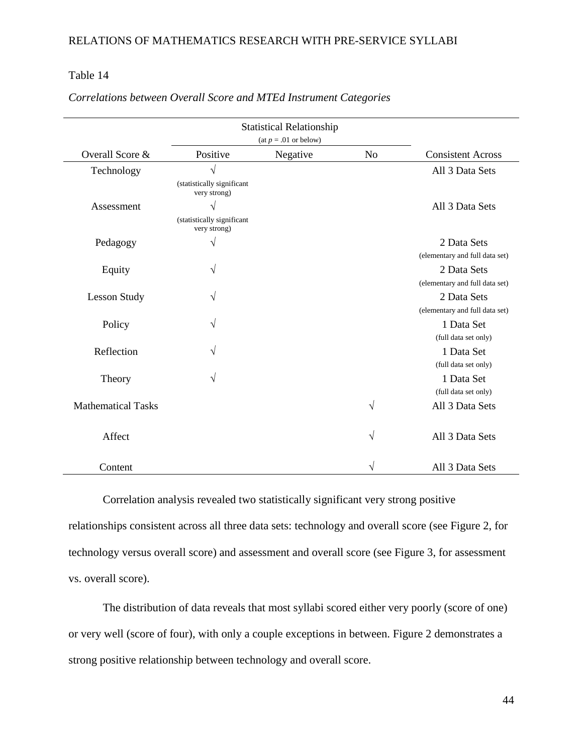Table 14

*Correlations between Overall Score and MTEd Instrument Categories*

| | Statistical Relationship (at $p$ = .01 or below) | | | |
|---|---|---|---|---|
| Overall Score & | Positive | Negative | No | Consistent Across |
| Technology | √ (statistically significant very strong) | | | All 3 Data Sets |
| Assessment | √ (statistically significant very strong) | | | All 3 Data Sets |
| Pedagogy | √ | | | 2 Data Sets (elementary and full data set) |
| Equity | √ | | | 2 Data Sets (elementary and full data set) |
| Lesson Study | √ | | | 2 Data Sets (elementary and full data set) |
| Policy | √ | | | 1 Data Set (full data set only) |
| Reflection | √ | | | 1 Data Set (full data set only) |
| Theory | √ | | | 1 Data Set (full data set only) |
| Mathematical Tasks | | | √ | All 3 Data Sets |
| Affect | | | √ | All 3 Data Sets |
| Content | | | √ | All 3 Data Sets |

Correlation analysis revealed two statistically significant very strong positive relationships consistent across all three data sets: technology and overall score (see Figure 2, for technology versus overall score) and assessment and overall score (see Figure 3, for assessment vs. overall score).

The distribution of data reveals that most syllabi scored either very poorly (score of one) or very well (score of four), with only a couple exceptions in between. Figure 2 demonstrates a strong positive relationship between technology and overall score.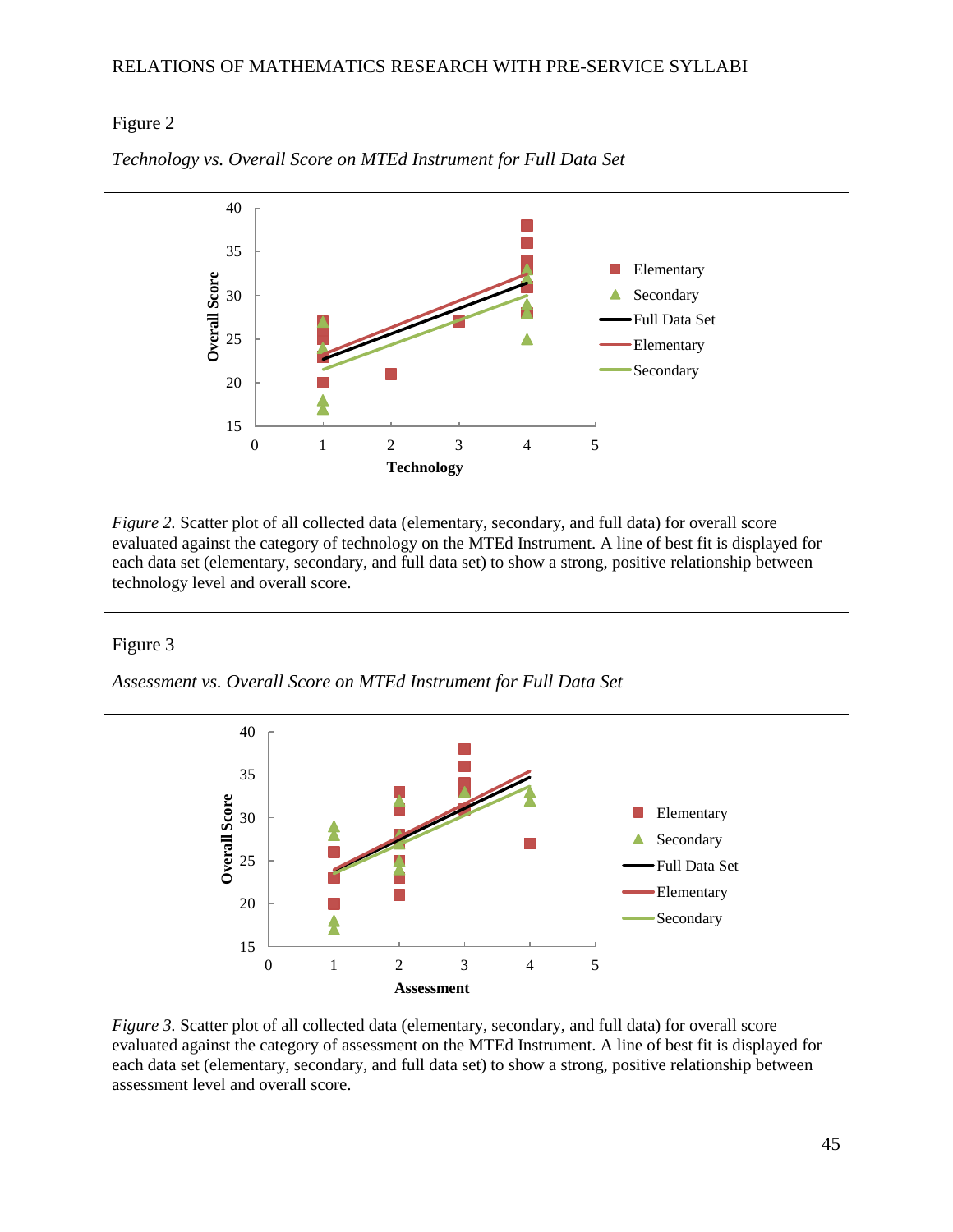Figure 2

*Technology vs. Overall Score on MTEd Instrument for Full Data Set*

*Figure 2.* Scatter plot of all collected data (elementary, secondary, and full data) for overall score evaluated against the category of technology on the MTEd Instrument. A line of best fit is displayed for each data set (elementary, secondary, and full data set) to show a strong, positive relationship between technology level and overall score.

Figure 3

*Assessment vs. Overall Score on MTEd Instrument for Full Data Set*

*Figure 3.* Scatter plot of all collected data (elementary, secondary, and full data) for overall score evaluated against the category of assessment on the MTEd Instrument. A line of best fit is displayed for each data set (elementary, secondary, and full data set) to show a strong, positive relationship between assessment level and overall score.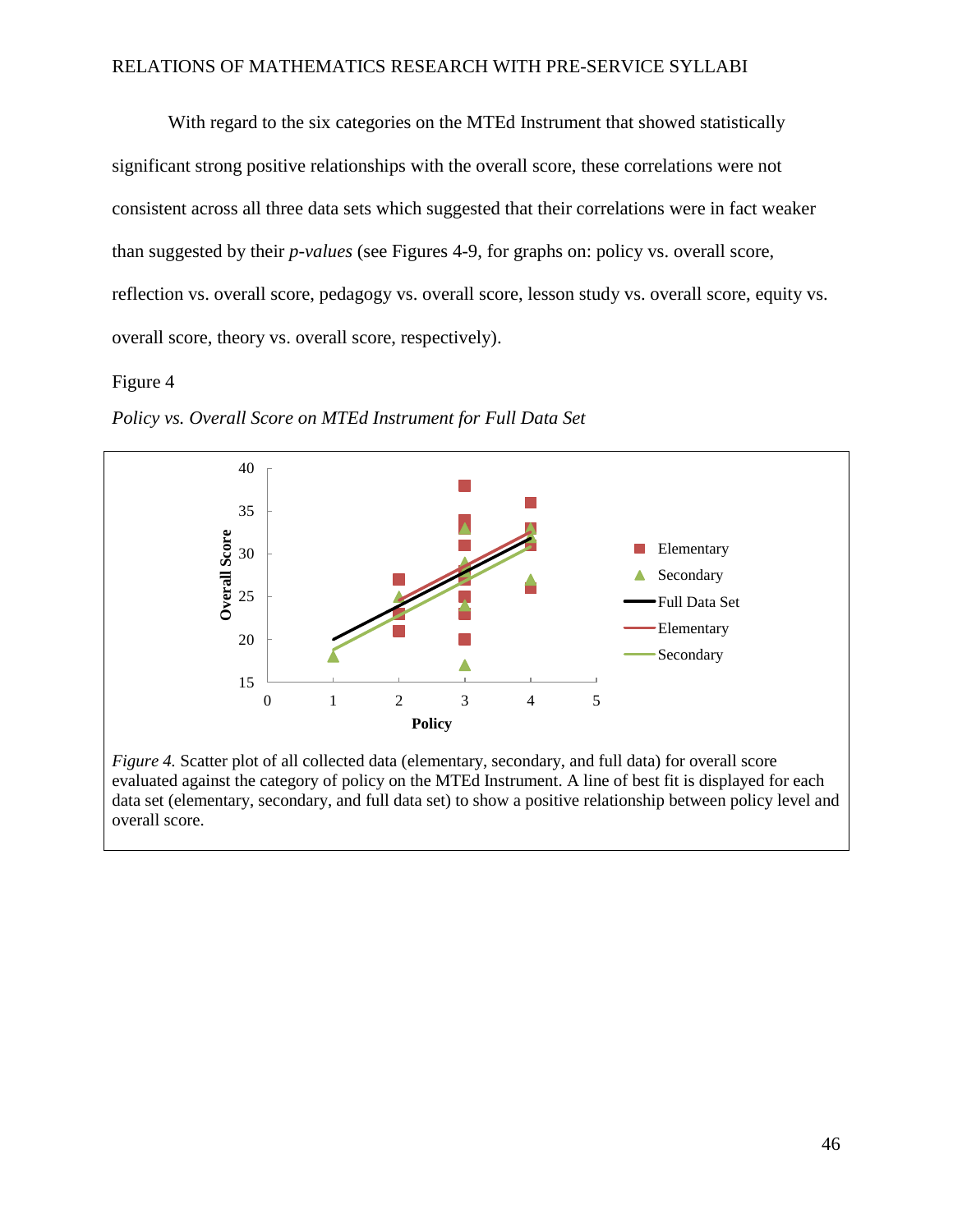With regard to the six categories on the MTEd Instrument that showed statistically significant strong positive relationships with the overall score, these correlations were not consistent across all three data sets which suggested that their correlations were in fact weaker than suggested by their *p-values* (see Figures 4-9, for graphs on: policy vs. overall score, reflection vs. overall score, pedagogy vs. overall score, lesson study vs. overall score, equity vs. overall score, theory vs. overall score, respectively).

Figure 4

*Policy vs. Overall Score on MTEd Instrument for Full Data Set*

*Figure 4.* Scatter plot of all collected data (elementary, secondary, and full data) for overall score evaluated against the category of policy on the MTEd Instrument. A line of best fit is displayed for each data set (elementary, secondary, and full data set) to show a positive relationship between policy level and overall score.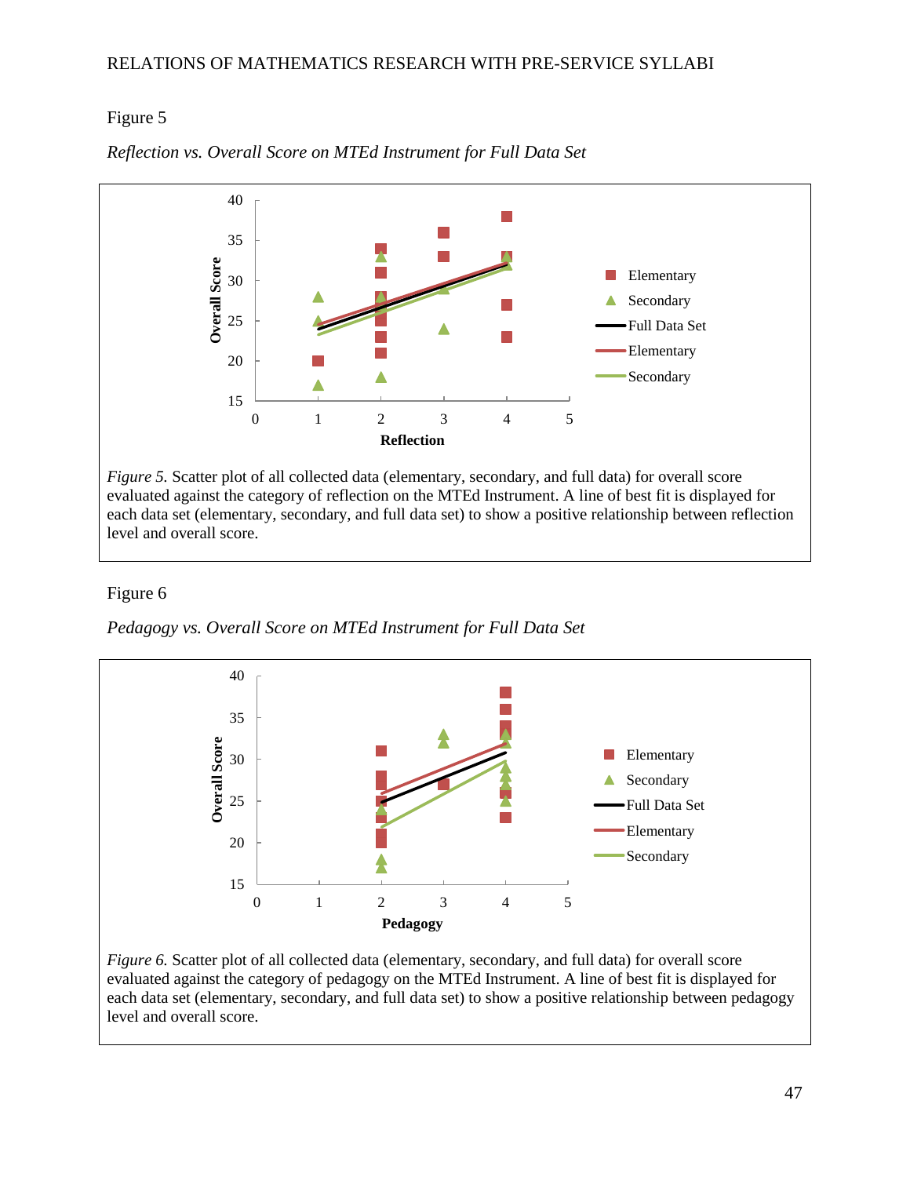Figure 5

*Reflection vs. Overall Score on MTEd Instrument for Full Data Set*

*Figure 5.* Scatter plot of all collected data (elementary, secondary, and full data) for overall score evaluated against the category of reflection on the MTEd Instrument. A line of best fit is displayed for each data set (elementary, secondary, and full data set) to show a positive relationship between reflection level and overall score.

Figure 6

*Pedagogy vs. Overall Score on MTEd Instrument for Full Data Set*

*Figure 6.* Scatter plot of all collected data (elementary, secondary, and full data) for overall score evaluated against the category of pedagogy on the MTEd Instrument. A line of best fit is displayed for each data set (elementary, secondary, and full data set) to show a positive relationship between pedagogy level and overall score.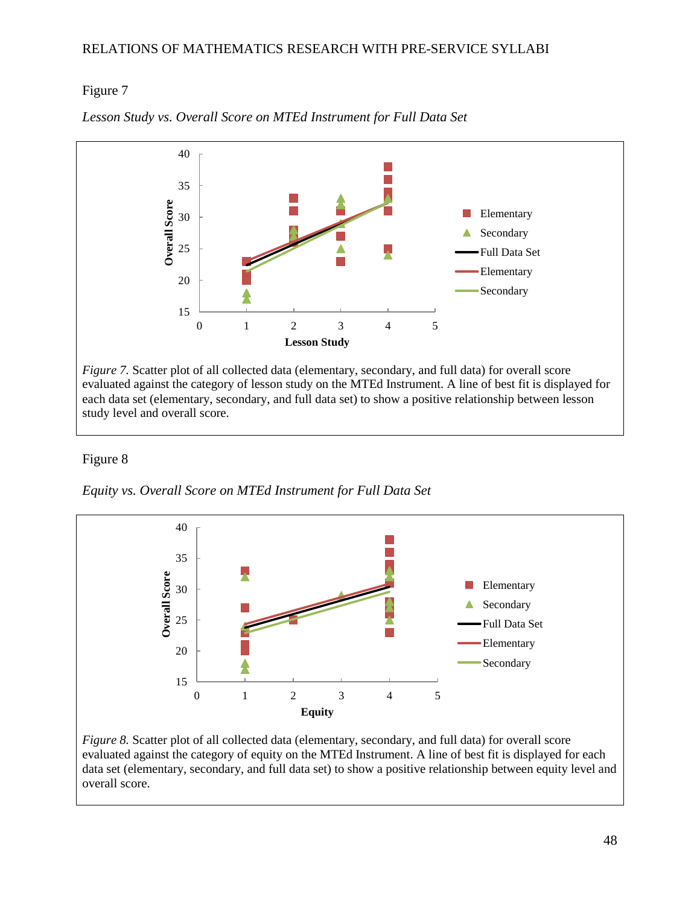Figure 7

*Lesson Study vs. Overall Score on MTEd Instrument for Full Data Set*

*Figure 7.* Scatter plot of all collected data (elementary, secondary, and full data) for overall score evaluated against the category of lesson study on the MTEd Instrument. A line of best fit is displayed for each data set (elementary, secondary, and full data set) to show a positive relationship between lesson study level and overall score.

Figure 8

*Equity vs. Overall Score on MTEd Instrument for Full Data Set*

*Figure 8.* Scatter plot of all collected data (elementary, secondary, and full data) for overall score evaluated against the category of equity on the MTEd Instrument. A line of best fit is displayed for each data set (elementary, secondary, and full data set) to show a positive relationship between equity level and overall score.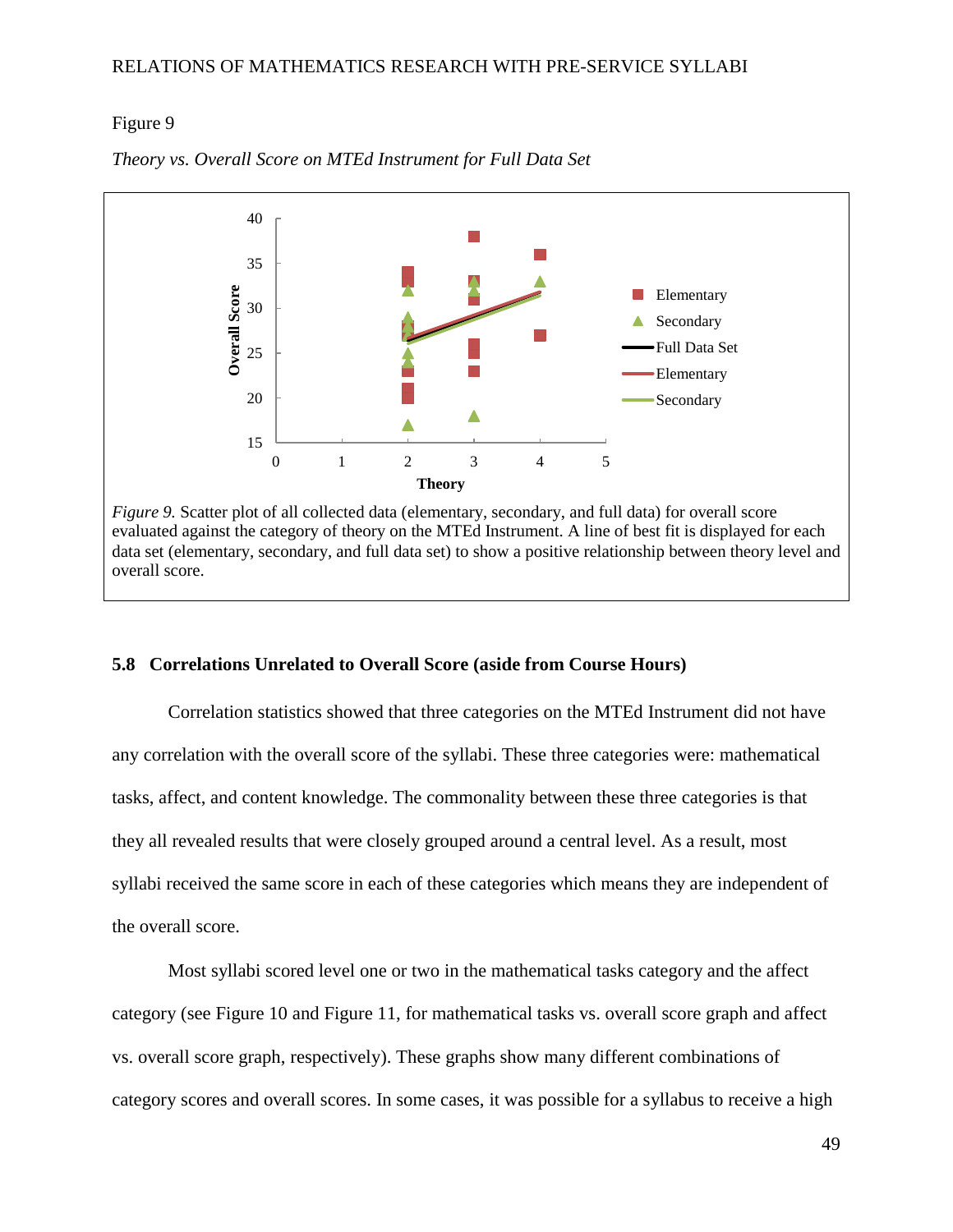Figure 9

*Theory vs. Overall Score on MTEd Instrument for Full Data Set*

*Figure 9.* Scatter plot of all collected data (elementary, secondary, and full data) for overall score evaluated against the category of theory on the MTEd Instrument. A line of best fit is displayed for each data set (elementary, secondary, and full data set) to show a positive relationship between theory level and overall score.

## 5.8 Correlations Unrelated to Overall Score (aside from Course Hours)

Correlation statistics showed that three categories on the MTEd Instrument did not have any correlation with the overall score of the syllabi. These three categories were: mathematical tasks, affect, and content knowledge. The commonality between these three categories is that they all revealed results that were closely grouped around a central level. As a result, most syllabi received the same score in each of these categories which means they are independent of the overall score.

Most syllabi scored level one or two in the mathematical tasks category and the affect category (see Figure 10 and Figure 11, for mathematical tasks vs. overall score graph and affect vs. overall score graph, respectively). These graphs show many different combinations of category scores and overall scores. In some cases, it was possible for a syllabus to receive a high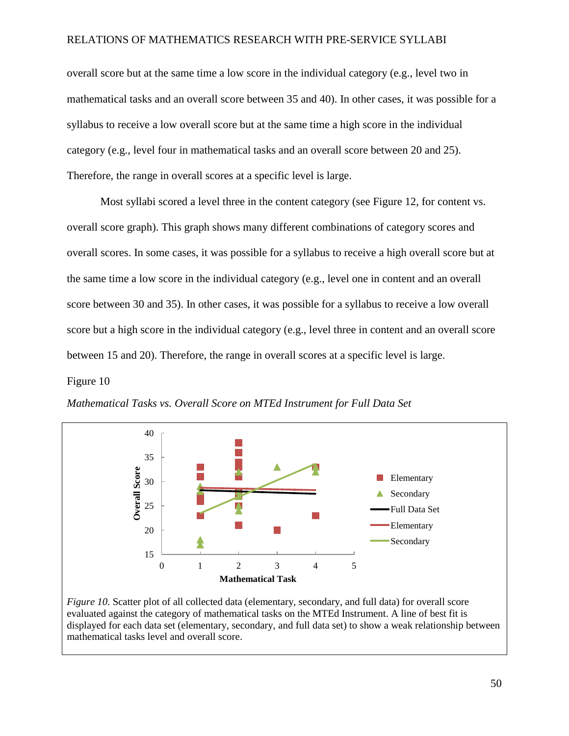overall score but at the same time a low score in the individual category (e.g., level two in mathematical tasks and an overall score between 35 and 40). In other cases, it was possible for a syllabus to receive a low overall score but at the same time a high score in the individual category (e.g., level four in mathematical tasks and an overall score between 20 and 25). Therefore, the range in overall scores at a specific level is large.

Most syllabi scored a level three in the content category (see Figure 12, for content vs. overall score graph). This graph shows many different combinations of category scores and overall scores. In some cases, it was possible for a syllabus to receive a high overall score but at the same time a low score in the individual category (e.g., level one in content and an overall score between 30 and 35). In other cases, it was possible for a syllabus to receive a low overall score but a high score in the individual category (e.g., level three in content and an overall score between 15 and 20). Therefore, the range in overall scores at a specific level is large.

Figure 10

*Mathematical Tasks vs. Overall Score on MTEd Instrument for Full Data Set*

*Figure 10.* Scatter plot of all collected data (elementary, secondary, and full data) for overall score evaluated against the category of mathematical tasks on the MTEd Instrument. A line of best fit is displayed for each data set (elementary, secondary, and full data set) to show a weak relationship between mathematical tasks level and overall score.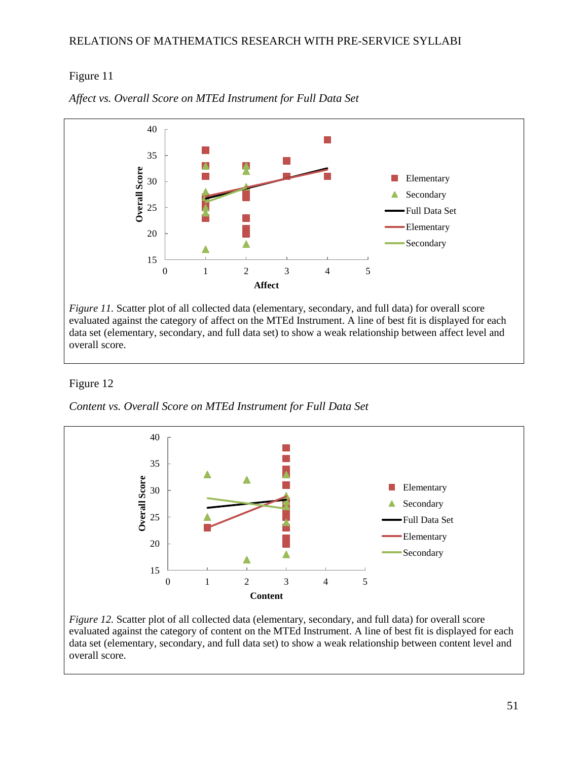Figure 11

*Affect vs. Overall Score on MTEd Instrument for Full Data Set*

*Figure 11.* Scatter plot of all collected data (elementary, secondary, and full data) for overall score evaluated against the category of affect on the MTEd Instrument. A line of best fit is displayed for each data set (elementary, secondary, and full data set) to show a weak relationship between affect level and overall score.

Figure 12

*Content vs. Overall Score on MTEd Instrument for Full Data Set*

*Figure 12.* Scatter plot of all collected data (elementary, secondary, and full data) for overall score evaluated against the category of content on the MTEd Instrument. A line of best fit is displayed for each data set (elementary, secondary, and full data set) to show a weak relationship between content level and overall score.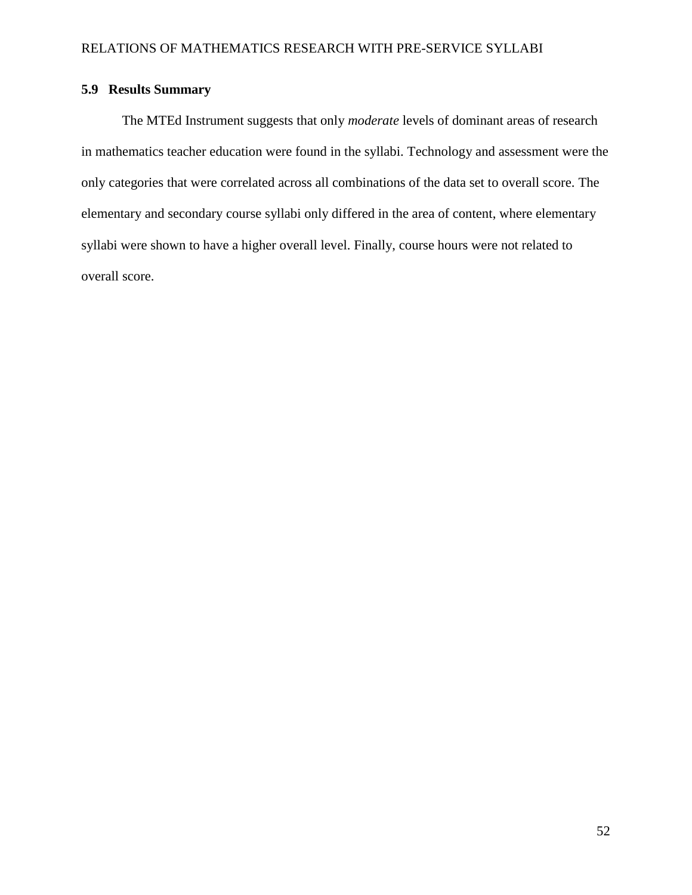### 5.9 Results Summary

The MTEd Instrument suggests that only *moderate* levels of dominant areas of research in mathematics teacher education were found in the syllabi. Technology and assessment were the only categories that were correlated across all combinations of the data set to overall score. The elementary and secondary course syllabi only differed in the area of content, where elementary syllabi were shown to have a higher overall level. Finally, course hours were not related to overall score.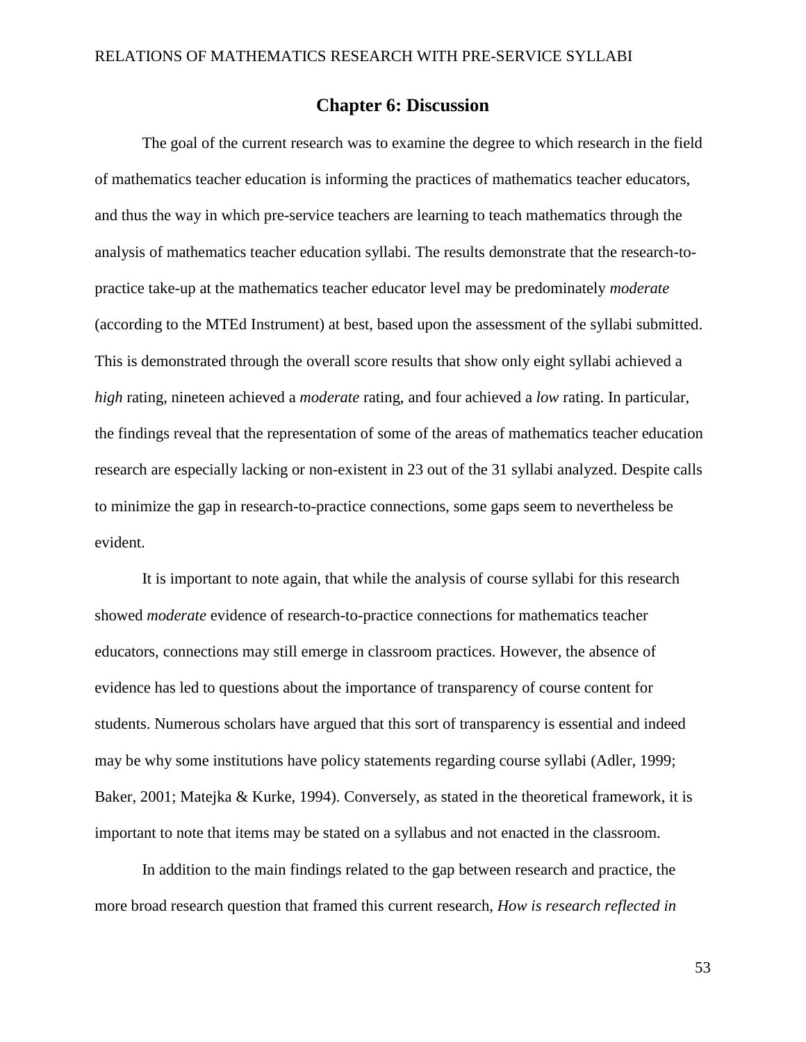# Chapter 6: Discussion

The goal of the current research was to examine the degree to which research in the field of mathematics teacher education is informing the practices of mathematics teacher educators, and thus the way in which pre-service teachers are learning to teach mathematics through the analysis of mathematics teacher education syllabi. The results demonstrate that the research-to-practice take-up at the mathematics teacher educator level may be predominately *moderate* (according to the MTEd Instrument) at best, based upon the assessment of the syllabi submitted. This is demonstrated through the overall score results that show only eight syllabi achieved a *high* rating, nineteen achieved a *moderate* rating, and four achieved a *low* rating. In particular, the findings reveal that the representation of some of the areas of mathematics teacher education research are especially lacking or non-existent in 23 out of the 31 syllabi analyzed. Despite calls to minimize the gap in research-to-practice connections, some gaps seem to nevertheless be evident.

It is important to note again, that while the analysis of course syllabi for this research showed *moderate* evidence of research-to-practice connections for mathematics teacher educators, connections may still emerge in classroom practices. However, the absence of evidence has led to questions about the importance of transparency of course content for students. Numerous scholars have argued that this sort of transparency is essential and indeed may be why some institutions have policy statements regarding course syllabi (Adler, 1999; Baker, 2001; Matejka & Kurke, 1994). Conversely, as stated in the theoretical framework, it is important to note that items may be stated on a syllabus and not enacted in the classroom.

In addition to the main findings related to the gap between research and practice, the more broad research question that framed this current research, *How is research reflected in*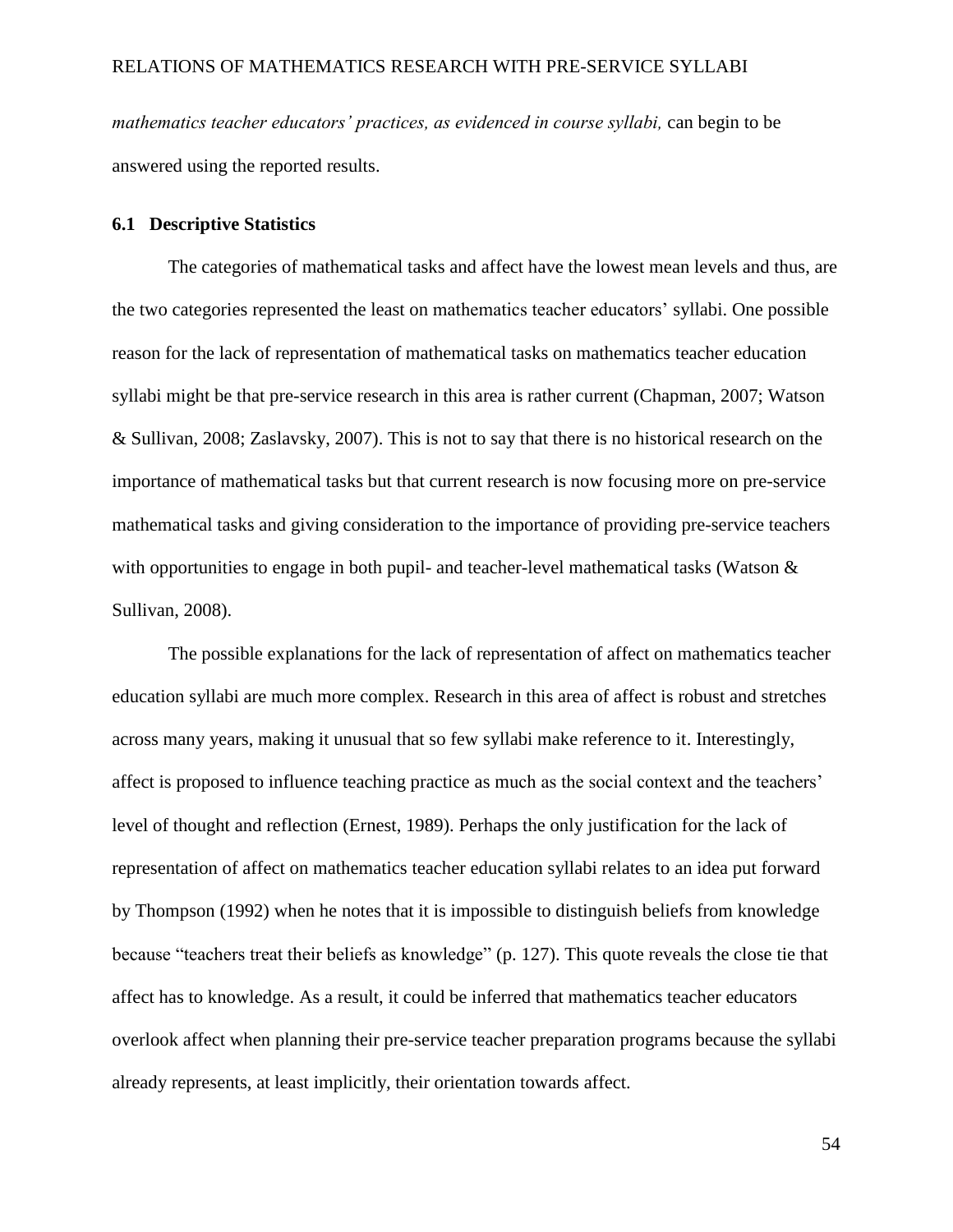*mathematics teacher educators' practices, as evidenced in course syllabi,* can begin to be answered using the reported results.

### 6.1 Descriptive Statistics

The categories of mathematical tasks and affect have the lowest mean levels and thus, are the two categories represented the least on mathematics teacher educators' syllabi. One possible reason for the lack of representation of mathematical tasks on mathematics teacher education syllabi might be that pre-service research in this area is rather current (Chapman, 2007; Watson & Sullivan, 2008; Zaslavsky, 2007). This is not to say that there is no historical research on the importance of mathematical tasks but that current research is now focusing more on pre-service mathematical tasks and giving consideration to the importance of providing pre-service teachers with opportunities to engage in both pupil- and teacher-level mathematical tasks (Watson & Sullivan, 2008).

The possible explanations for the lack of representation of affect on mathematics teacher education syllabi are much more complex. Research in this area of affect is robust and stretches across many years, making it unusual that so few syllabi make reference to it. Interestingly, affect is proposed to influence teaching practice as much as the social context and the teachers' level of thought and reflection (Ernest, 1989). Perhaps the only justification for the lack of representation of affect on mathematics teacher education syllabi relates to an idea put forward by Thompson (1992) when he notes that it is impossible to distinguish beliefs from knowledge because "teachers treat their beliefs as knowledge" (p. 127). This quote reveals the close tie that affect has to knowledge. As a result, it could be inferred that mathematics teacher educators overlook affect when planning their pre-service teacher preparation programs because the syllabi already represents, at least implicitly, their orientation towards affect.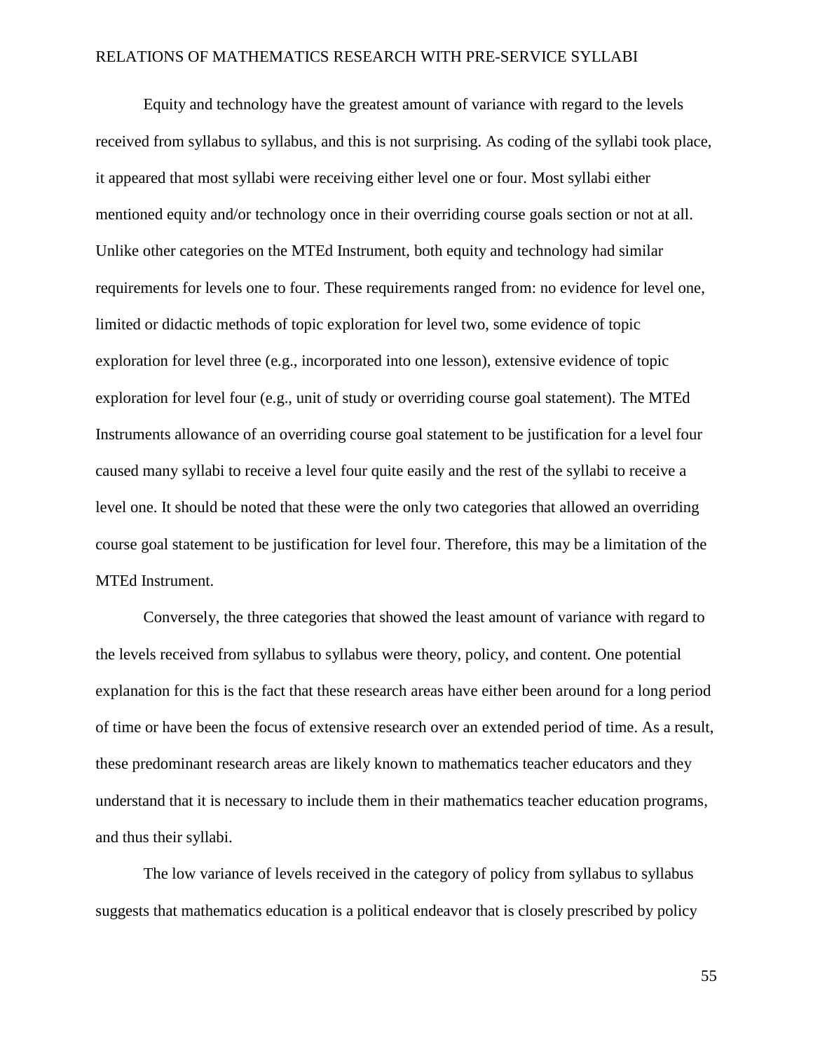Equity and technology have the greatest amount of variance with regard to the levels received from syllabus to syllabus, and this is not surprising. As coding of the syllabi took place, it appeared that most syllabi were receiving either level one or four. Most syllabi either mentioned equity and/or technology once in their overriding course goals section or not at all. Unlike other categories on the MTEd Instrument, both equity and technology had similar requirements for levels one to four. These requirements ranged from: no evidence for level one, limited or didactic methods of topic exploration for level two, some evidence of topic exploration for level three (e.g., incorporated into one lesson), extensive evidence of topic exploration for level four (e.g., unit of study or overriding course goal statement). The MTEd Instruments allowance of an overriding course goal statement to be justification for a level four caused many syllabi to receive a level four quite easily and the rest of the syllabi to receive a level one. It should be noted that these were the only two categories that allowed an overriding course goal statement to be justification for level four. Therefore, this may be a limitation of the MTEd Instrument.

Conversely, the three categories that showed the least amount of variance with regard to the levels received from syllabus to syllabus were theory, policy, and content. One potential explanation for this is the fact that these research areas have either been around for a long period of time or have been the focus of extensive research over an extended period of time. As a result, these predominant research areas are likely known to mathematics teacher educators and they understand that it is necessary to include them in their mathematics teacher education programs, and thus their syllabi.

The low variance of levels received in the category of policy from syllabus to syllabus suggests that mathematics education is a political endeavor that is closely prescribed by policy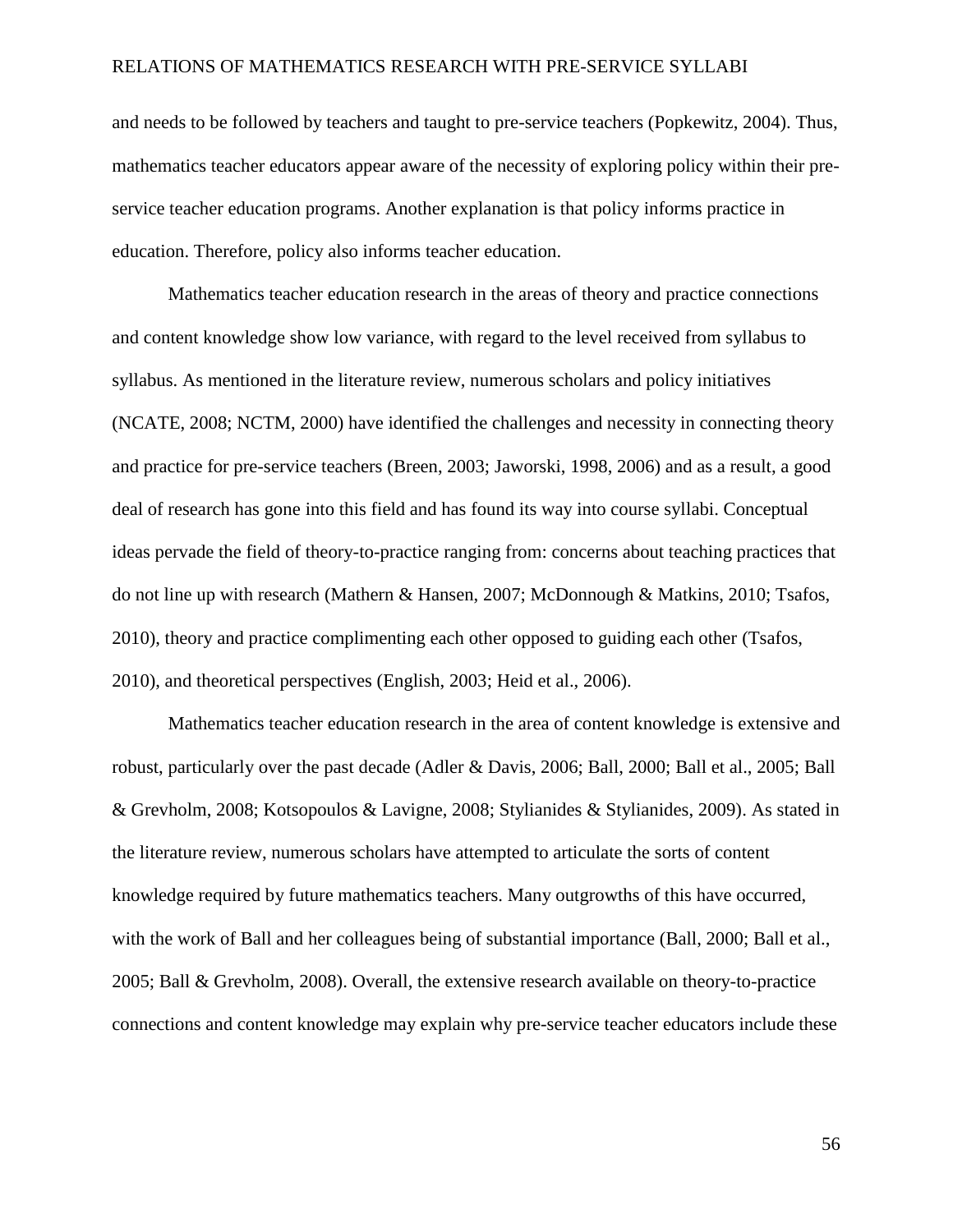and needs to be followed by teachers and taught to pre-service teachers (Popkewitz, 2004). Thus, mathematics teacher educators appear aware of the necessity of exploring policy within their pre-service teacher education programs. Another explanation is that policy informs practice in education. Therefore, policy also informs teacher education.

Mathematics teacher education research in the areas of theory and practice connections and content knowledge show low variance, with regard to the level received from syllabus to syllabus. As mentioned in the literature review, numerous scholars and policy initiatives (NCATE, 2008; NCTM, 2000) have identified the challenges and necessity in connecting theory and practice for pre-service teachers (Breen, 2003; Jaworski, 1998, 2006) and as a result, a good deal of research has gone into this field and has found its way into course syllabi. Conceptual ideas pervade the field of theory-to-practice ranging from: concerns about teaching practices that do not line up with research (Mathern & Hansen, 2007; McDonnough & Matkins, 2010; Tsafos, 2010), theory and practice complimenting each other opposed to guiding each other (Tsafos, 2010), and theoretical perspectives (English, 2003; Heid et al., 2006).

Mathematics teacher education research in the area of content knowledge is extensive and robust, particularly over the past decade (Adler & Davis, 2006; Ball, 2000; Ball et al., 2005; Ball & Grevholm, 2008; Kotsopoulos & Lavigne, 2008; Stylianides & Stylianides, 2009). As stated in the literature review, numerous scholars have attempted to articulate the sorts of content knowledge required by future mathematics teachers. Many outgrowths of this have occurred, with the work of Ball and her colleagues being of substantial importance (Ball, 2000; Ball et al., 2005; Ball & Grevholm, 2008). Overall, the extensive research available on theory-to-practice connections and content knowledge may explain why pre-service teacher educators include these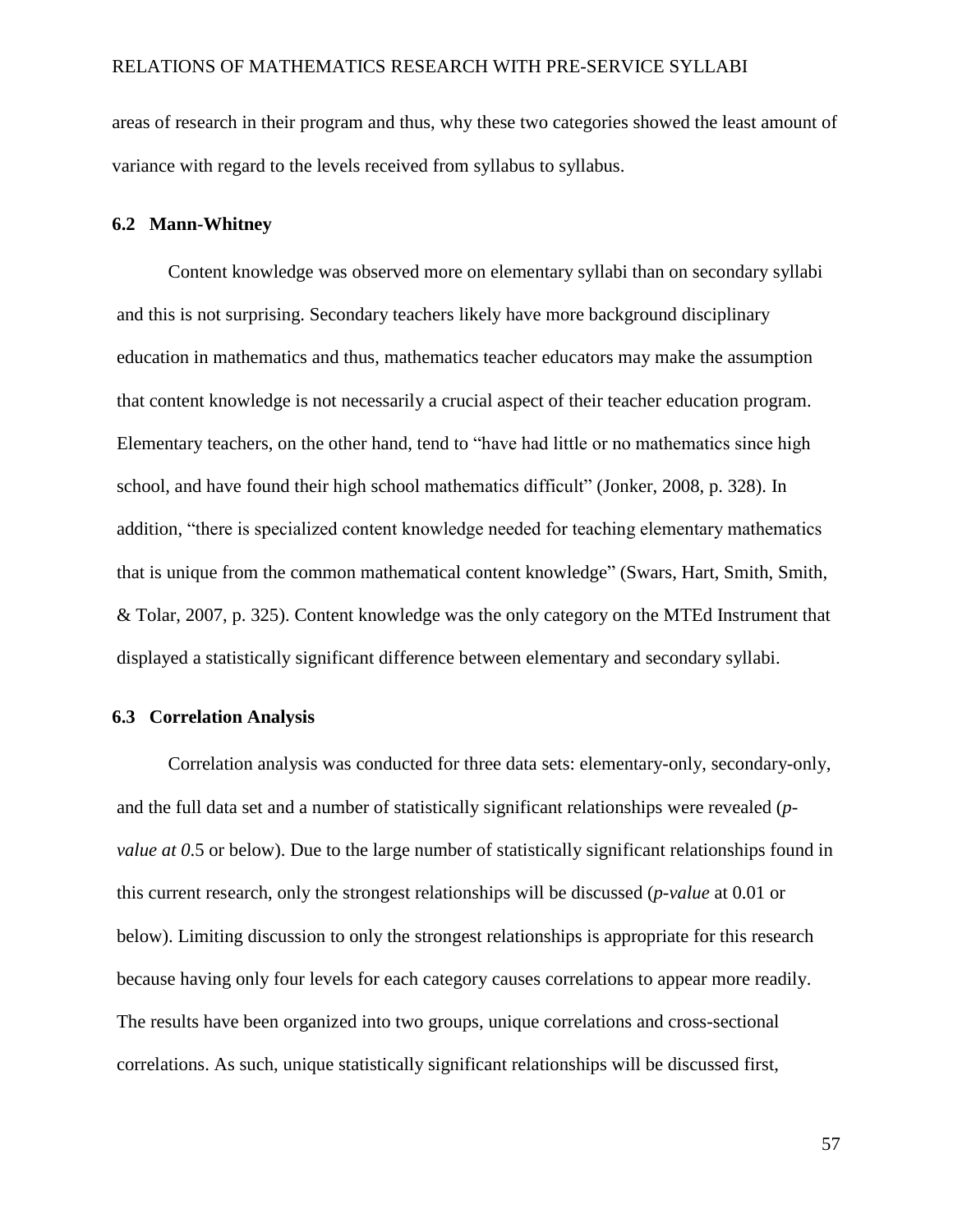areas of research in their program and thus, why these two categories showed the least amount of variance with regard to the levels received from syllabus to syllabus.

## 6.2 Mann-Whitney

Content knowledge was observed more on elementary syllabi than on secondary syllabi and this is not surprising. Secondary teachers likely have more background disciplinary education in mathematics and thus, mathematics teacher educators may make the assumption that content knowledge is not necessarily a crucial aspect of their teacher education program. Elementary teachers, on the other hand, tend to "have had little or no mathematics since high school, and have found their high school mathematics difficult" (Jonker, 2008, p. 328). In addition, "there is specialized content knowledge needed for teaching elementary mathematics that is unique from the common mathematical content knowledge" (Swars, Hart, Smith, Smith, & Tolar, 2007, p. 325). Content knowledge was the only category on the MTEd Instrument that displayed a statistically significant difference between elementary and secondary syllabi.

## 6.3 Correlation Analysis

Correlation analysis was conducted for three data sets: elementary-only, secondary-only, and the full data set and a number of statistically significant relationships were revealed (*p-value at 0*.5 or below). Due to the large number of statistically significant relationships found in this current research, only the strongest relationships will be discussed (*p-value* at 0.01 or below). Limiting discussion to only the strongest relationships is appropriate for this research because having only four levels for each category causes correlations to appear more readily. The results have been organized into two groups, unique correlations and cross-sectional correlations. As such, unique statistically significant relationships will be discussed first,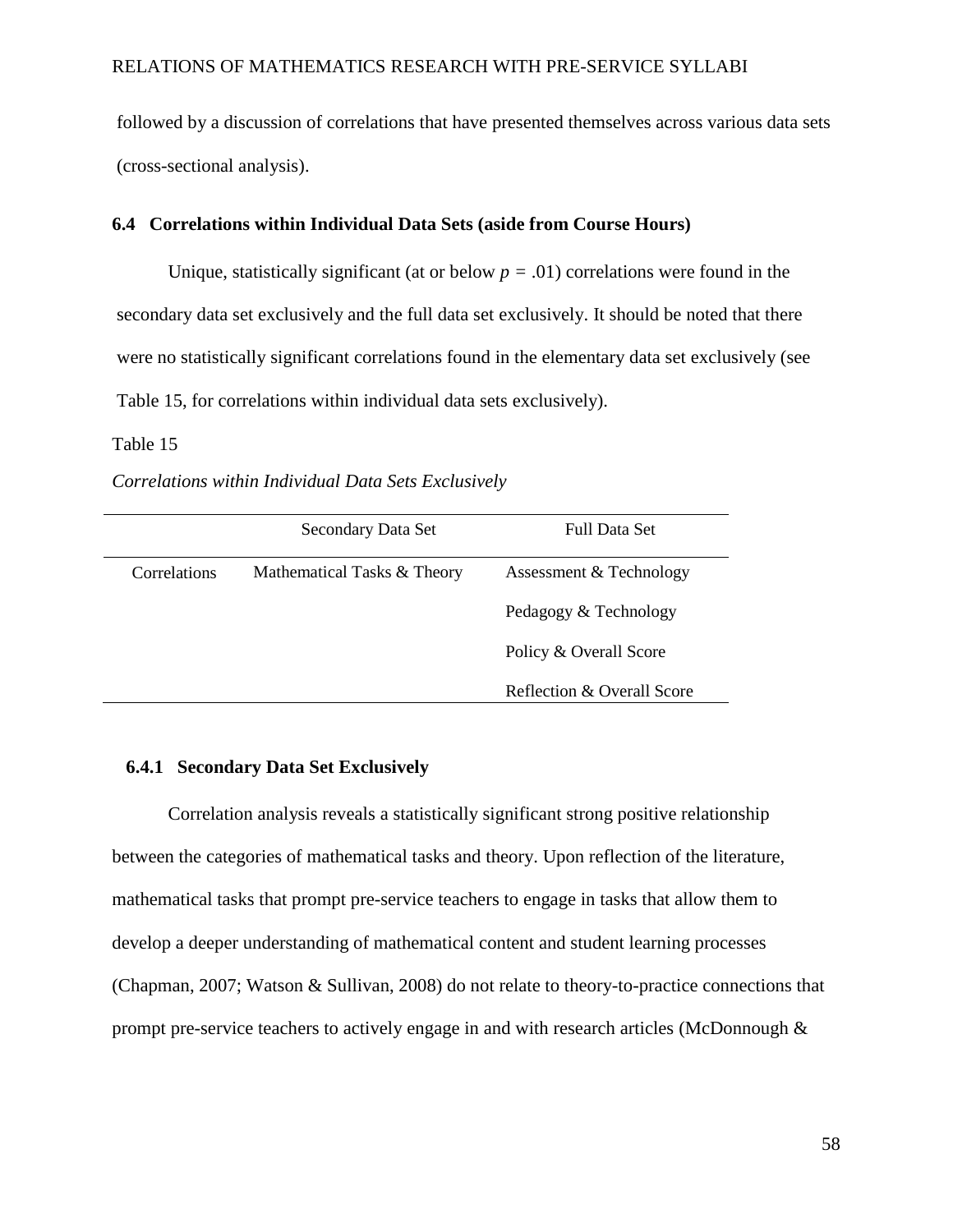followed by a discussion of correlations that have presented themselves across various data sets (cross-sectional analysis).

## 6.4 Correlations within Individual Data Sets (aside from Course Hours)

Unique, statistically significant (at or below $p = .01$) correlations were found in the secondary data set exclusively and the full data set exclusively. It should be noted that there were no statistically significant correlations found in the elementary data set exclusively (see Table 15, for correlations within individual data sets exclusively).

Table 15

*Correlations within Individual Data Sets Exclusively*

| | Secondary Data Set | Full Data Set |
|---|---|---|
| Correlations | Mathematical Tasks & Theory | Assessment & Technology |
| | | Pedagogy & Technology |
| | | Policy & Overall Score |
| | | Reflection & Overall Score |

### 6.4.1 Secondary Data Set Exclusively

Correlation analysis reveals a statistically significant strong positive relationship between the categories of mathematical tasks and theory. Upon reflection of the literature, mathematical tasks that prompt pre-service teachers to engage in tasks that allow them to develop a deeper understanding of mathematical content and student learning processes (Chapman, 2007; Watson & Sullivan, 2008) do not relate to theory-to-practice connections that prompt pre-service teachers to actively engage in and with research articles (McDonnough &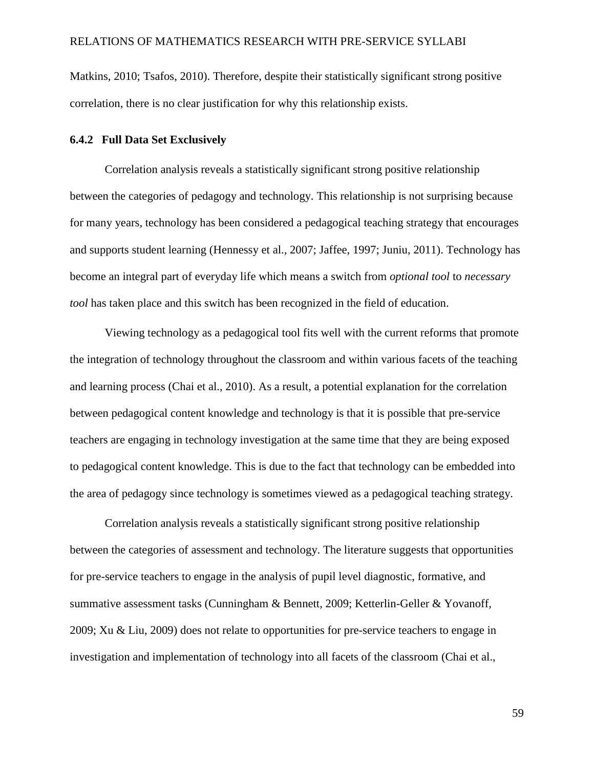Matkins, 2010; Tsafos, 2010). Therefore, despite their statistically significant strong positive correlation, there is no clear justification for why this relationship exists.

### 6.4.2 Full Data Set Exclusively

Correlation analysis reveals a statistically significant strong positive relationship between the categories of pedagogy and technology. This relationship is not surprising because for many years, technology has been considered a pedagogical teaching strategy that encourages and supports student learning (Hennessy et al., 2007; Jaffee, 1997; Juniu, 2011). Technology has become an integral part of everyday life which means a switch from *optional tool* to *necessary tool* has taken place and this switch has been recognized in the field of education.

Viewing technology as a pedagogical tool fits well with the current reforms that promote the integration of technology throughout the classroom and within various facets of the teaching and learning process (Chai et al., 2010). As a result, a potential explanation for the correlation between pedagogical content knowledge and technology is that it is possible that pre-service teachers are engaging in technology investigation at the same time that they are being exposed to pedagogical content knowledge. This is due to the fact that technology can be embedded into the area of pedagogy since technology is sometimes viewed as a pedagogical teaching strategy.

Correlation analysis reveals a statistically significant strong positive relationship between the categories of assessment and technology. The literature suggests that opportunities for pre-service teachers to engage in the analysis of pupil level diagnostic, formative, and summative assessment tasks (Cunningham & Bennett, 2009; Ketterlin-Geller & Yovanoff, 2009; Xu & Liu, 2009) does not relate to opportunities for pre-service teachers to engage in investigation and implementation of technology into all facets of the classroom (Chai et al.,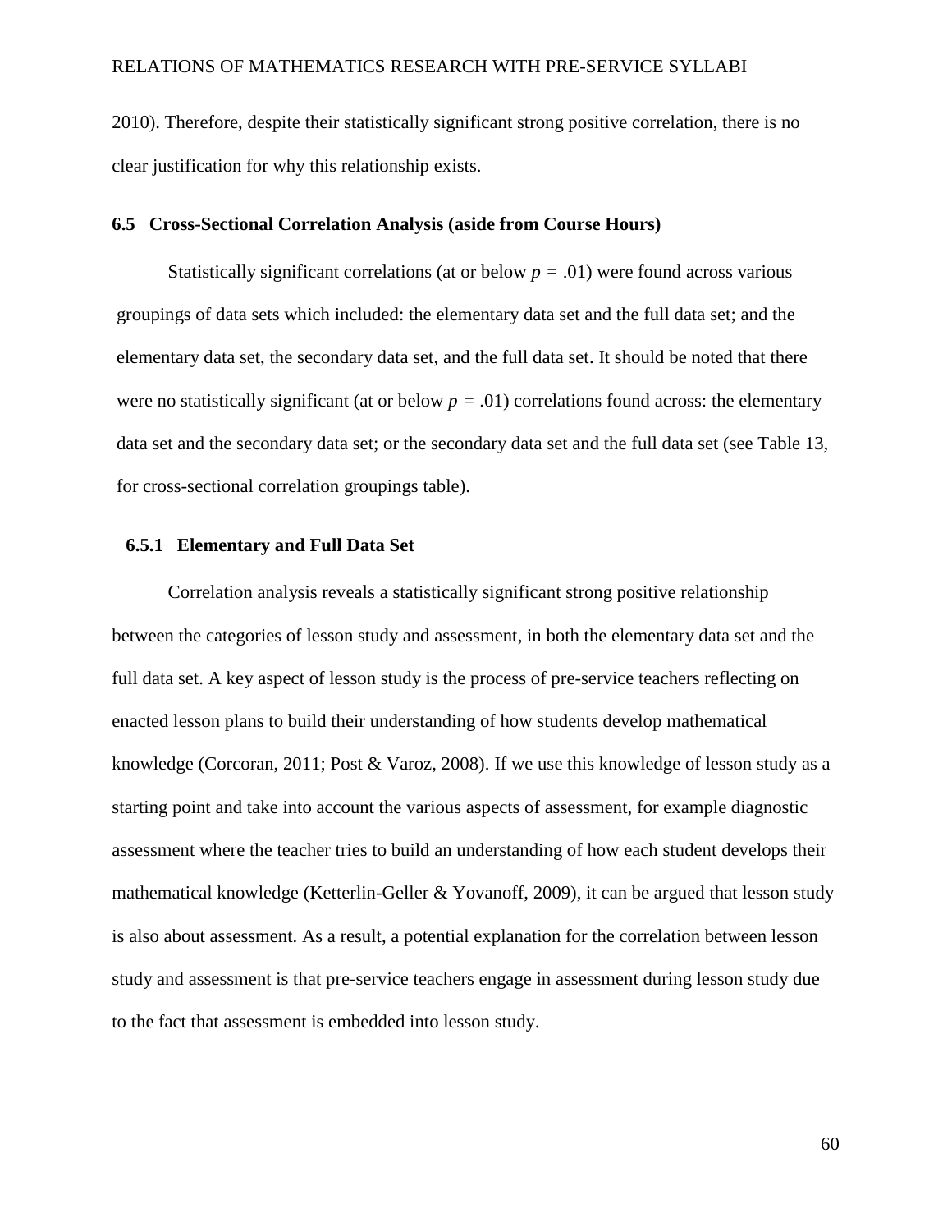2010). Therefore, despite their statistically significant strong positive correlation, there is no clear justification for why this relationship exists.

## 6.5 Cross-Sectional Correlation Analysis (aside from Course Hours)

Statistically significant correlations (at or below $p = .01$) were found across various groupings of data sets which included: the elementary data set and the full data set; and the elementary data set, the secondary data set, and the full data set. It should be noted that there were no statistically significant (at or below $p = .01$) correlations found across: the elementary data set and the secondary data set; or the secondary data set and the full data set (see Table 13, for cross-sectional correlation groupings table).

### 6.5.1 Elementary and Full Data Set

Correlation analysis reveals a statistically significant strong positive relationship between the categories of lesson study and assessment, in both the elementary data set and the full data set. A key aspect of lesson study is the process of pre-service teachers reflecting on enacted lesson plans to build their understanding of how students develop mathematical knowledge (Corcoran, 2011; Post & Varoz, 2008). If we use this knowledge of lesson study as a starting point and take into account the various aspects of assessment, for example diagnostic assessment where the teacher tries to build an understanding of how each student develops their mathematical knowledge (Ketterlin-Geller & Yovanoff, 2009), it can be argued that lesson study is also about assessment. As a result, a potential explanation for the correlation between lesson study and assessment is that pre-service teachers engage in assessment during lesson study due to the fact that assessment is embedded into lesson study.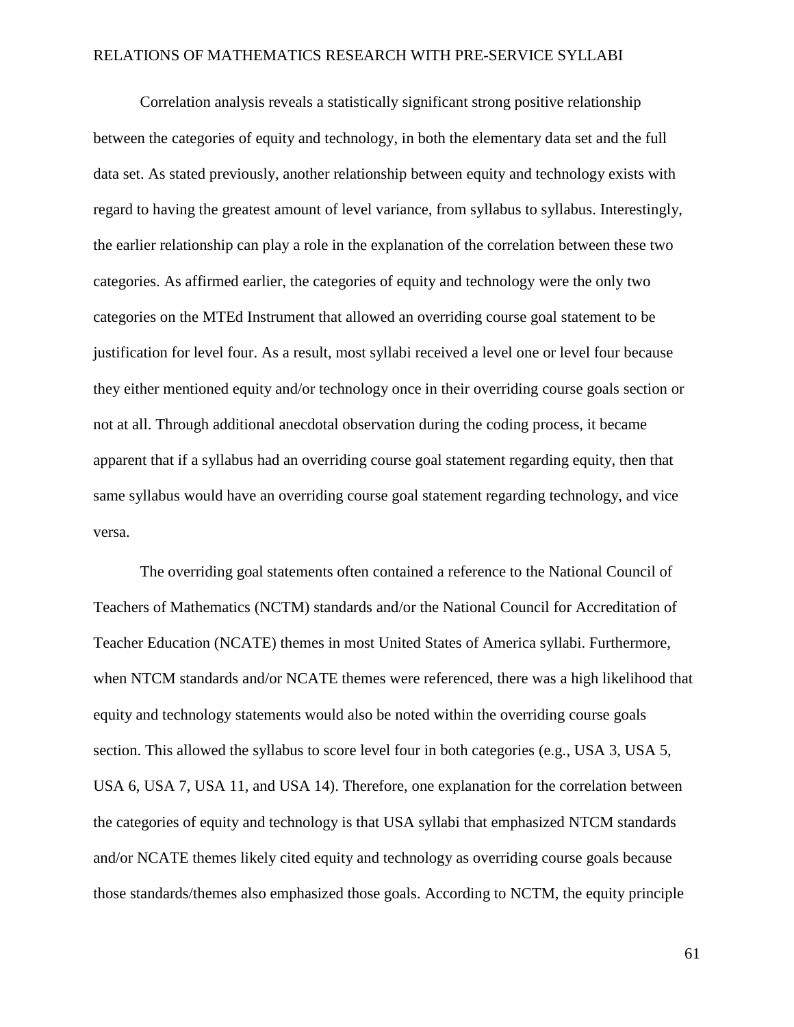Correlation analysis reveals a statistically significant strong positive relationship between the categories of equity and technology, in both the elementary data set and the full data set. As stated previously, another relationship between equity and technology exists with regard to having the greatest amount of level variance, from syllabus to syllabus. Interestingly, the earlier relationship can play a role in the explanation of the correlation between these two categories. As affirmed earlier, the categories of equity and technology were the only two categories on the MTEd Instrument that allowed an overriding course goal statement to be justification for level four. As a result, most syllabi received a level one or level four because they either mentioned equity and/or technology once in their overriding course goals section or not at all. Through additional anecdotal observation during the coding process, it became apparent that if a syllabus had an overriding course goal statement regarding equity, then that same syllabus would have an overriding course goal statement regarding technology, and vice versa.

The overriding goal statements often contained a reference to the National Council of Teachers of Mathematics (NCTM) standards and/or the National Council for Accreditation of Teacher Education (NCATE) themes in most United States of America syllabi. Furthermore, when NTCM standards and/or NCATE themes were referenced, there was a high likelihood that equity and technology statements would also be noted within the overriding course goals section. This allowed the syllabus to score level four in both categories (e.g., USA 3, USA 5, USA 6, USA 7, USA 11, and USA 14). Therefore, one explanation for the correlation between the categories of equity and technology is that USA syllabi that emphasized NTCM standards and/or NCATE themes likely cited equity and technology as overriding course goals because those standards/themes also emphasized those goals. According to NCTM, the equity principle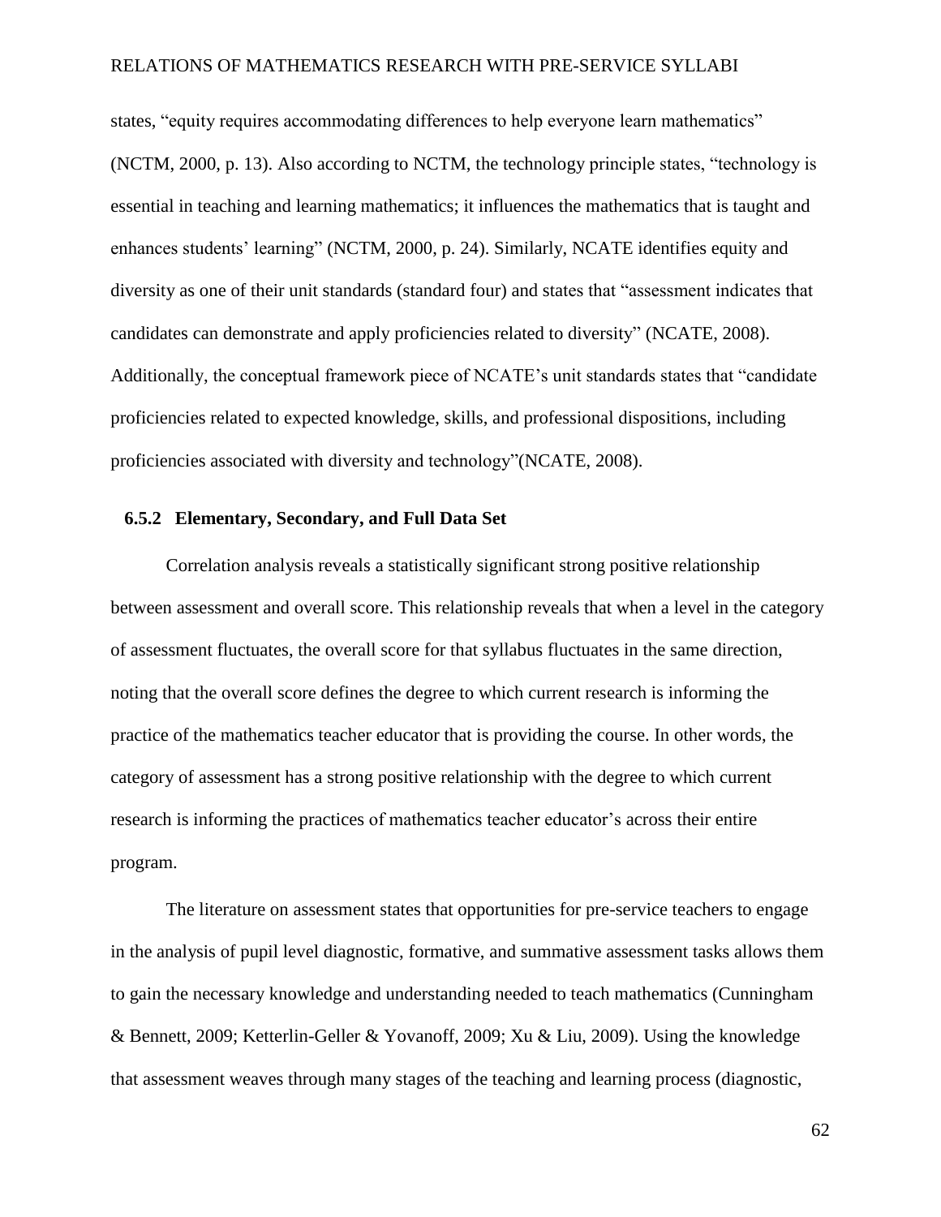states, “equity requires accommodating differences to help everyone learn mathematics” (NCTM, 2000, p. 13). Also according to NCTM, the technology principle states, “technology is essential in teaching and learning mathematics; it influences the mathematics that is taught and enhances students’ learning” (NCTM, 2000, p. 24). Similarly, NCATE identifies equity and diversity as one of their unit standards (standard four) and states that “assessment indicates that candidates can demonstrate and apply proficiencies related to diversity” (NCATE, 2008). Additionally, the conceptual framework piece of NCATE’s unit standards states that “candidate proficiencies related to expected knowledge, skills, and professional dispositions, including proficiencies associated with diversity and technology”(NCATE, 2008).

### 6.5.2 Elementary, Secondary, and Full Data Set

Correlation analysis reveals a statistically significant strong positive relationship between assessment and overall score. This relationship reveals that when a level in the category of assessment fluctuates, the overall score for that syllabus fluctuates in the same direction, noting that the overall score defines the degree to which current research is informing the practice of the mathematics teacher educator that is providing the course. In other words, the category of assessment has a strong positive relationship with the degree to which current research is informing the practices of mathematics teacher educator’s across their entire program.

The literature on assessment states that opportunities for pre-service teachers to engage in the analysis of pupil level diagnostic, formative, and summative assessment tasks allows them to gain the necessary knowledge and understanding needed to teach mathematics (Cunningham & Bennett, 2009; Ketterlin-Geller & Yovanoff, 2009; Xu & Liu, 2009). Using the knowledge that assessment weaves through many stages of the teaching and learning process (diagnostic,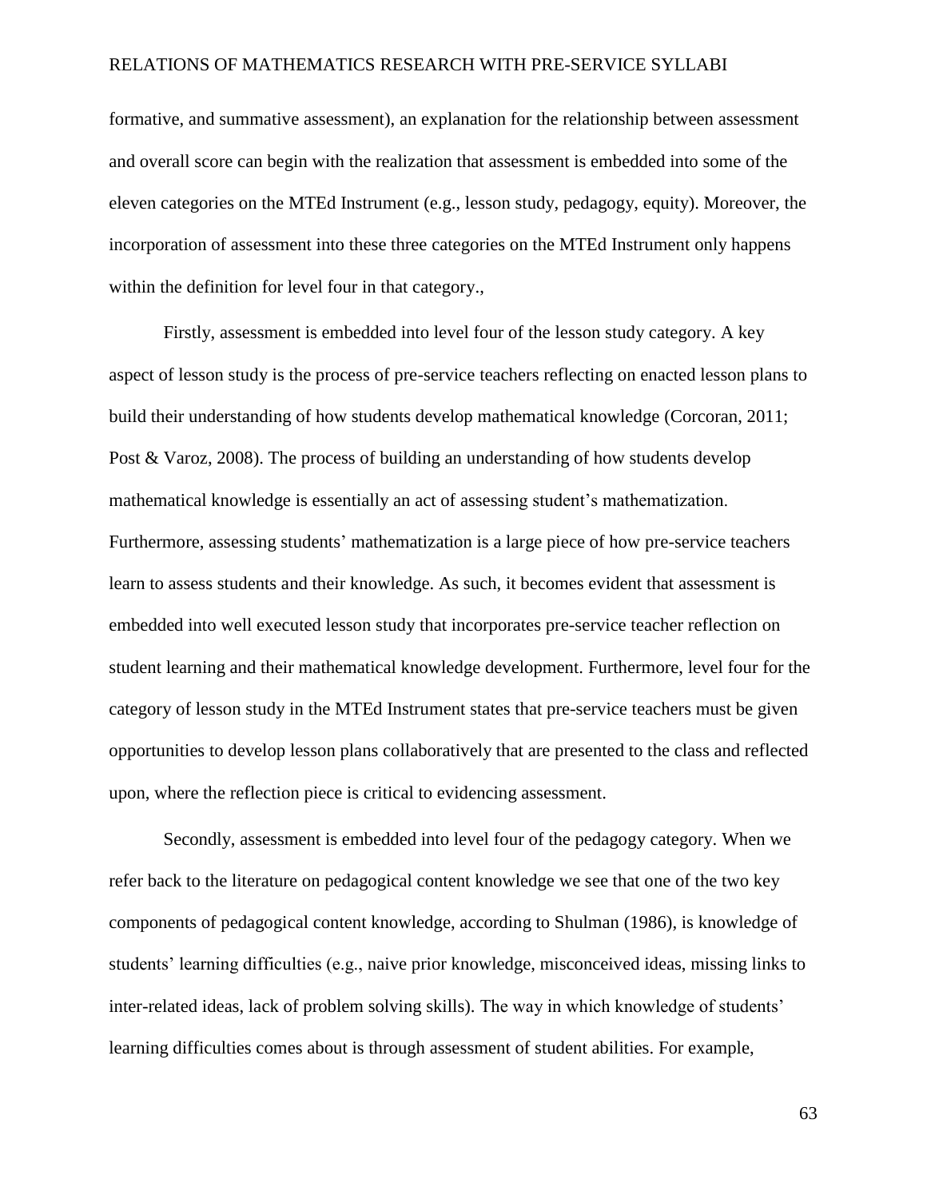formative, and summative assessment), an explanation for the relationship between assessment and overall score can begin with the realization that assessment is embedded into some of the eleven categories on the MTEd Instrument (e.g., lesson study, pedagogy, equity). Moreover, the incorporation of assessment into these three categories on the MTEd Instrument only happens within the definition for level four in that category.,

Firstly, assessment is embedded into level four of the lesson study category. A key aspect of lesson study is the process of pre-service teachers reflecting on enacted lesson plans to build their understanding of how students develop mathematical knowledge (Corcoran, 2011; Post & Varoz, 2008). The process of building an understanding of how students develop mathematical knowledge is essentially an act of assessing student's mathematization. Furthermore, assessing students' mathematization is a large piece of how pre-service teachers learn to assess students and their knowledge. As such, it becomes evident that assessment is embedded into well executed lesson study that incorporates pre-service teacher reflection on student learning and their mathematical knowledge development. Furthermore, level four for the category of lesson study in the MTEd Instrument states that pre-service teachers must be given opportunities to develop lesson plans collaboratively that are presented to the class and reflected upon, where the reflection piece is critical to evidencing assessment.

Secondly, assessment is embedded into level four of the pedagogy category. When we refer back to the literature on pedagogical content knowledge we see that one of the two key components of pedagogical content knowledge, according to Shulman (1986), is knowledge of students' learning difficulties (e.g., naive prior knowledge, misconceived ideas, missing links to inter-related ideas, lack of problem solving skills). The way in which knowledge of students' learning difficulties comes about is through assessment of student abilities. For example,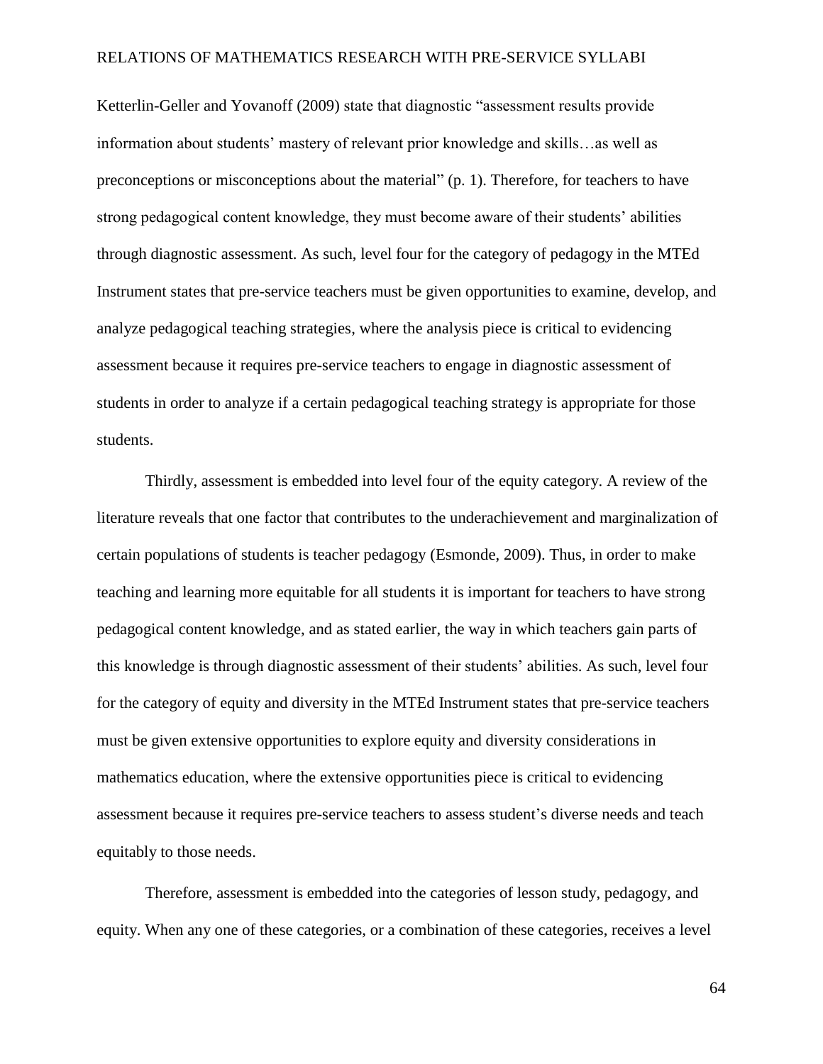Ketterlin-Geller and Yovanoff (2009) state that diagnostic "assessment results provide information about students' mastery of relevant prior knowledge and skills…as well as preconceptions or misconceptions about the material" (p. 1). Therefore, for teachers to have strong pedagogical content knowledge, they must become aware of their students' abilities through diagnostic assessment. As such, level four for the category of pedagogy in the MTEd Instrument states that pre-service teachers must be given opportunities to examine, develop, and analyze pedagogical teaching strategies, where the analysis piece is critical to evidencing assessment because it requires pre-service teachers to engage in diagnostic assessment of students in order to analyze if a certain pedagogical teaching strategy is appropriate for those students.

Thirdly, assessment is embedded into level four of the equity category. A review of the literature reveals that one factor that contributes to the underachievement and marginalization of certain populations of students is teacher pedagogy (Esmonde, 2009). Thus, in order to make teaching and learning more equitable for all students it is important for teachers to have strong pedagogical content knowledge, and as stated earlier, the way in which teachers gain parts of this knowledge is through diagnostic assessment of their students' abilities. As such, level four for the category of equity and diversity in the MTEd Instrument states that pre-service teachers must be given extensive opportunities to explore equity and diversity considerations in mathematics education, where the extensive opportunities piece is critical to evidencing assessment because it requires pre-service teachers to assess student's diverse needs and teach equitably to those needs.

Therefore, assessment is embedded into the categories of lesson study, pedagogy, and equity. When any one of these categories, or a combination of these categories, receives a level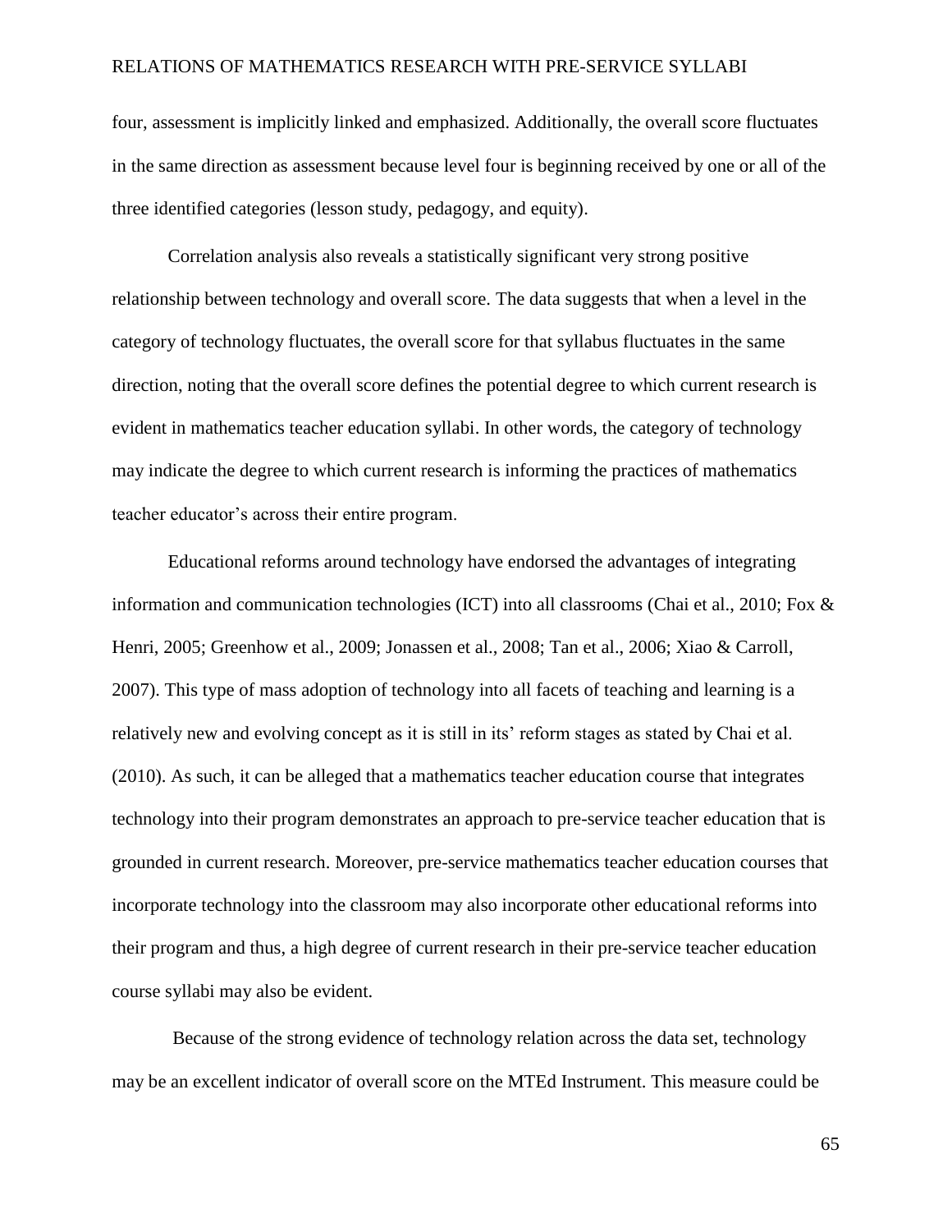four, assessment is implicitly linked and emphasized. Additionally, the overall score fluctuates in the same direction as assessment because level four is beginning received by one or all of the three identified categories (lesson study, pedagogy, and equity).

Correlation analysis also reveals a statistically significant very strong positive relationship between technology and overall score. The data suggests that when a level in the category of technology fluctuates, the overall score for that syllabus fluctuates in the same direction, noting that the overall score defines the potential degree to which current research is evident in mathematics teacher education syllabi. In other words, the category of technology may indicate the degree to which current research is informing the practices of mathematics teacher educator's across their entire program.

Educational reforms around technology have endorsed the advantages of integrating information and communication technologies (ICT) into all classrooms (Chai et al., 2010; Fox & Henri, 2005; Greenhow et al., 2009; Jonassen et al., 2008; Tan et al., 2006; Xiao & Carroll, 2007). This type of mass adoption of technology into all facets of teaching and learning is a relatively new and evolving concept as it is still in its' reform stages as stated by Chai et al. (2010). As such, it can be alleged that a mathematics teacher education course that integrates technology into their program demonstrates an approach to pre-service teacher education that is grounded in current research. Moreover, pre-service mathematics teacher education courses that incorporate technology into the classroom may also incorporate other educational reforms into their program and thus, a high degree of current research in their pre-service teacher education course syllabi may also be evident.

Because of the strong evidence of technology relation across the data set, technology may be an excellent indicator of overall score on the MTEd Instrument. This measure could be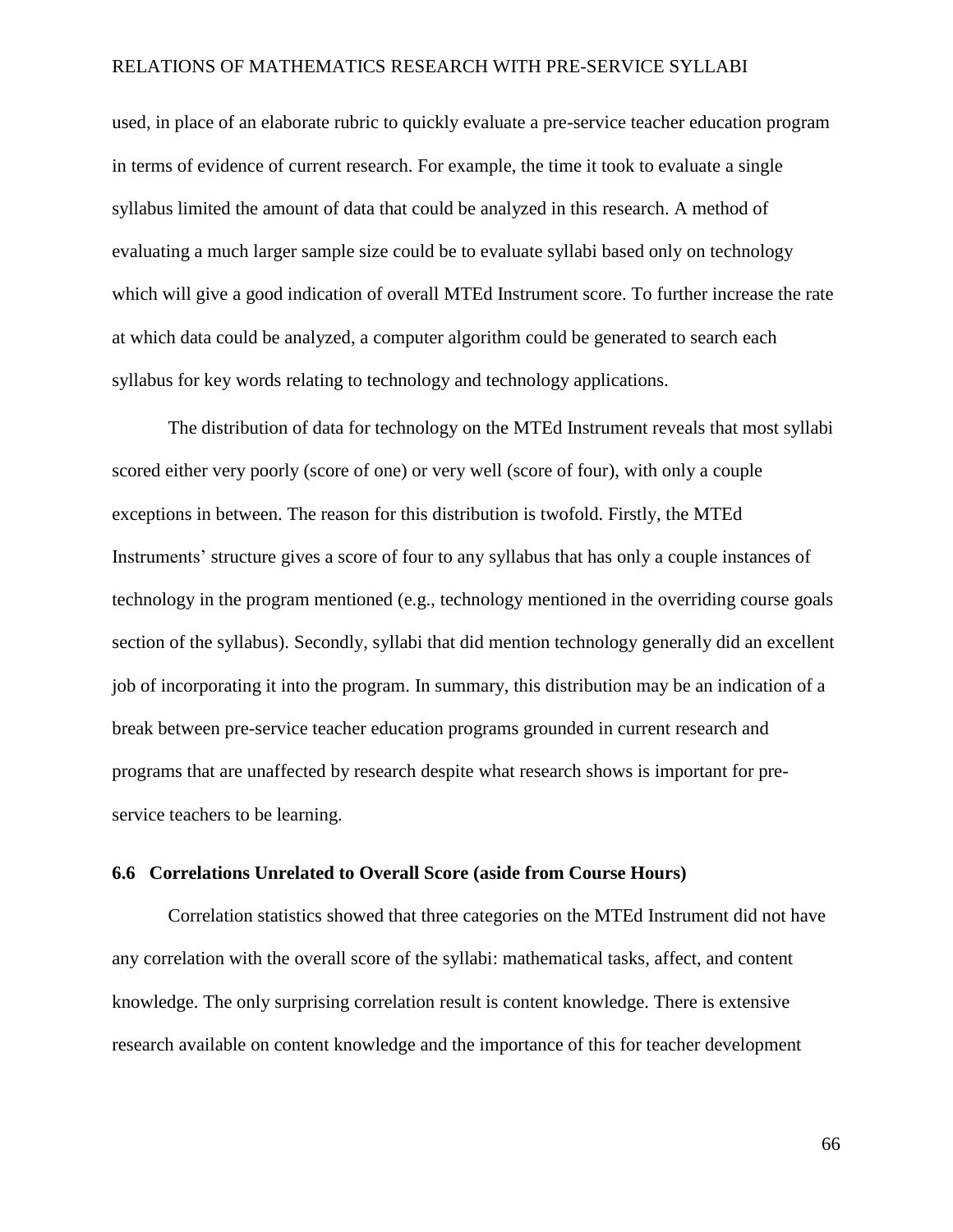used, in place of an elaborate rubric to quickly evaluate a pre-service teacher education program in terms of evidence of current research. For example, the time it took to evaluate a single syllabus limited the amount of data that could be analyzed in this research. A method of evaluating a much larger sample size could be to evaluate syllabi based only on technology which will give a good indication of overall MTEd Instrument score. To further increase the rate at which data could be analyzed, a computer algorithm could be generated to search each syllabus for key words relating to technology and technology applications.

The distribution of data for technology on the MTEd Instrument reveals that most syllabi scored either very poorly (score of one) or very well (score of four), with only a couple exceptions in between. The reason for this distribution is twofold. Firstly, the MTEd Instruments' structure gives a score of four to any syllabus that has only a couple instances of technology in the program mentioned (e.g., technology mentioned in the overriding course goals section of the syllabus). Secondly, syllabi that did mention technology generally did an excellent job of incorporating it into the program. In summary, this distribution may be an indication of a break between pre-service teacher education programs grounded in current research and programs that are unaffected by research despite what research shows is important for pre-service teachers to be learning.

### 6.6 Correlations Unrelated to Overall Score (aside from Course Hours)

Correlation statistics showed that three categories on the MTEd Instrument did not have any correlation with the overall score of the syllabi: mathematical tasks, affect, and content knowledge. The only surprising correlation result is content knowledge. There is extensive research available on content knowledge and the importance of this for teacher development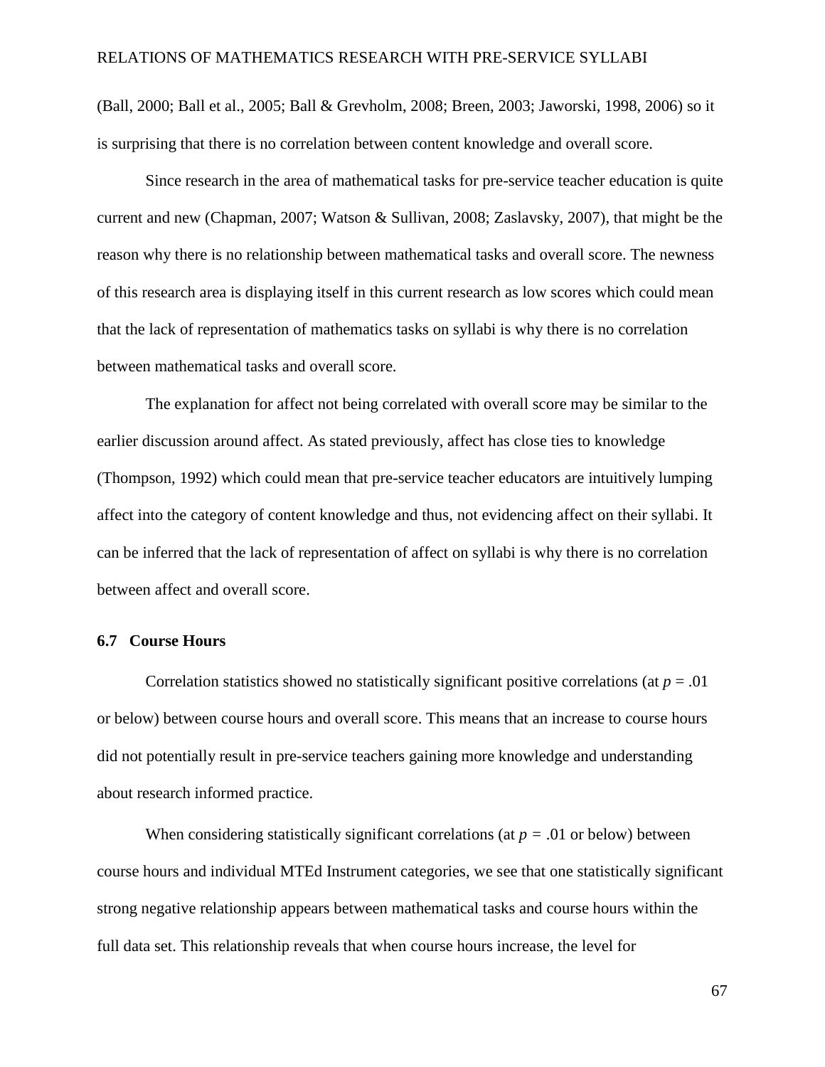(Ball, 2000; Ball et al., 2005; Ball & Grevholm, 2008; Breen, 2003; Jaworski, 1998, 2006) so it is surprising that there is no correlation between content knowledge and overall score.

Since research in the area of mathematical tasks for pre-service teacher education is quite current and new (Chapman, 2007; Watson & Sullivan, 2008; Zaslavsky, 2007), that might be the reason why there is no relationship between mathematical tasks and overall score. The newness of this research area is displaying itself in this current research as low scores which could mean that the lack of representation of mathematics tasks on syllabi is why there is no correlation between mathematical tasks and overall score.

The explanation for affect not being correlated with overall score may be similar to the earlier discussion around affect. As stated previously, affect has close ties to knowledge (Thompson, 1992) which could mean that pre-service teacher educators are intuitively lumping affect into the category of content knowledge and thus, not evidencing affect on their syllabi. It can be inferred that the lack of representation of affect on syllabi is why there is no correlation between affect and overall score.

### 6.7 Course Hours

Correlation statistics showed no statistically significant positive correlations (at $p = .01$ or below) between course hours and overall score. This means that an increase to course hours did not potentially result in pre-service teachers gaining more knowledge and understanding about research informed practice.

When considering statistically significant correlations (at $p = .01$ or below) between course hours and individual MTEd Instrument categories, we see that one statistically significant strong negative relationship appears between mathematical tasks and course hours within the full data set. This relationship reveals that when course hours increase, the level for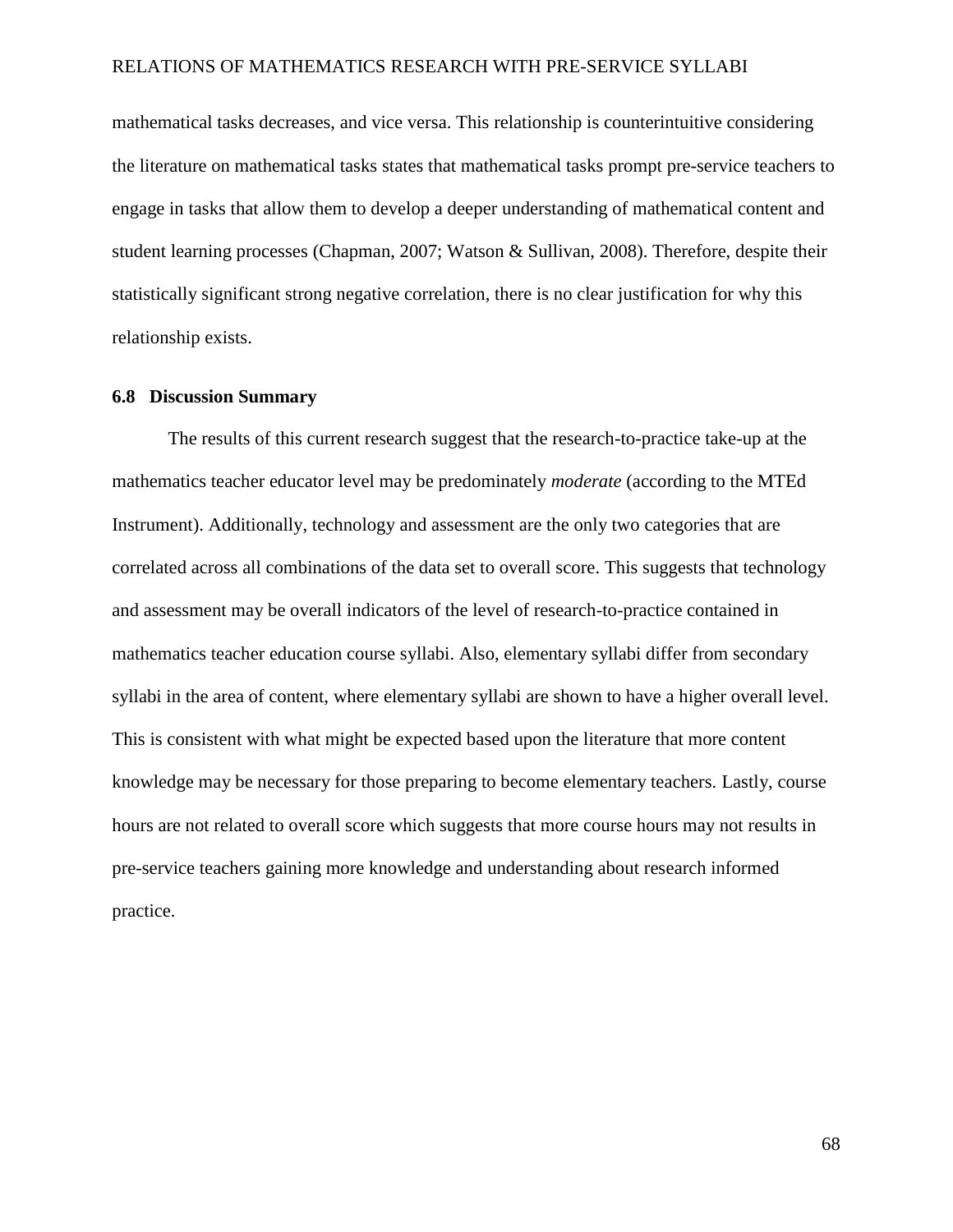mathematical tasks decreases, and vice versa. This relationship is counterintuitive considering the literature on mathematical tasks states that mathematical tasks prompt pre-service teachers to engage in tasks that allow them to develop a deeper understanding of mathematical content and student learning processes (Chapman, 2007; Watson & Sullivan, 2008). Therefore, despite their statistically significant strong negative correlation, there is no clear justification for why this relationship exists.

### 6.8 Discussion Summary

The results of this current research suggest that the research-to-practice take-up at the mathematics teacher educator level may be predominately *moderate* (according to the MTEd Instrument). Additionally, technology and assessment are the only two categories that are correlated across all combinations of the data set to overall score. This suggests that technology and assessment may be overall indicators of the level of research-to-practice contained in mathematics teacher education course syllabi. Also, elementary syllabi differ from secondary syllabi in the area of content, where elementary syllabi are shown to have a higher overall level. This is consistent with what might be expected based upon the literature that more content knowledge may be necessary for those preparing to become elementary teachers. Lastly, course hours are not related to overall score which suggests that more course hours may not results in pre-service teachers gaining more knowledge and understanding about research informed practice.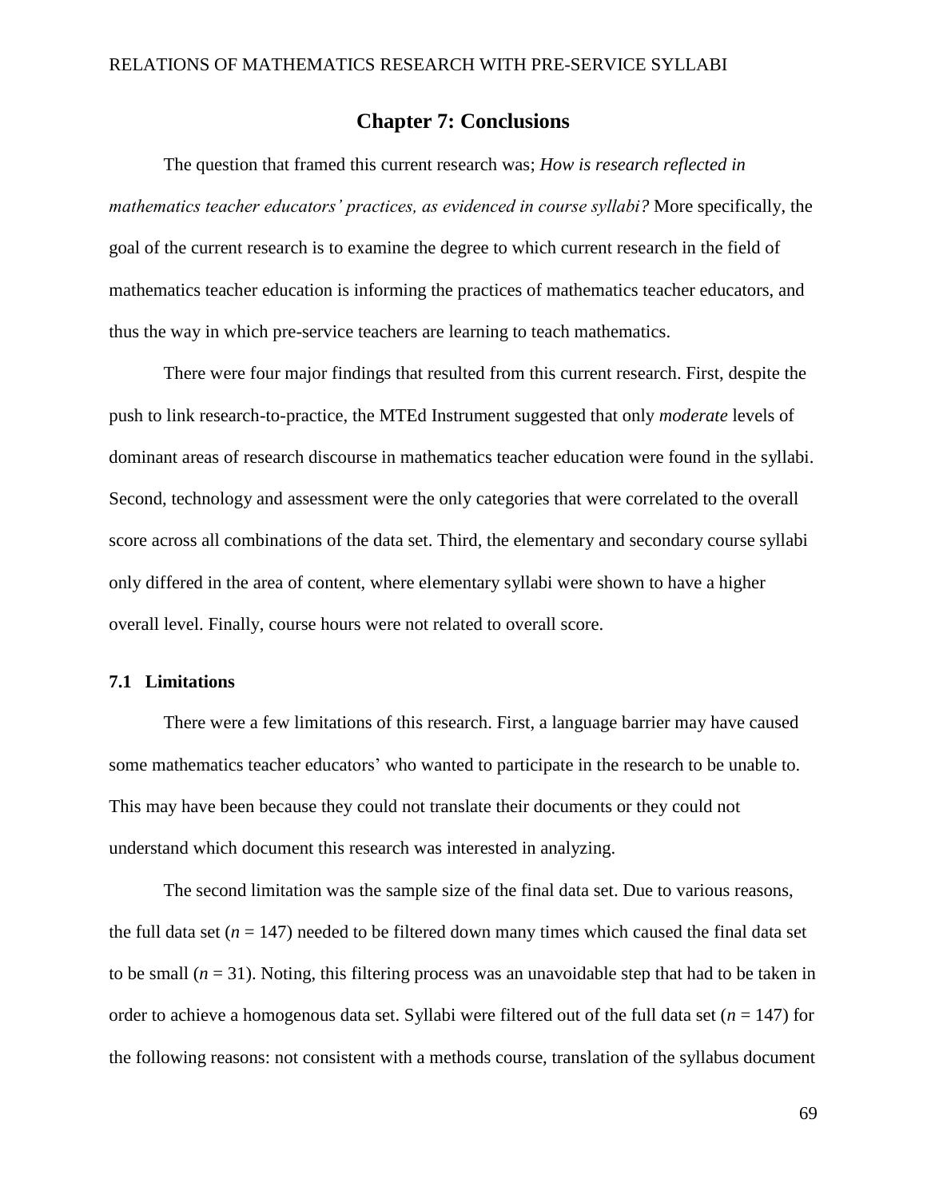# Chapter 7: Conclusions

The question that framed this current research was; *How is research reflected in mathematics teacher educators' practices, as evidenced in course syllabi?* More specifically, the goal of the current research is to examine the degree to which current research in the field of mathematics teacher education is informing the practices of mathematics teacher educators, and thus the way in which pre-service teachers are learning to teach mathematics.

There were four major findings that resulted from this current research. First, despite the push to link research-to-practice, the MTEd Instrument suggested that only *moderate* levels of dominant areas of research discourse in mathematics teacher education were found in the syllabi. Second, technology and assessment were the only categories that were correlated to the overall score across all combinations of the data set. Third, the elementary and secondary course syllabi only differed in the area of content, where elementary syllabi were shown to have a higher overall level. Finally, course hours were not related to overall score.

## 7.1 Limitations

There were a few limitations of this research. First, a language barrier may have caused some mathematics teacher educators' who wanted to participate in the research to be unable to. This may have been because they could not translate their documents or they could not understand which document this research was interested in analyzing.

The second limitation was the sample size of the final data set. Due to various reasons, the full data set ($n$ = 147) needed to be filtered down many times which caused the final data set to be small ($n$ = 31). Noting, this filtering process was an unavoidable step that had to be taken in order to achieve a homogenous data set. Syllabi were filtered out of the full data set ($n$ = 147) for the following reasons: not consistent with a methods course, translation of the syllabus document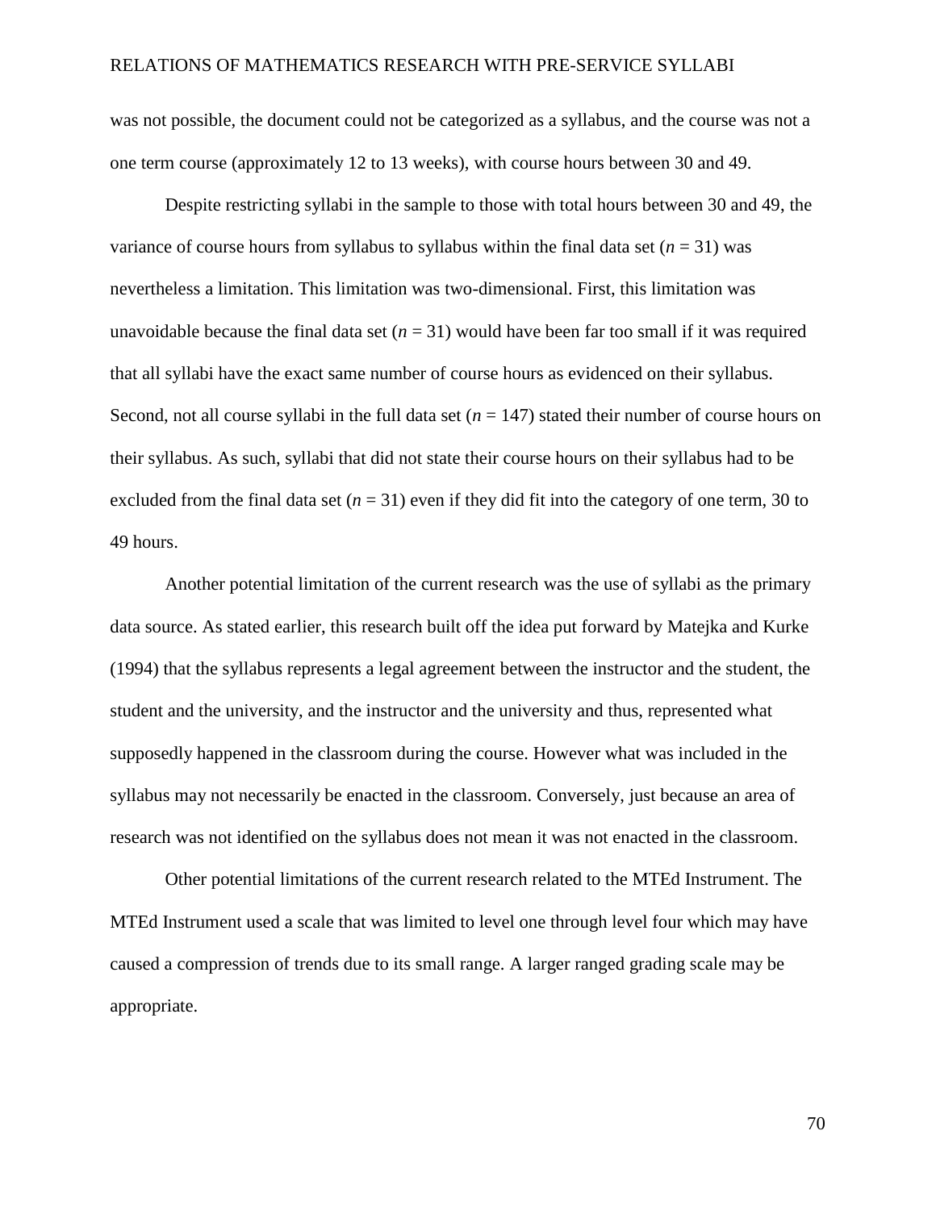was not possible, the document could not be categorized as a syllabus, and the course was not a one term course (approximately 12 to 13 weeks), with course hours between 30 and 49.

Despite restricting syllabi in the sample to those with total hours between 30 and 49, the variance of course hours from syllabus to syllabus within the final data set ($n$ = 31) was nevertheless a limitation. This limitation was two-dimensional. First, this limitation was unavoidable because the final data set ($n$ = 31) would have been far too small if it was required that all syllabi have the exact same number of course hours as evidenced on their syllabus. Second, not all course syllabi in the full data set ($n$ = 147) stated their number of course hours on their syllabus. As such, syllabi that did not state their course hours on their syllabus had to be excluded from the final data set ($n$ = 31) even if they did fit into the category of one term, 30 to 49 hours.

Another potential limitation of the current research was the use of syllabi as the primary data source. As stated earlier, this research built off the idea put forward by Matejka and Kurke (1994) that the syllabus represents a legal agreement between the instructor and the student, the student and the university, and the instructor and the university and thus, represented what supposedly happened in the classroom during the course. However what was included in the syllabus may not necessarily be enacted in the classroom. Conversely, just because an area of research was not identified on the syllabus does not mean it was not enacted in the classroom.

Other potential limitations of the current research related to the MTEd Instrument. The MTEd Instrument used a scale that was limited to level one through level four which may have caused a compression of trends due to its small range. A larger ranged grading scale may be appropriate.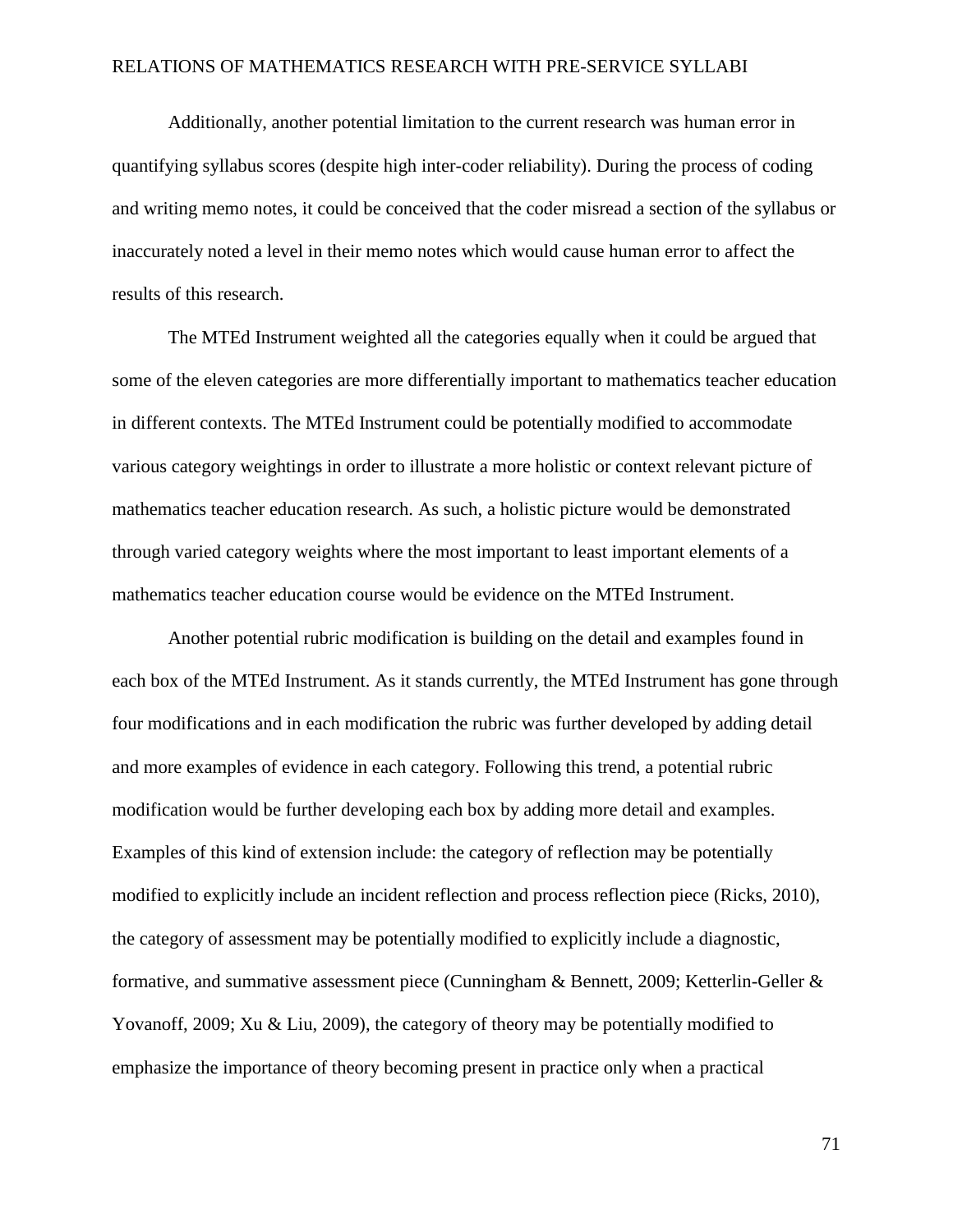Additionally, another potential limitation to the current research was human error in quantifying syllabus scores (despite high inter-coder reliability). During the process of coding and writing memo notes, it could be conceived that the coder misread a section of the syllabus or inaccurately noted a level in their memo notes which would cause human error to affect the results of this research.

The MTEd Instrument weighted all the categories equally when it could be argued that some of the eleven categories are more differentially important to mathematics teacher education in different contexts. The MTEd Instrument could be potentially modified to accommodate various category weightings in order to illustrate a more holistic or context relevant picture of mathematics teacher education research. As such, a holistic picture would be demonstrated through varied category weights where the most important to least important elements of a mathematics teacher education course would be evidence on the MTEd Instrument.

Another potential rubric modification is building on the detail and examples found in each box of the MTEd Instrument. As it stands currently, the MTEd Instrument has gone through four modifications and in each modification the rubric was further developed by adding detail and more examples of evidence in each category. Following this trend, a potential rubric modification would be further developing each box by adding more detail and examples. Examples of this kind of extension include: the category of reflection may be potentially modified to explicitly include an incident reflection and process reflection piece (Ricks, 2010), the category of assessment may be potentially modified to explicitly include a diagnostic, formative, and summative assessment piece (Cunningham & Bennett, 2009; Ketterlin-Geller & Yovanoff, 2009; Xu & Liu, 2009), the category of theory may be potentially modified to emphasize the importance of theory becoming present in practice only when a practical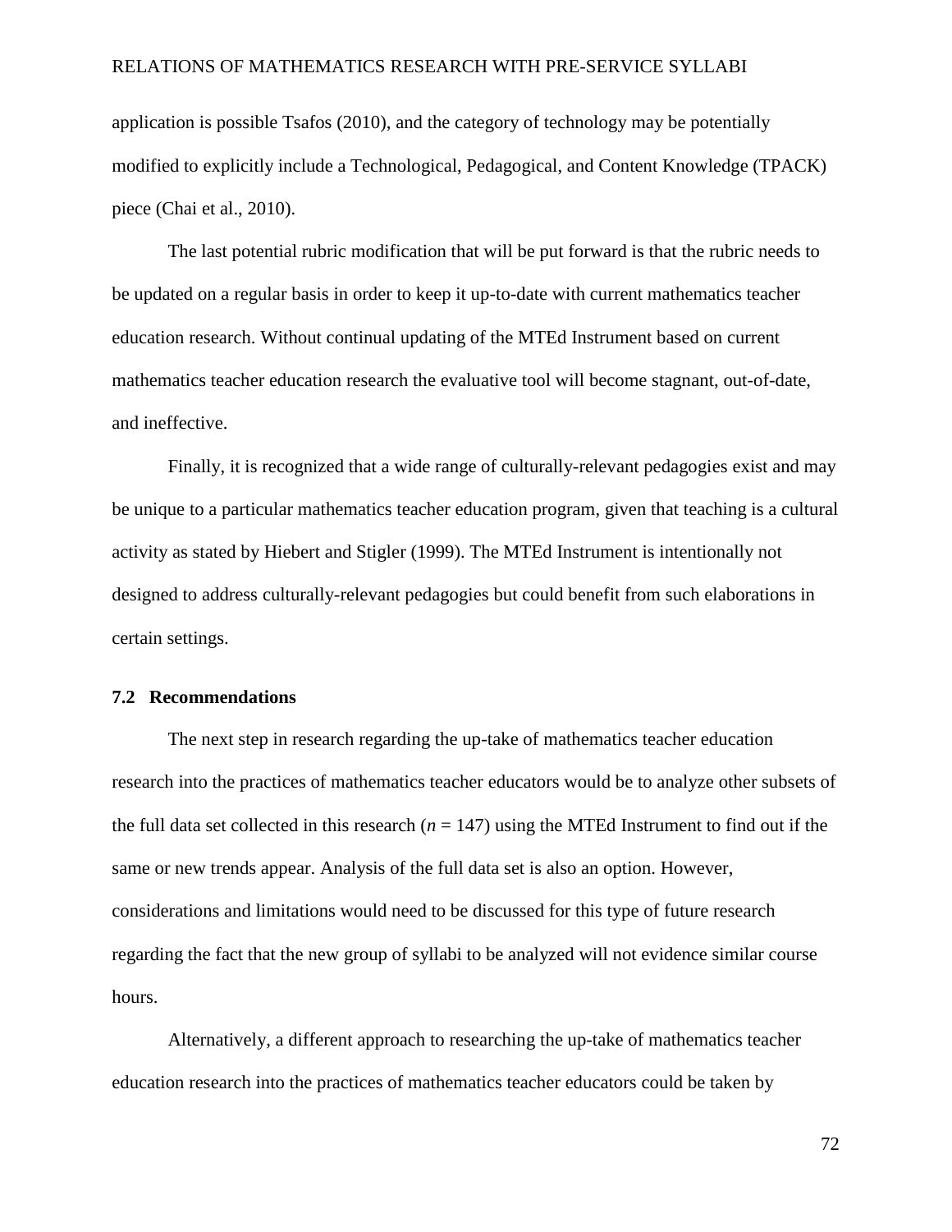application is possible Tsafos (2010), and the category of technology may be potentially modified to explicitly include a Technological, Pedagogical, and Content Knowledge (TPACK) piece (Chai et al., 2010).

The last potential rubric modification that will be put forward is that the rubric needs to be updated on a regular basis in order to keep it up-to-date with current mathematics teacher education research. Without continual updating of the MTEd Instrument based on current mathematics teacher education research the evaluative tool will become stagnant, out-of-date, and ineffective.

Finally, it is recognized that a wide range of culturally-relevant pedagogies exist and may be unique to a particular mathematics teacher education program, given that teaching is a cultural activity as stated by Hiebert and Stigler (1999). The MTEd Instrument is intentionally not designed to address culturally-relevant pedagogies but could benefit from such elaborations in certain settings.

### 7.2 Recommendations

The next step in research regarding the up-take of mathematics teacher education research into the practices of mathematics teacher educators would be to analyze other subsets of the full data set collected in this research ($n = 147$) using the MTEd Instrument to find out if the same or new trends appear. Analysis of the full data set is also an option. However, considerations and limitations would need to be discussed for this type of future research regarding the fact that the new group of syllabi to be analyzed will not evidence similar course hours.

Alternatively, a different approach to researching the up-take of mathematics teacher education research into the practices of mathematics teacher educators could be taken by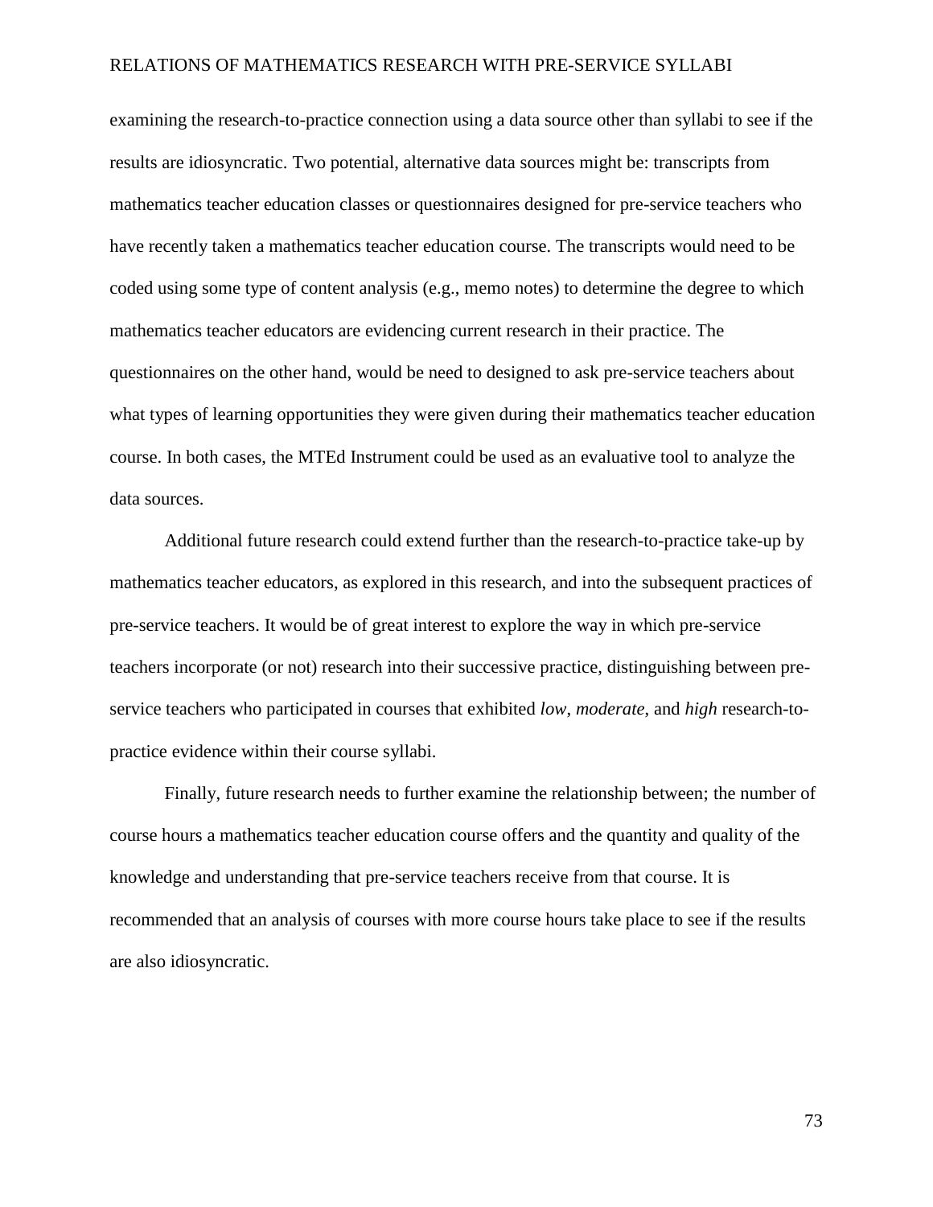examining the research-to-practice connection using a data source other than syllabi to see if the results are idiosyncratic. Two potential, alternative data sources might be: transcripts from mathematics teacher education classes or questionnaires designed for pre-service teachers who have recently taken a mathematics teacher education course. The transcripts would need to be coded using some type of content analysis (e.g., memo notes) to determine the degree to which mathematics teacher educators are evidencing current research in their practice. The questionnaires on the other hand, would be need to designed to ask pre-service teachers about what types of learning opportunities they were given during their mathematics teacher education course. In both cases, the MTEd Instrument could be used as an evaluative tool to analyze the data sources.

Additional future research could extend further than the research-to-practice take-up by mathematics teacher educators, as explored in this research, and into the subsequent practices of pre-service teachers. It would be of great interest to explore the way in which pre-service teachers incorporate (or not) research into their successive practice, distinguishing between pre-service teachers who participated in courses that exhibited *low*, *moderate*, and *high* research-to-practice evidence within their course syllabi.

Finally, future research needs to further examine the relationship between; the number of course hours a mathematics teacher education course offers and the quantity and quality of the knowledge and understanding that pre-service teachers receive from that course. It is recommended that an analysis of courses with more course hours take place to see if the results are also idiosyncratic.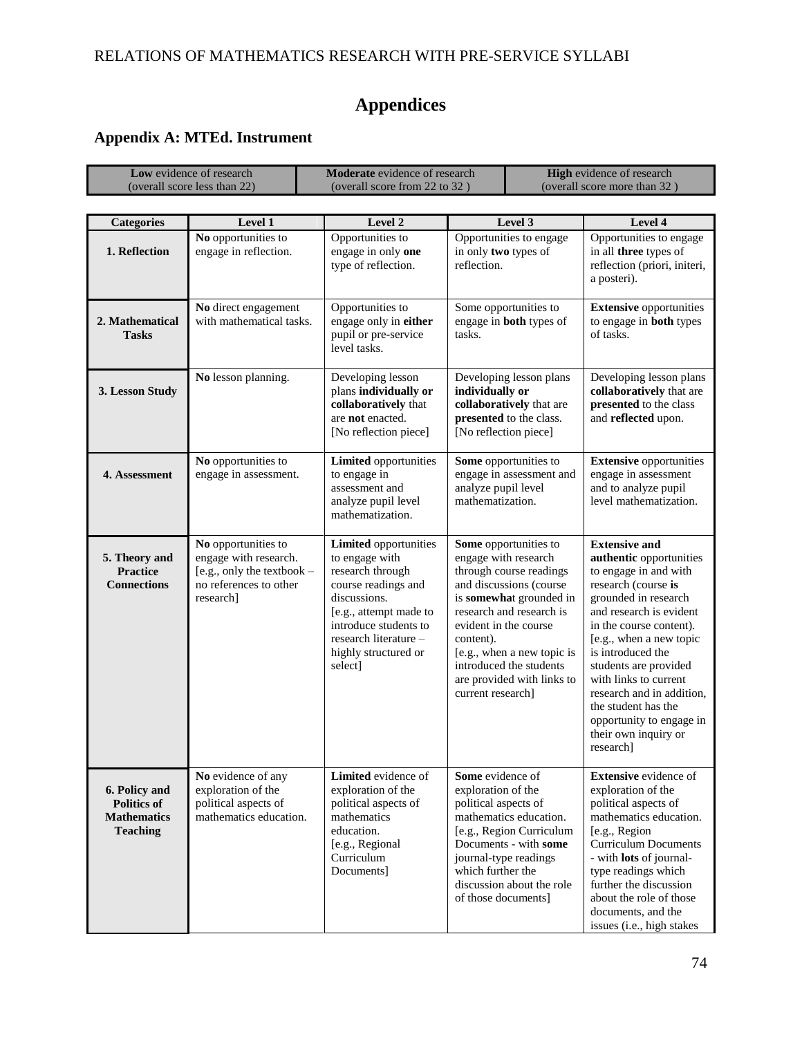# Appendices

## Appendix A: MTEd. Instrument

| **Low** evidence of research (overall score less than 22) | **Moderate** evidence of research (overall score from 22 to 32 ) | **High** evidence of research (overall score more than 32 ) |
|---|---|---|

| Categories | Level 1 | Level 2 | Level 3 | Level 4 |
|---|---|---|---|---|
| **1. Reflection** | **No** opportunities to engage in reflection. | Opportunities to engage in only **one** type of reflection. | Opportunities to engage in only **two** types of reflection. | Opportunities to engage in all **three** types of reflection (priori, initeri, a posteri). |
| **2. Mathematical Tasks** | **No** direct engagement with mathematical tasks. | Opportunities to engage only in **either** pupil or pre-service level tasks. | Some opportunities to engage in **both** types of tasks. | **Extensive** opportunities to engage in **both** types of tasks. |
| **3. Lesson Study** | **No** lesson planning. | Developing lesson plans **individually or collaboratively** that are **not** enacted. [No reflection piece] | Developing lesson plans **individually or collaboratively** that are **presented** to the class. [No reflection piece] | Developing lesson plans **collaboratively** that are **presented** to the class and **reflected** upon. |
| **4. Assessment** | **No** opportunities to engage in assessment. | **Limited** opportunities to engage in assessment and analyze pupil level mathematization. | **Some** opportunities to engage in assessment and analyze pupil level mathematization. | **Extensive** opportunities engage in assessment and to analyze pupil level mathematization. |
| **5. Theory and Practice Connections** | **No** opportunities to engage with research. [e.g., only the textbook – no references to other research] | **Limited** opportunities to engage with research through course readings and discussions. [e.g., attempt made to introduce students to research literature – highly structured or select] | **Some** opportunities to engage with research through course readings and discussions (course is **somewha**t grounded in research and research is evident in the course content). [e.g., when a new topic is introduced the students are provided with links to current research] | **Extensive and authentic** opportunities to engage in and with research (course **is** grounded in research and research is evident in the course content). [e.g., when a new topic is introduced the students are provided with links to current research and in addition, the student has the opportunity to engage in their own inquiry or research] |
| **6. Policy and Politics of Mathematics Teaching** | **No** evidence of any exploration of the political aspects of mathematics education. | **Limited** evidence of exploration of the political aspects of mathematics education. [e.g., Regional Curriculum Documents] | **Some** evidence of exploration of the political aspects of mathematics education. [e.g., Region Curriculum Documents - with **some** journal-type readings which further the discussion about the role of those documents] | **Extensive** evidence of exploration of the political aspects of mathematics education. [e.g., Region Curriculum Documents - with **lots** of journal-type readings which further the discussion about the role of those documents, and the issues (i.e., high stakes |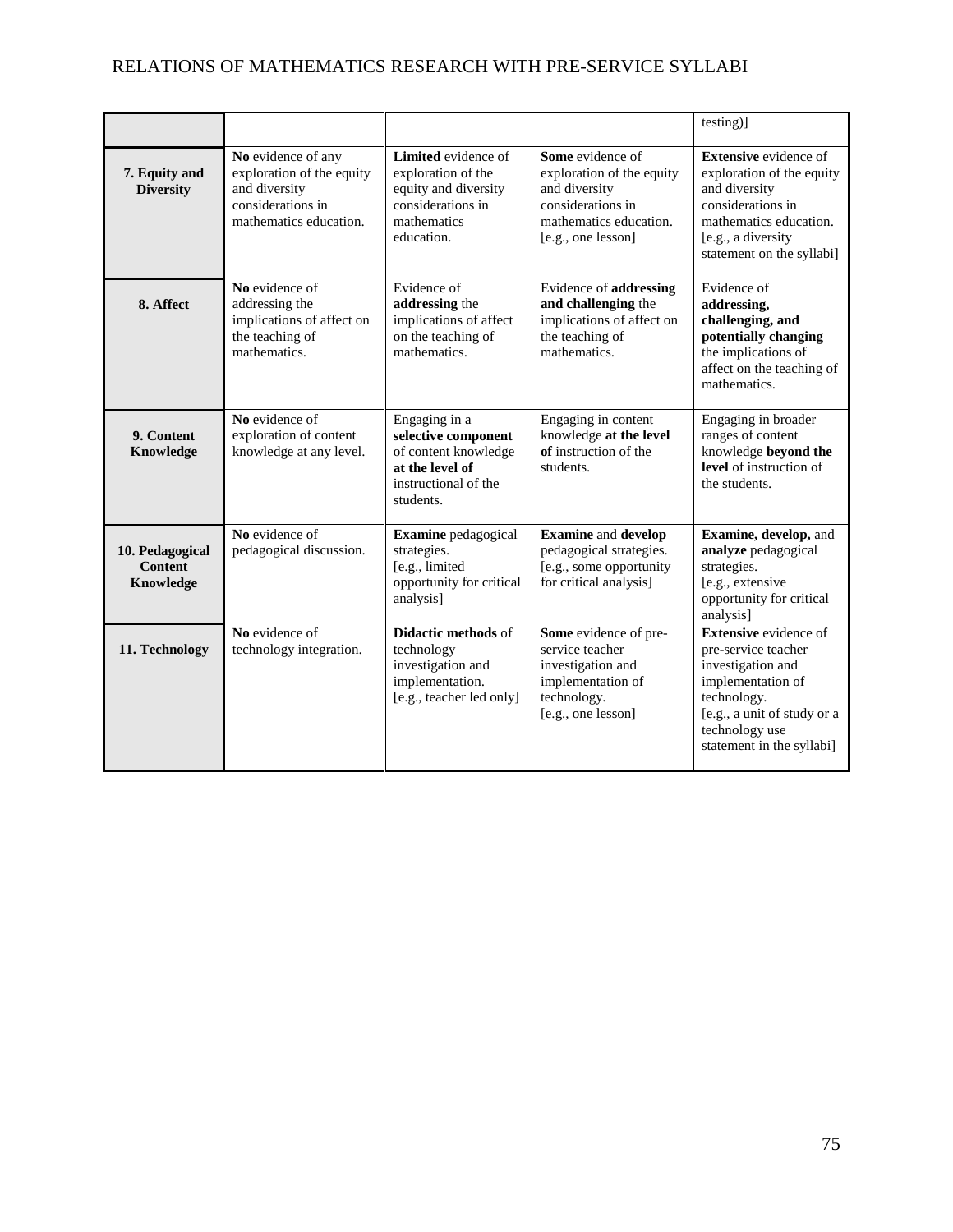| | | | | |
|---|---|---|---|---|
| | | | | testing)] |
| **7. Equity and Diversity** | **No** evidence of any exploration of the equity and diversity considerations in mathematics education. | **Limited** evidence of exploration of the equity and diversity considerations in mathematics education. | **Some** evidence of exploration of the equity and diversity considerations in mathematics education. [e.g., one lesson] | **Extensive** evidence of exploration of the equity and diversity considerations in mathematics education. [e.g., a diversity statement on the syllabi] |
| **8. Affect** | **No** evidence of addressing the implications of affect on the teaching of mathematics. | Evidence of **addressing** the implications of affect on the teaching of mathematics. | Evidence of **addressing and challenging** the implications of affect on the teaching of mathematics. | Evidence of **addressing, challenging, and potentially changing** the implications of affect on the teaching of mathematics. |
| **9. Content Knowledge** | **No** evidence of exploration of content knowledge at any level. | Engaging in a **selective component** of content knowledge **at the level of** instructional of the students. | Engaging in content knowledge **at the level of** instruction of the students. | Engaging in broader ranges of content knowledge **beyond the level** of instruction of the students. |
| **10. Pedagogical Content Knowledge** | **No** evidence of pedagogical discussion. | **Examine** pedagogical strategies. [e.g., limited opportunity for critical analysis] | **Examine** and **develop** pedagogical strategies. [e.g., some opportunity for critical analysis] | **Examine, develop,** and **analyze** pedagogical strategies. [e.g., extensive opportunity for critical analysis] |
| **11. Technology** | **No** evidence of technology integration. | **Didactic methods** of technology investigation and implementation. [e.g., teacher led only] | **Some** evidence of pre-service teacher investigation and implementation of technology. [e.g., one lesson] | **Extensive** evidence of pre-service teacher investigation and implementation of technology. [e.g., a unit of study or a technology use statement in the syllabi] |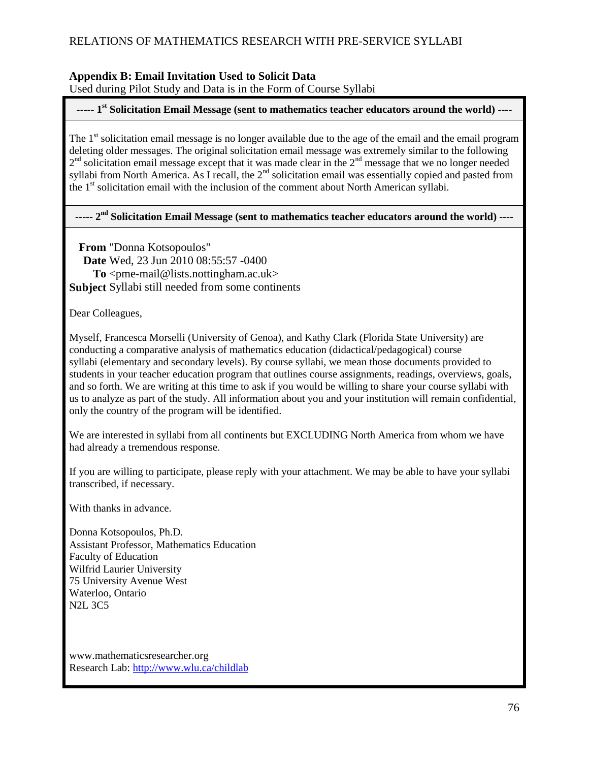## Appendix B: Email Invitation Used to Solicit Data

Used during Pilot Study and Data is in the Form of Course Syllabi

**----- 1st Solicitation Email Message (sent to mathematics teacher educators around the world) ----**

The 1st solicitation email message is no longer available due to the age of the email and the email program deleting older messages. The original solicitation email message was extremely similar to the following 2nd solicitation email message except that it was made clear in the 2nd message that we no longer needed syllabi from North America. As I recall, the 2nd solicitation email was essentially copied and pasted from the 1st solicitation email with the inclusion of the comment about North American syllabi.

**----- 2nd Solicitation Email Message (sent to mathematics teacher educators around the world) ----**

**From** "Donna Kotsopoulos"
**Date** Wed, 23 Jun 2010 08:55:57 -0400
**To** <pme-mail@lists.nottingham.ac.uk>
**Subject** Syllabi still needed from some continents

Dear Colleagues,

Myself, Francesca Morselli (University of Genoa), and Kathy Clark (Florida State University) are conducting a comparative analysis of mathematics education (didactical/pedagogical) course syllabi (elementary and secondary levels). By course syllabi, we mean those documents provided to students in your teacher education program that outlines course assignments, readings, overviews, goals, and so forth. We are writing at this time to ask if you would be willing to share your course syllabi with us to analyze as part of the study. All information about you and your institution will remain confidential, only the country of the program will be identified.

We are interested in syllabi from all continents but EXCLUDING North America from whom we have had already a tremendous response.

If you are willing to participate, please reply with your attachment. We may be able to have your syllabi transcribed, if necessary.

With thanks in advance.

Donna Kotsopoulos, Ph.D.
Assistant Professor, Mathematics Education
Faculty of Education
Wilfrid Laurier University
75 University Avenue West
Waterloo, Ontario
N2L 3C5

www.mathematicsresearcher.org
Research Lab: http://www.wlu.ca/childlab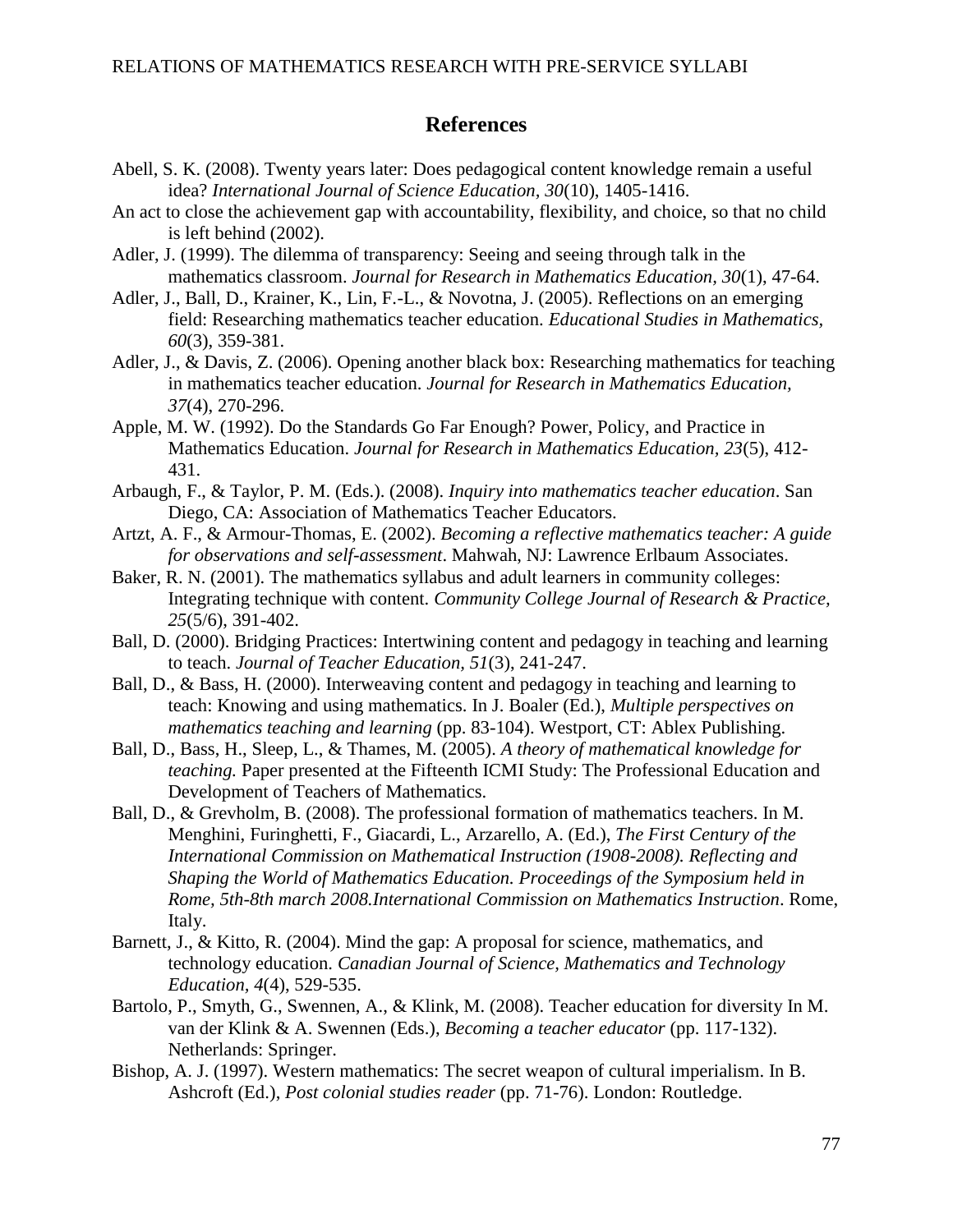## References

Abell, S. K. (2008). Twenty years later: Does pedagogical content knowledge remain a useful idea? *International Journal of Science Education, 30*(10), 1405-1416.

An act to close the achievement gap with accountability, flexibility, and choice, so that no child is left behind (2002).

Adler, J. (1999). The dilemma of transparency: Seeing and seeing through talk in the mathematics classroom. *Journal for Research in Mathematics Education, 30*(1), 47-64.

Adler, J., Ball, D., Krainer, K., Lin, F.-L., & Novotna, J. (2005). Reflections on an emerging field: Researching mathematics teacher education. *Educational Studies in Mathematics, 60*(3), 359-381.

Adler, J., & Davis, Z. (2006). Opening another black box: Researching mathematics for teaching in mathematics teacher education. *Journal for Research in Mathematics Education, 37*(4), 270-296.

Apple, M. W. (1992). Do the Standards Go Far Enough? Power, Policy, and Practice in Mathematics Education. *Journal for Research in Mathematics Education, 23*(5), 412-431.

Arbaugh, F., & Taylor, P. M. (Eds.). (2008). *Inquiry into mathematics teacher education*. San Diego, CA: Association of Mathematics Teacher Educators.

Artzt, A. F., & Armour-Thomas, E. (2002). *Becoming a reflective mathematics teacher: A guide for observations and self-assessment*. Mahwah, NJ: Lawrence Erlbaum Associates.

Baker, R. N. (2001). The mathematics syllabus and adult learners in community colleges: Integrating technique with content. *Community College Journal of Research & Practice, 25*(5/6), 391-402.

Ball, D. (2000). Bridging Practices: Intertwining content and pedagogy in teaching and learning to teach. *Journal of Teacher Education, 51*(3), 241-247.

Ball, D., & Bass, H. (2000). Interweaving content and pedagogy in teaching and learning to teach: Knowing and using mathematics. In J. Boaler (Ed.), *Multiple perspectives on mathematics teaching and learning* (pp. 83-104). Westport, CT: Ablex Publishing.

Ball, D., Bass, H., Sleep, L., & Thames, M. (2005). *A theory of mathematical knowledge for teaching.* Paper presented at the Fifteenth ICMI Study: The Professional Education and Development of Teachers of Mathematics.

Ball, D., & Grevholm, B. (2008). The professional formation of mathematics teachers. In M. Menghini, Furinghetti, F., Giacardi, L., Arzarello, A. (Ed.), *The First Century of the International Commission on Mathematical Instruction (1908-2008). Reflecting and Shaping the World of Mathematics Education. Proceedings of the Symposium held in Rome, 5th-8th march 2008.International Commission on Mathematics Instruction*. Rome, Italy.

Barnett, J., & Kitto, R. (2004). Mind the gap: A proposal for science, mathematics, and technology education. *Canadian Journal of Science, Mathematics and Technology Education, 4*(4), 529-535.

Bartolo, P., Smyth, G., Swennen, A., & Klink, M. (2008). Teacher education for diversity In M. van der Klink & A. Swennen (Eds.), *Becoming a teacher educator* (pp. 117-132). Netherlands: Springer.

Bishop, A. J. (1997). Western mathematics: The secret weapon of cultural imperialism. In B. Ashcroft (Ed.), *Post colonial studies reader* (pp. 71-76). London: Routledge.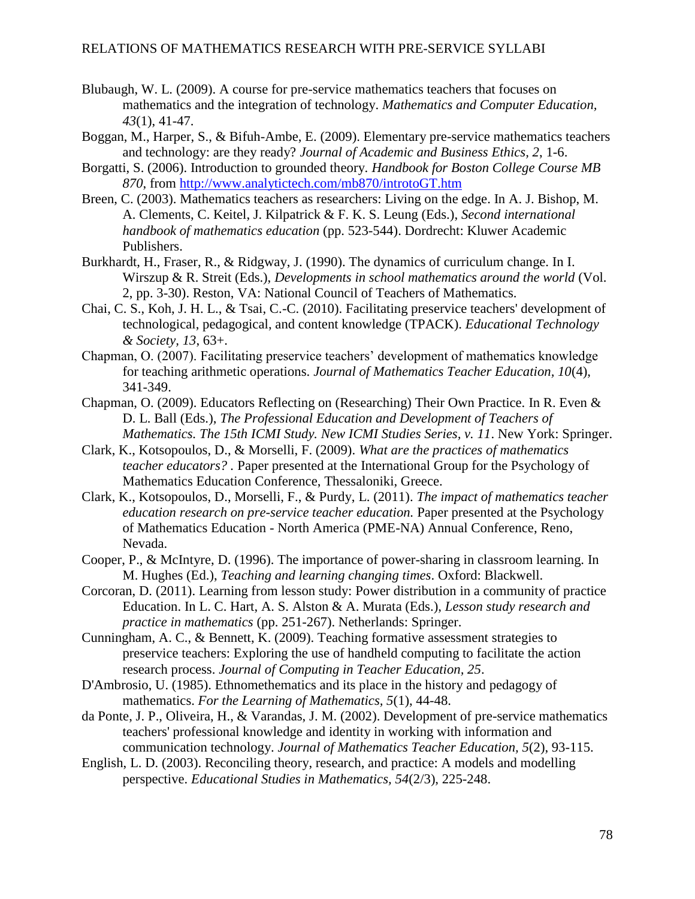Blubaugh, W. L. (2009). A course for pre-service mathematics teachers that focuses on mathematics and the integration of technology. *Mathematics and Computer Education, 43*(1), 41-47.

Boggan, M., Harper, S., & Bifuh-Ambe, E. (2009). Elementary pre-service mathematics teachers and technology: are they ready? *Journal of Academic and Business Ethics, 2*, 1-6.

Borgatti, S. (2006). Introduction to grounded theory. *Handbook for Boston College Course MB 870*, from http://www.analytictech.com/mb870/introtoGT.htm

Breen, C. (2003). Mathematics teachers as researchers: Living on the edge. In A. J. Bishop, M. A. Clements, C. Keitel, J. Kilpatrick & F. K. S. Leung (Eds.), *Second international handbook of mathematics education* (pp. 523-544). Dordrecht: Kluwer Academic Publishers.

Burkhardt, H., Fraser, R., & Ridgway, J. (1990). The dynamics of curriculum change. In I. Wirszup & R. Streit (Eds.), *Developments in school mathematics around the world* (Vol. 2, pp. 3-30). Reston, VA: National Council of Teachers of Mathematics.

Chai, C. S., Koh, J. H. L., & Tsai, C.-C. (2010). Facilitating preservice teachers' development of technological, pedagogical, and content knowledge (TPACK). *Educational Technology & Society, 13*, 63+.

Chapman, O. (2007). Facilitating preservice teachers' development of mathematics knowledge for teaching arithmetic operations. *Journal of Mathematics Teacher Education, 10*(4), 341-349.

Chapman, O. (2009). Educators Reflecting on (Researching) Their Own Practice. In R. Even & D. L. Ball (Eds.), *The Professional Education and Development of Teachers of Mathematics. The 15th ICMI Study. New ICMI Studies Series, v. 11*. New York: Springer.

Clark, K., Kotsopoulos, D., & Morselli, F. (2009). *What are the practices of mathematics teacher educators?* . Paper presented at the International Group for the Psychology of Mathematics Education Conference, Thessaloniki, Greece.

Clark, K., Kotsopoulos, D., Morselli, F., & Purdy, L. (2011). *The impact of mathematics teacher education research on pre-service teacher education.* Paper presented at the Psychology of Mathematics Education - North America (PME-NA) Annual Conference, Reno, Nevada.

Cooper, P., & McIntyre, D. (1996). The importance of power-sharing in classroom learning. In M. Hughes (Ed.), *Teaching and learning changing times*. Oxford: Blackwell.

Corcoran, D. (2011). Learning from lesson study: Power distribution in a community of practice Education. In L. C. Hart, A. S. Alston & A. Murata (Eds.), *Lesson study research and practice in mathematics* (pp. 251-267). Netherlands: Springer.

Cunningham, A. C., & Bennett, K. (2009). Teaching formative assessment strategies to preservice teachers: Exploring the use of handheld computing to facilitate the action research process. *Journal of Computing in Teacher Education, 25*.

D'Ambrosio, U. (1985). Ethnomethematics and its place in the history and pedagogy of mathematics. *For the Learning of Mathematics, 5*(1), 44-48.

da Ponte, J. P., Oliveira, H., & Varandas, J. M. (2002). Development of pre-service mathematics teachers' professional knowledge and identity in working with information and communication technology. *Journal of Mathematics Teacher Education, 5*(2), 93-115.

English, L. D. (2003). Reconciling theory, research, and practice: A models and modelling perspective. *Educational Studies in Mathematics, 54*(2/3), 225-248.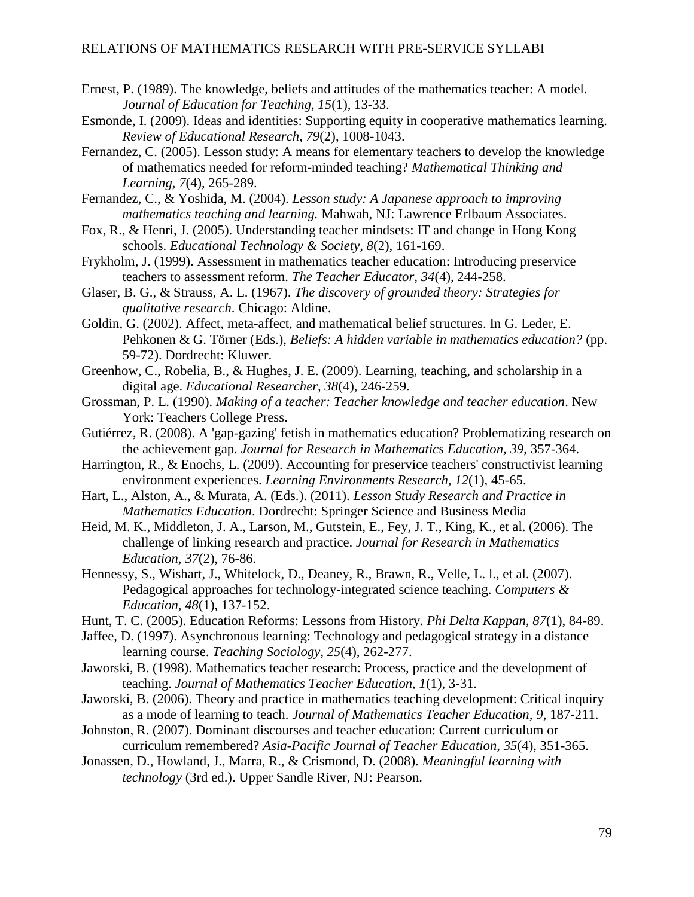Ernest, P. (1989). The knowledge, beliefs and attitudes of the mathematics teacher: A model. *Journal of Education for Teaching, 15*(1), 13-33.

Esmonde, I. (2009). Ideas and identities: Supporting equity in cooperative mathematics learning. *Review of Educational Research, 79*(2), 1008-1043.

Fernandez, C. (2005). Lesson study: A means for elementary teachers to develop the knowledge of mathematics needed for reform-minded teaching? *Mathematical Thinking and Learning, 7*(4), 265-289.

Fernandez, C., & Yoshida, M. (2004). *Lesson study: A Japanese approach to improving mathematics teaching and learning.* Mahwah, NJ: Lawrence Erlbaum Associates.

Fox, R., & Henri, J. (2005). Understanding teacher mindsets: IT and change in Hong Kong schools. *Educational Technology & Society, 8*(2), 161-169.

Frykholm, J. (1999). Assessment in mathematics teacher education: Introducing preservice teachers to assessment reform. *The Teacher Educator, 34*(4), 244-258.

Glaser, B. G., & Strauss, A. L. (1967). *The discovery of grounded theory: Strategies for qualitative research*. Chicago: Aldine.

Goldin, G. (2002). Affect, meta-affect, and mathematical belief structures. In G. Leder, E. Pehkonen & G. Törner (Eds.), *Beliefs: A hidden variable in mathematics education?* (pp. 59-72). Dordrecht: Kluwer.

Greenhow, C., Robelia, B., & Hughes, J. E. (2009). Learning, teaching, and scholarship in a digital age. *Educational Researcher, 38*(4), 246-259.

Grossman, P. L. (1990). *Making of a teacher: Teacher knowledge and teacher education*. New York: Teachers College Press.

Gutiérrez, R. (2008). A 'gap-gazing' fetish in mathematics education? Problematizing research on the achievement gap. *Journal for Research in Mathematics Education, 39*, 357-364.

Harrington, R., & Enochs, L. (2009). Accounting for preservice teachers' constructivist learning environment experiences. *Learning Environments Research, 12*(1), 45-65.

Hart, L., Alston, A., & Murata, A. (Eds.). (2011). *Lesson Study Research and Practice in Mathematics Education*. Dordrecht: Springer Science and Business Media

Heid, M. K., Middleton, J. A., Larson, M., Gutstein, E., Fey, J. T., King, K., et al. (2006). The challenge of linking research and practice. *Journal for Research in Mathematics Education, 37*(2), 76-86.

Hennessy, S., Wishart, J., Whitelock, D., Deaney, R., Brawn, R., Velle, L. l., et al. (2007). Pedagogical approaches for technology-integrated science teaching. *Computers & Education, 48*(1), 137-152.

Hunt, T. C. (2005). Education Reforms: Lessons from History. *Phi Delta Kappan, 87*(1), 84-89.

Jaffee, D. (1997). Asynchronous learning: Technology and pedagogical strategy in a distance learning course. *Teaching Sociology, 25*(4), 262-277.

Jaworski, B. (1998). Mathematics teacher research: Process, practice and the development of teaching. *Journal of Mathematics Teacher Education, 1*(1), 3-31.

Jaworski, B. (2006). Theory and practice in mathematics teaching development: Critical inquiry as a mode of learning to teach. *Journal of Mathematics Teacher Education, 9*, 187-211.

Johnston, R. (2007). Dominant discourses and teacher education: Current curriculum or curriculum remembered? *Asia-Pacific Journal of Teacher Education, 35*(4), 351-365.

Jonassen, D., Howland, J., Marra, R., & Crismond, D. (2008). *Meaningful learning with technology* (3rd ed.). Upper Sandle River, NJ: Pearson.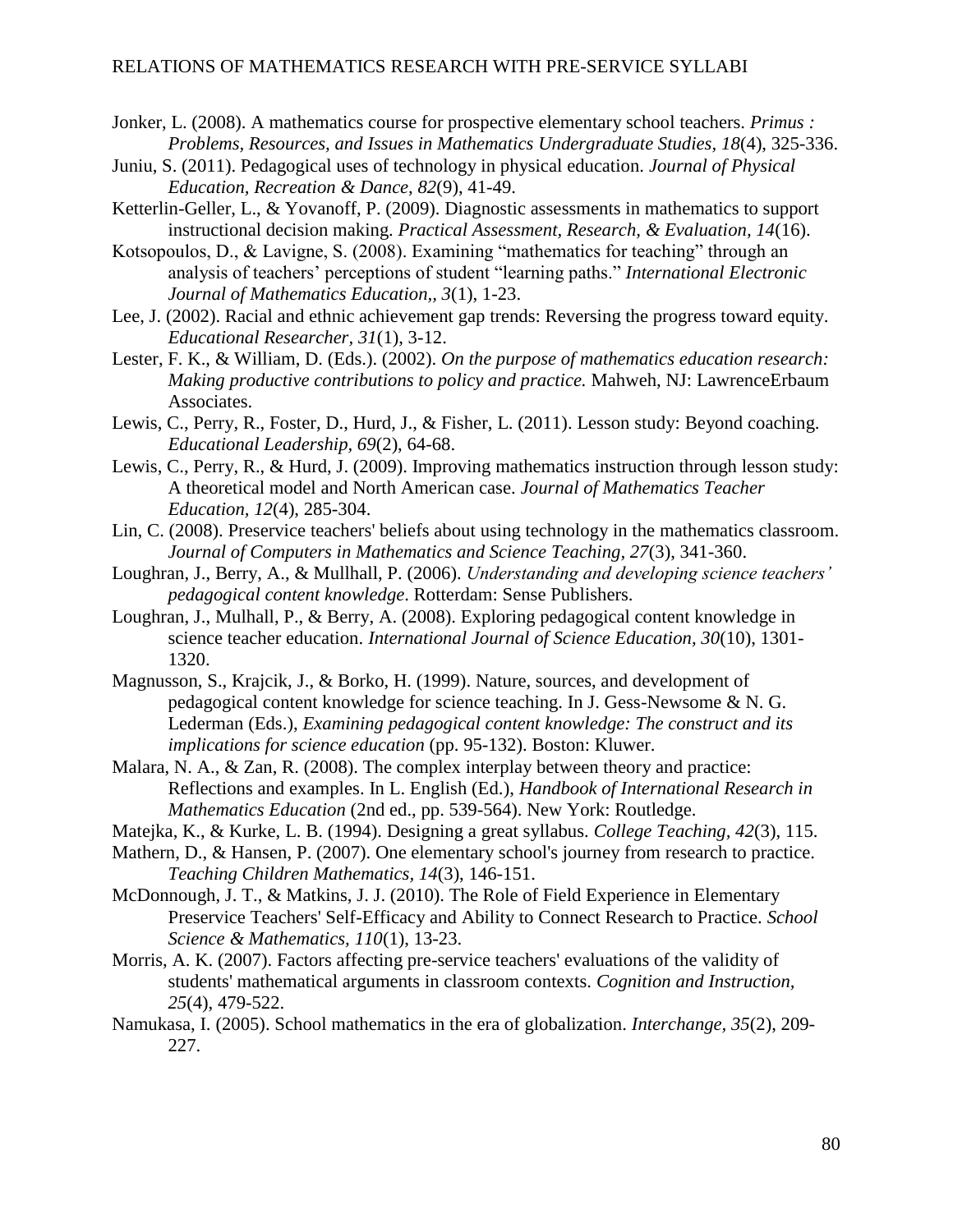Jonker, L. (2008). A mathematics course for prospective elementary school teachers. *Primus : Problems, Resources, and Issues in Mathematics Undergraduate Studies, 18*(4), 325-336.

Juniu, S. (2011). Pedagogical uses of technology in physical education. *Journal of Physical Education, Recreation & Dance, 82*(9), 41-49.

Ketterlin-Geller, L., & Yovanoff, P. (2009). Diagnostic assessments in mathematics to support instructional decision making. *Practical Assessment, Research, & Evaluation, 14*(16).

Kotsopoulos, D., & Lavigne, S. (2008). Examining "mathematics for teaching" through an analysis of teachers' perceptions of student "learning paths." *International Electronic Journal of Mathematics Education,, 3*(1), 1-23.

Lee, J. (2002). Racial and ethnic achievement gap trends: Reversing the progress toward equity. *Educational Researcher, 31*(1), 3-12.

Lester, F. K., & William, D. (Eds.). (2002). *On the purpose of mathematics education research: Making productive contributions to policy and practice.* Mahweh, NJ: LawrenceErbaum Associates.

Lewis, C., Perry, R., Foster, D., Hurd, J., & Fisher, L. (2011). Lesson study: Beyond coaching. *Educational Leadership, 69*(2), 64-68.

Lewis, C., Perry, R., & Hurd, J. (2009). Improving mathematics instruction through lesson study: A theoretical model and North American case. *Journal of Mathematics Teacher Education, 12*(4), 285-304.

Lin, C. (2008). Preservice teachers' beliefs about using technology in the mathematics classroom. *Journal of Computers in Mathematics and Science Teaching, 27*(3), 341-360.

Loughran, J., Berry, A., & Mullhall, P. (2006). *Understanding and developing science teachers' pedagogical content knowledge*. Rotterdam: Sense Publishers.

Loughran, J., Mulhall, P., & Berry, A. (2008). Exploring pedagogical content knowledge in science teacher education. *International Journal of Science Education, 30*(10), 1301-1320.

Magnusson, S., Krajcik, J., & Borko, H. (1999). Nature, sources, and development of pedagogical content knowledge for science teaching. In J. Gess-Newsome & N. G. Lederman (Eds.), *Examining pedagogical content knowledge: The construct and its implications for science education* (pp. 95-132). Boston: Kluwer.

Malara, N. A., & Zan, R. (2008). The complex interplay between theory and practice: Reflections and examples. In L. English (Ed.), *Handbook of International Research in Mathematics Education* (2nd ed., pp. 539-564). New York: Routledge.

Matejka, K., & Kurke, L. B. (1994). Designing a great syllabus. *College Teaching, 42*(3), 115.

Mathern, D., & Hansen, P. (2007). One elementary school's journey from research to practice. *Teaching Children Mathematics, 14*(3), 146-151.

McDonnough, J. T., & Matkins, J. J. (2010). The Role of Field Experience in Elementary Preservice Teachers' Self-Efficacy and Ability to Connect Research to Practice. *School Science & Mathematics, 110*(1), 13-23.

Morris, A. K. (2007). Factors affecting pre-service teachers' evaluations of the validity of students' mathematical arguments in classroom contexts. *Cognition and Instruction, 25*(4), 479-522.

Namukasa, I. (2005). School mathematics in the era of globalization. *Interchange, 35*(2), 209-227.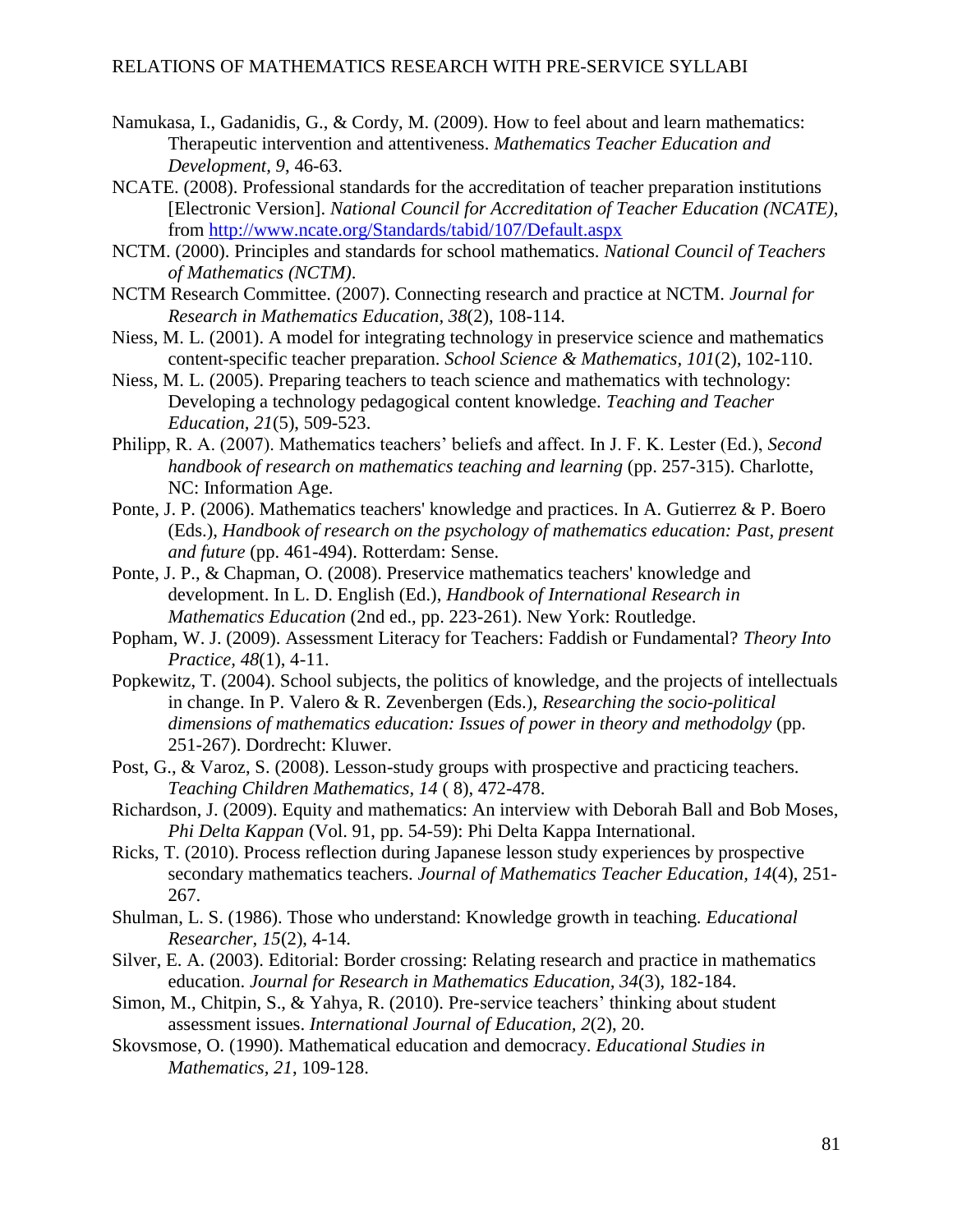Namukasa, I., Gadanidis, G., & Cordy, M. (2009). How to feel about and learn mathematics: Therapeutic intervention and attentiveness. *Mathematics Teacher Education and Development, 9*, 46-63.

NCATE. (2008). Professional standards for the accreditation of teacher preparation institutions [Electronic Version]. *National Council for Accreditation of Teacher Education (NCATE)*, from http://www.ncate.org/Standards/tabid/107/Default.aspx

NCTM. (2000). Principles and standards for school mathematics. *National Council of Teachers of Mathematics (NCTM)*.

NCTM Research Committee. (2007). Connecting research and practice at NCTM. *Journal for Research in Mathematics Education, 38*(2), 108-114.

Niess, M. L. (2001). A model for integrating technology in preservice science and mathematics content-specific teacher preparation. *School Science & Mathematics, 101*(2), 102-110.

Niess, M. L. (2005). Preparing teachers to teach science and mathematics with technology: Developing a technology pedagogical content knowledge. *Teaching and Teacher Education, 21*(5), 509-523.

Philipp, R. A. (2007). Mathematics teachers' beliefs and affect. In J. F. K. Lester (Ed.), *Second handbook of research on mathematics teaching and learning* (pp. 257-315). Charlotte, NC: Information Age.

Ponte, J. P. (2006). Mathematics teachers' knowledge and practices. In A. Gutierrez & P. Boero (Eds.), *Handbook of research on the psychology of mathematics education: Past, present and future* (pp. 461-494). Rotterdam: Sense.

Ponte, J. P., & Chapman, O. (2008). Preservice mathematics teachers' knowledge and development. In L. D. English (Ed.), *Handbook of International Research in Mathematics Education* (2nd ed., pp. 223-261). New York: Routledge.

Popham, W. J. (2009). Assessment Literacy for Teachers: Faddish or Fundamental? *Theory Into Practice, 48*(1), 4-11.

Popkewitz, T. (2004). School subjects, the politics of knowledge, and the projects of intellectuals in change. In P. Valero & R. Zevenbergen (Eds.), *Researching the socio-political dimensions of mathematics education: Issues of power in theory and methodolgy* (pp. 251-267). Dordrecht: Kluwer.

Post, G., & Varoz, S. (2008). Lesson-study groups with prospective and practicing teachers. *Teaching Children Mathematics, 14* ( 8), 472-478.

Richardson, J. (2009). Equity and mathematics: An interview with Deborah Ball and Bob Moses, *Phi Delta Kappan* (Vol. 91, pp. 54-59): Phi Delta Kappa International.

Ricks, T. (2010). Process reflection during Japanese lesson study experiences by prospective secondary mathematics teachers. *Journal of Mathematics Teacher Education, 14*(4), 251-267.

Shulman, L. S. (1986). Those who understand: Knowledge growth in teaching. *Educational Researcher, 15*(2), 4-14.

Silver, E. A. (2003). Editorial: Border crossing: Relating research and practice in mathematics education. *Journal for Research in Mathematics Education, 34*(3), 182-184.

Simon, M., Chitpin, S., & Yahya, R. (2010). Pre-service teachers' thinking about student assessment issues. *International Journal of Education, 2*(2), 20.

Skovsmose, O. (1990). Mathematical education and democracy. *Educational Studies in Mathematics, 21*, 109-128.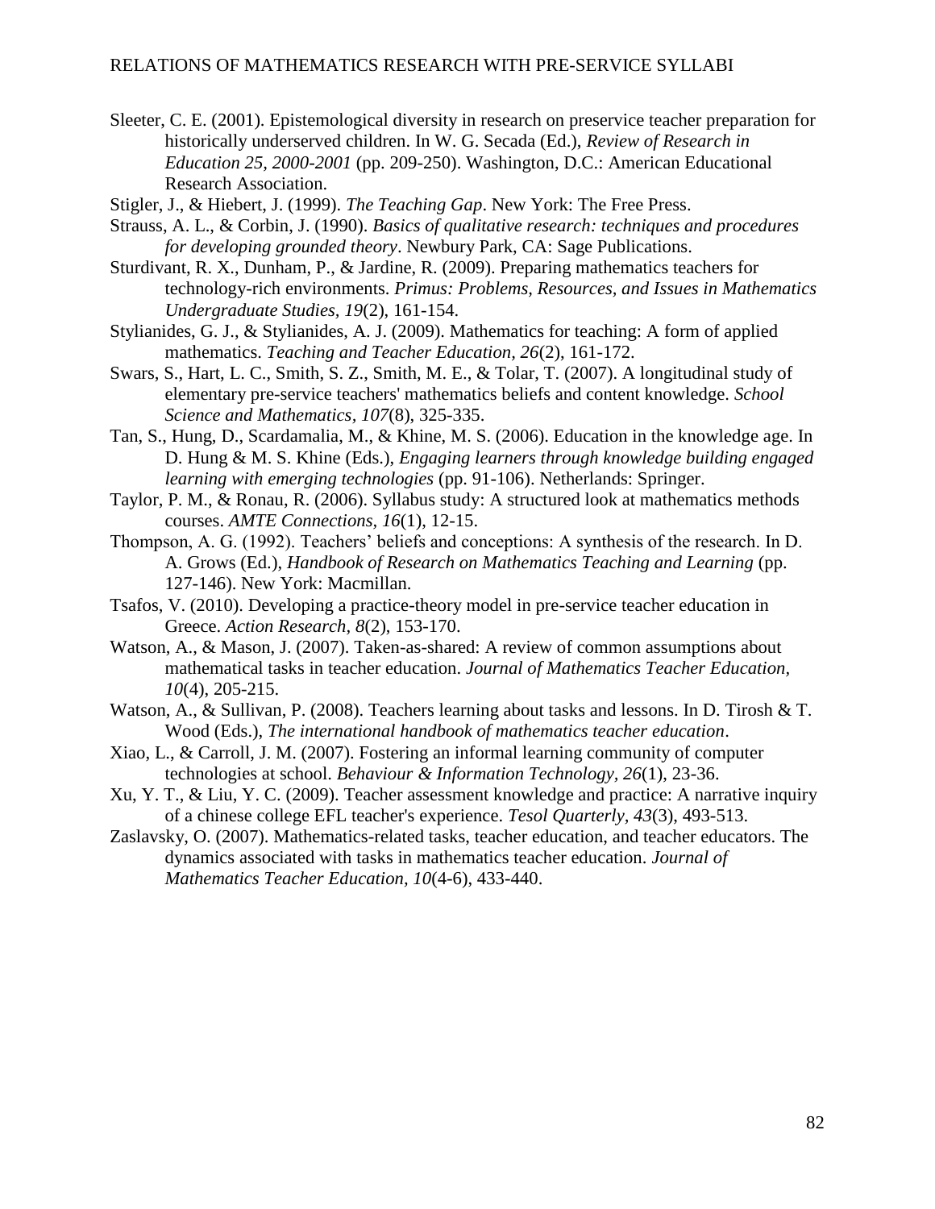Sleeter, C. E. (2001). Epistemological diversity in research on preservice teacher preparation for historically underserved children. In W. G. Secada (Ed.), *Review of Research in Education 25, 2000-2001* (pp. 209-250). Washington, D.C.: American Educational Research Association.

Stigler, J., & Hiebert, J. (1999). *The Teaching Gap*. New York: The Free Press.

Strauss, A. L., & Corbin, J. (1990). *Basics of qualitative research: techniques and procedures for developing grounded theory*. Newbury Park, CA: Sage Publications.

Sturdivant, R. X., Dunham, P., & Jardine, R. (2009). Preparing mathematics teachers for technology-rich environments. *Primus: Problems, Resources, and Issues in Mathematics Undergraduate Studies, 19*(2), 161-154.

Stylianides, G. J., & Stylianides, A. J. (2009). Mathematics for teaching: A form of applied mathematics. *Teaching and Teacher Education, 26*(2), 161-172.

Swars, S., Hart, L. C., Smith, S. Z., Smith, M. E., & Tolar, T. (2007). A longitudinal study of elementary pre-service teachers' mathematics beliefs and content knowledge. *School Science and Mathematics, 107*(8), 325-335.

Tan, S., Hung, D., Scardamalia, M., & Khine, M. S. (2006). Education in the knowledge age. In D. Hung & M. S. Khine (Eds.), *Engaging learners through knowledge building engaged learning with emerging technologies* (pp. 91-106). Netherlands: Springer.

Taylor, P. M., & Ronau, R. (2006). Syllabus study: A structured look at mathematics methods courses. *AMTE Connections, 16*(1), 12-15.

Thompson, A. G. (1992). Teachers' beliefs and conceptions: A synthesis of the research. In D. A. Grows (Ed.), *Handbook of Research on Mathematics Teaching and Learning* (pp. 127-146). New York: Macmillan.

Tsafos, V. (2010). Developing a practice-theory model in pre-service teacher education in Greece. *Action Research, 8*(2), 153-170.

Watson, A., & Mason, J. (2007). Taken-as-shared: A review of common assumptions about mathematical tasks in teacher education. *Journal of Mathematics Teacher Education, 10*(4), 205-215.

Watson, A., & Sullivan, P. (2008). Teachers learning about tasks and lessons. In D. Tirosh & T. Wood (Eds.), *The international handbook of mathematics teacher education*.

Xiao, L., & Carroll, J. M. (2007). Fostering an informal learning community of computer technologies at school. *Behaviour & Information Technology, 26*(1), 23-36.

Xu, Y. T., & Liu, Y. C. (2009). Teacher assessment knowledge and practice: A narrative inquiry of a chinese college EFL teacher's experience. *Tesol Quarterly, 43*(3), 493-513.

Zaslavsky, O. (2007). Mathematics-related tasks, teacher education, and teacher educators. The dynamics associated with tasks in mathematics teacher education. *Journal of Mathematics Teacher Education, 10*(4-6), 433-440.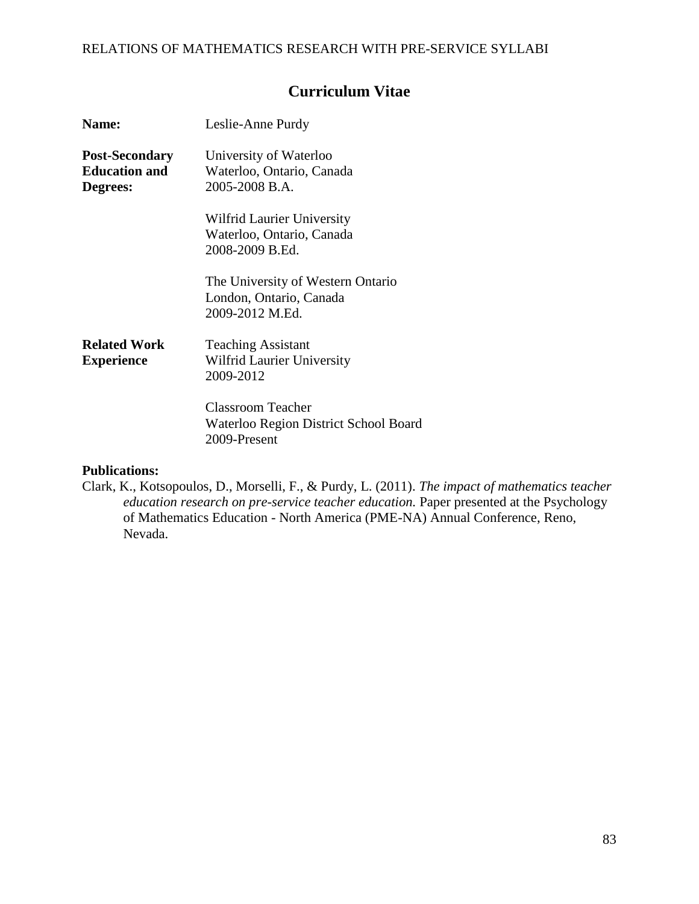# Curriculum Vitae

| | |
|---|---|
| **Name:** | Leslie-Anne Purdy |
| **Post-Secondary Education and Degrees:** | University of Waterloo<br>Waterloo, Ontario, Canada<br>2005-2008 B.A. |
| | Wilfrid Laurier University<br>Waterloo, Ontario, Canada<br>2008-2009 B.Ed. |
| | The University of Western Ontario<br>London, Ontario, Canada<br>2009-2012 M.Ed. |
| **Related Work Experience** | Teaching Assistant<br>Wilfrid Laurier University<br>2009-2012 |
| | Classroom Teacher<br>Waterloo Region District School Board<br>2009-Present |

**Publications:**

Clark, K., Kotsopoulos, D., Morselli, F., & Purdy, L. (2011). *The impact of mathematics teacher education research on pre-service teacher education.* Paper presented at the Psychology of Mathematics Education - North America (PME-NA) Annual Conference, Reno, Nevada.